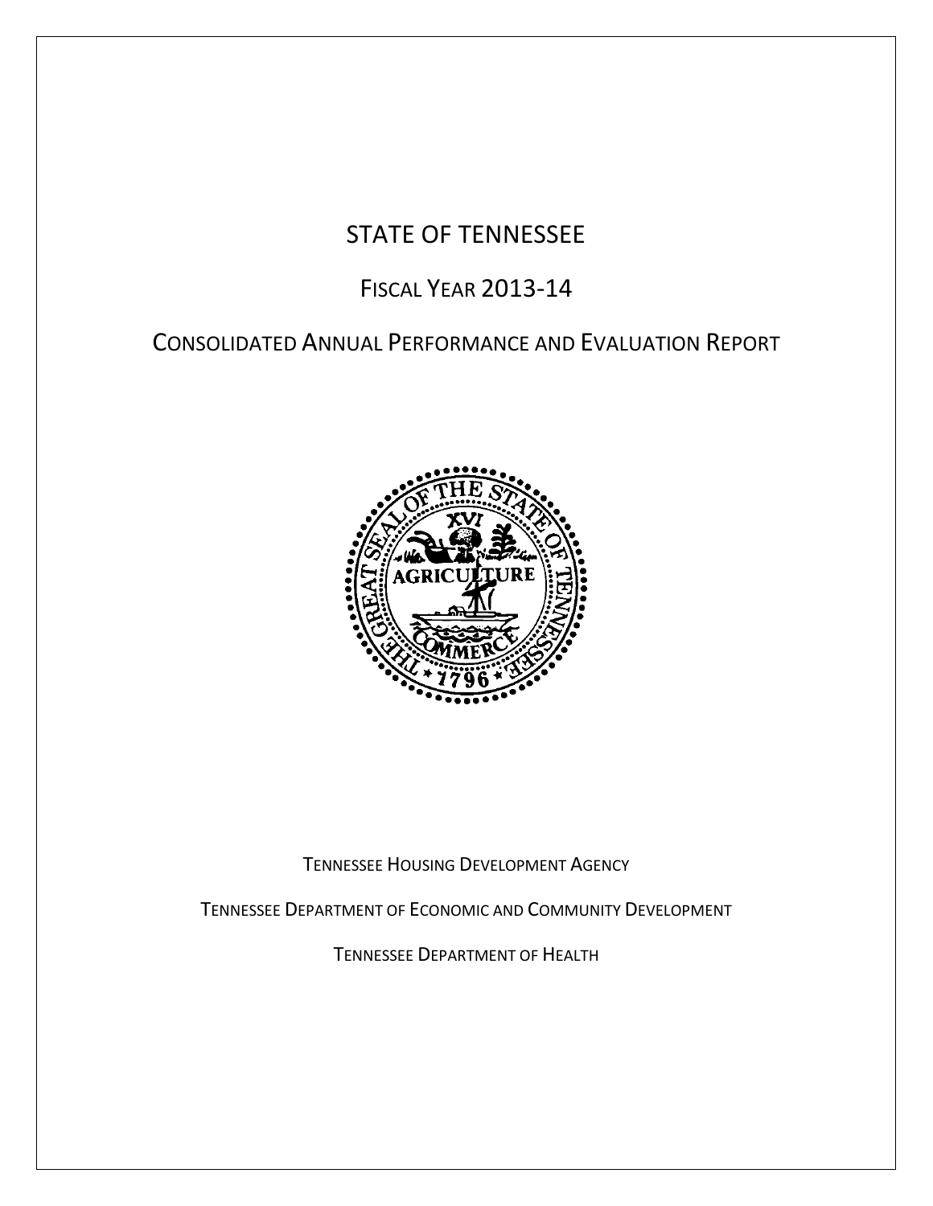# STATE OF TENNESSEE

## FISCAL YEAR 2013-14

## CONSOLIDATED ANNUAL PERFORMANCE AND EVALUATION REPORT

TENNESSEE HOUSING DEVELOPMENT AGENCY

TENNESSEE DEPARTMENT OF ECONOMIC AND COMMUNITY DEVELOPMENT

TENNESSEE DEPARTMENT OF HEALTH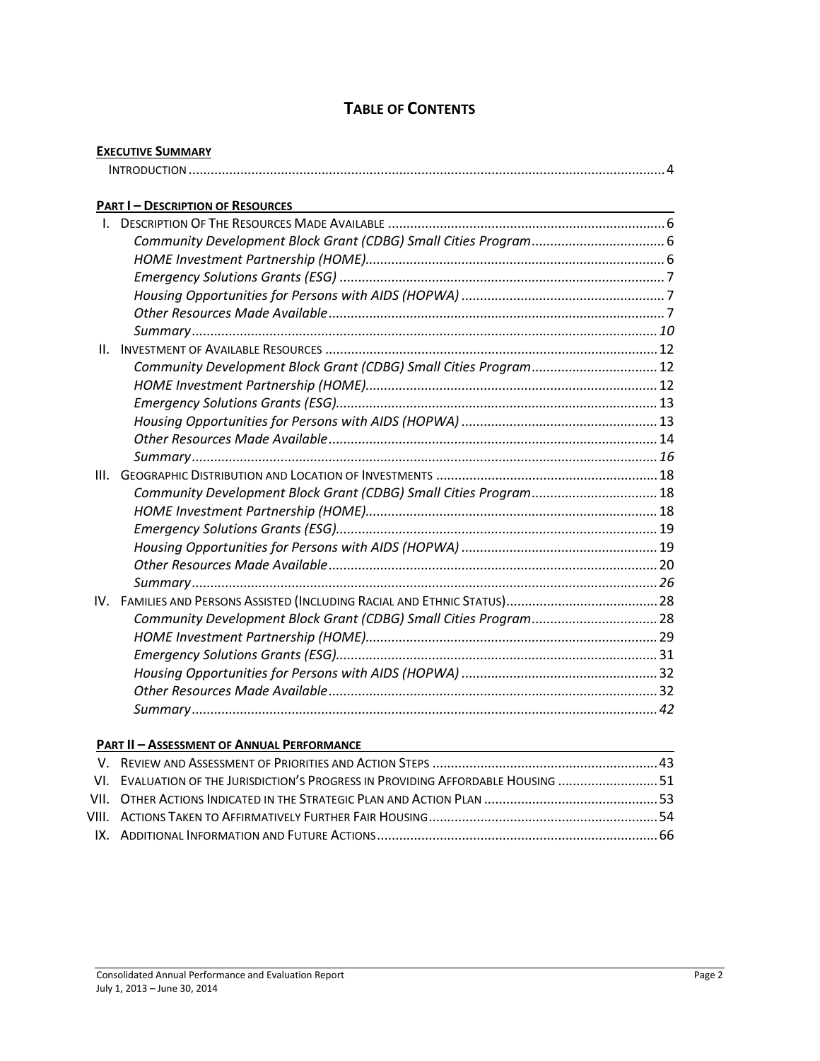# TABLE OF CONTENTS

**EXECUTIVE SUMMARY**

INTRODUCTION ..... 4

**PART I – DESCRIPTION OF RESOURCES**

I. DESCRIPTION OF THE RESOURCES MADE AVAILABLE ..... 6
- *Community Development Block Grant (CDBG) Small Cities Program* ..... 6
- *HOME Investment Partnership (HOME)* ..... 6
- *Emergency Solutions Grants (ESG)* ..... 7
- *Housing Opportunities for Persons with AIDS (HOPWA)* ..... 7
- *Other Resources Made Available* ..... 7
- *Summary* ..... *10*

II. INVESTMENT OF AVAILABLE RESOURCES ..... 12
- *Community Development Block Grant (CDBG) Small Cities Program* ..... 12
- *HOME Investment Partnership (HOME)* ..... 12
- *Emergency Solutions Grants (ESG)* ..... 13
- *Housing Opportunities for Persons with AIDS (HOPWA)* ..... 13
- *Other Resources Made Available* ..... 14
- *Summary* ..... *16*

III. GEOGRAPHIC DISTRIBUTION AND LOCATION OF INVESTMENTS ..... 18
- *Community Development Block Grant (CDBG) Small Cities Program* ..... 18
- *HOME Investment Partnership (HOME)* ..... 18
- *Emergency Solutions Grants (ESG)* ..... 19
- *Housing Opportunities for Persons with AIDS (HOPWA)* ..... 19
- *Other Resources Made Available* ..... 20
- *Summary* ..... *26*

IV. FAMILIES AND PERSONS ASSISTED (INCLUDING RACIAL AND ETHNIC STATUS) ..... 28
- *Community Development Block Grant (CDBG) Small Cities Program* ..... 28
- *HOME Investment Partnership (HOME)* ..... 29
- *Emergency Solutions Grants (ESG)* ..... 31
- *Housing Opportunities for Persons with AIDS (HOPWA)* ..... 32
- *Other Resources Made Available* ..... 32
- *Summary* ..... *42*

**PART II – ASSESSMENT OF ANNUAL PERFORMANCE**

V. REVIEW AND ASSESSMENT OF PRIORITIES AND ACTION STEPS ..... 43

VI. EVALUATION OF THE JURISDICTION'S PROGRESS IN PROVIDING AFFORDABLE HOUSING ..... 51

VII. OTHER ACTIONS INDICATED IN THE STRATEGIC PLAN AND ACTION PLAN ..... 53

VIII. ACTIONS TAKEN TO AFFIRMATIVELY FURTHER FAIR HOUSING ..... 54

IX. ADDITIONAL INFORMATION AND FUTURE ACTIONS ..... 66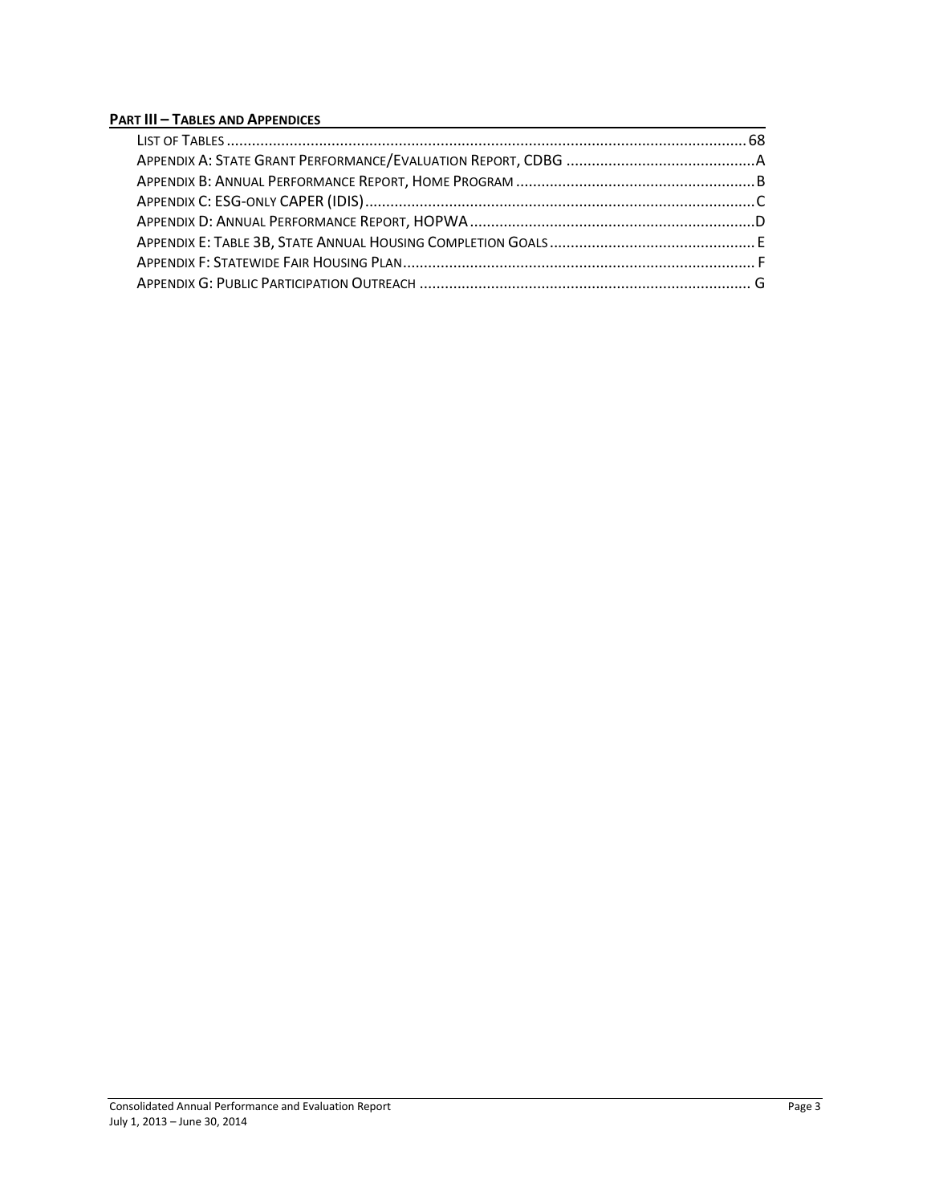## Part III – Tables and Appendices

List of Tables ............................................................................................................................ 68
Appendix A: State Grant Performance/Evaluation Report, CDBG ............................................. A
Appendix B: Annual Performance Report, Home Program ......................................................... B
Appendix C: ESG-only CAPER (IDIS) ............................................................................................ C
Appendix D: Annual Performance Report, HOPWA .................................................................... D
Appendix E: Table 3B, State Annual Housing Completion Goals ................................................ E
Appendix F: Statewide Fair Housing Plan .................................................................................... F
Appendix G: Public Participation Outreach ............................................................................... G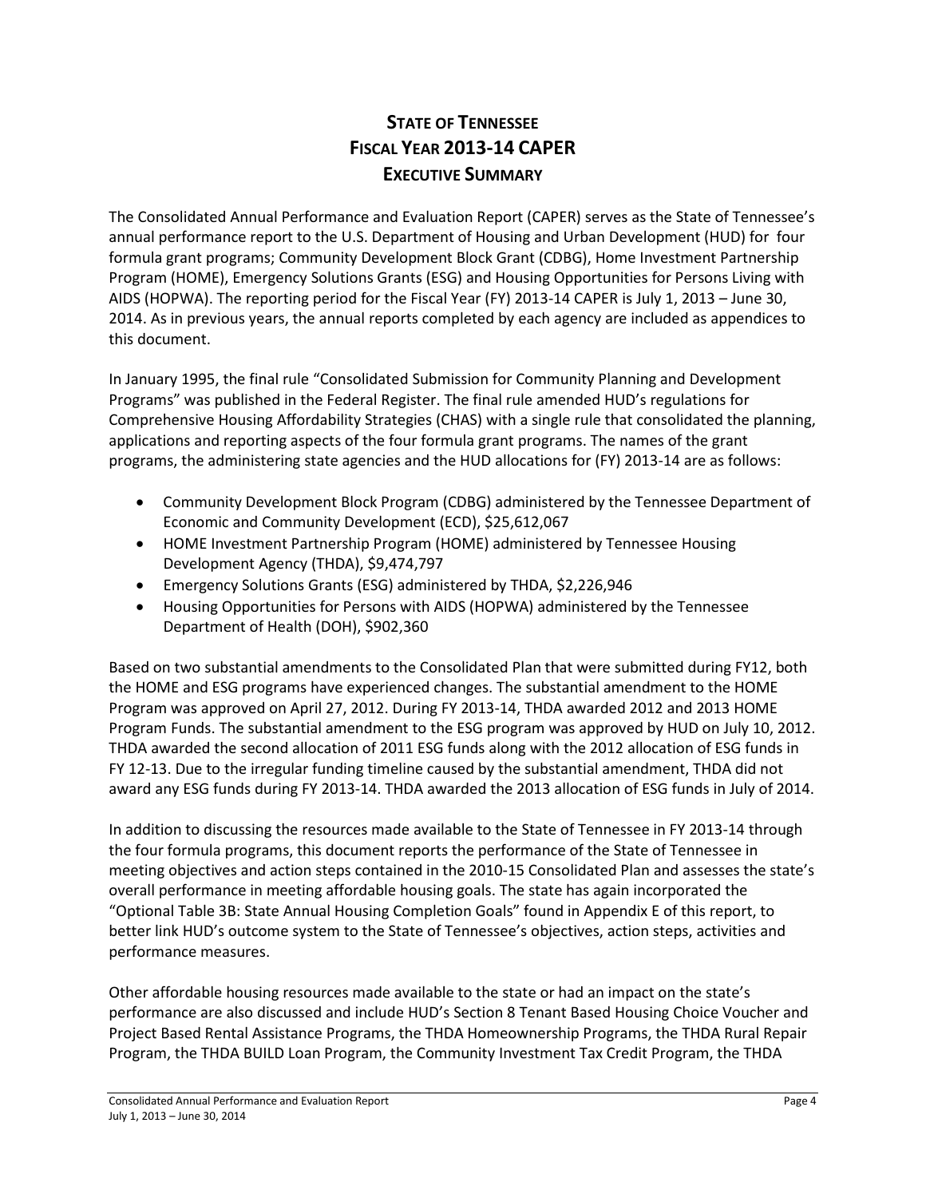# STATE OF TENNESSEE
# FISCAL YEAR 2013-14 CAPER
# EXECUTIVE SUMMARY

The Consolidated Annual Performance and Evaluation Report (CAPER) serves as the State of Tennessee's annual performance report to the U.S. Department of Housing and Urban Development (HUD) for four formula grant programs; Community Development Block Grant (CDBG), Home Investment Partnership Program (HOME), Emergency Solutions Grants (ESG) and Housing Opportunities for Persons Living with AIDS (HOPWA). The reporting period for the Fiscal Year (FY) 2013-14 CAPER is July 1, 2013 – June 30, 2014. As in previous years, the annual reports completed by each agency are included as appendices to this document.

In January 1995, the final rule "Consolidated Submission for Community Planning and Development Programs" was published in the Federal Register. The final rule amended HUD's regulations for Comprehensive Housing Affordability Strategies (CHAS) with a single rule that consolidated the planning, applications and reporting aspects of the four formula grant programs. The names of the grant programs, the administering state agencies and the HUD allocations for (FY) 2013-14 are as follows:

- Community Development Block Program (CDBG) administered by the Tennessee Department of Economic and Community Development (ECD), $25,612,067
- HOME Investment Partnership Program (HOME) administered by Tennessee Housing Development Agency (THDA), $9,474,797
- Emergency Solutions Grants (ESG) administered by THDA, $2,226,946
- Housing Opportunities for Persons with AIDS (HOPWA) administered by the Tennessee Department of Health (DOH), $902,360

Based on two substantial amendments to the Consolidated Plan that were submitted during FY12, both the HOME and ESG programs have experienced changes. The substantial amendment to the HOME Program was approved on April 27, 2012. During FY 2013-14, THDA awarded 2012 and 2013 HOME Program Funds. The substantial amendment to the ESG program was approved by HUD on July 10, 2012. THDA awarded the second allocation of 2011 ESG funds along with the 2012 allocation of ESG funds in FY 12-13. Due to the irregular funding timeline caused by the substantial amendment, THDA did not award any ESG funds during FY 2013-14. THDA awarded the 2013 allocation of ESG funds in July of 2014.

In addition to discussing the resources made available to the State of Tennessee in FY 2013-14 through the four formula programs, this document reports the performance of the State of Tennessee in meeting objectives and action steps contained in the 2010-15 Consolidated Plan and assesses the state's overall performance in meeting affordable housing goals. The state has again incorporated the "Optional Table 3B: State Annual Housing Completion Goals" found in Appendix E of this report, to better link HUD's outcome system to the State of Tennessee's objectives, action steps, activities and performance measures.

Other affordable housing resources made available to the state or had an impact on the state's performance are also discussed and include HUD's Section 8 Tenant Based Housing Choice Voucher and Project Based Rental Assistance Programs, the THDA Homeownership Programs, the THDA Rural Repair Program, the THDA BUILD Loan Program, the Community Investment Tax Credit Program, the THDA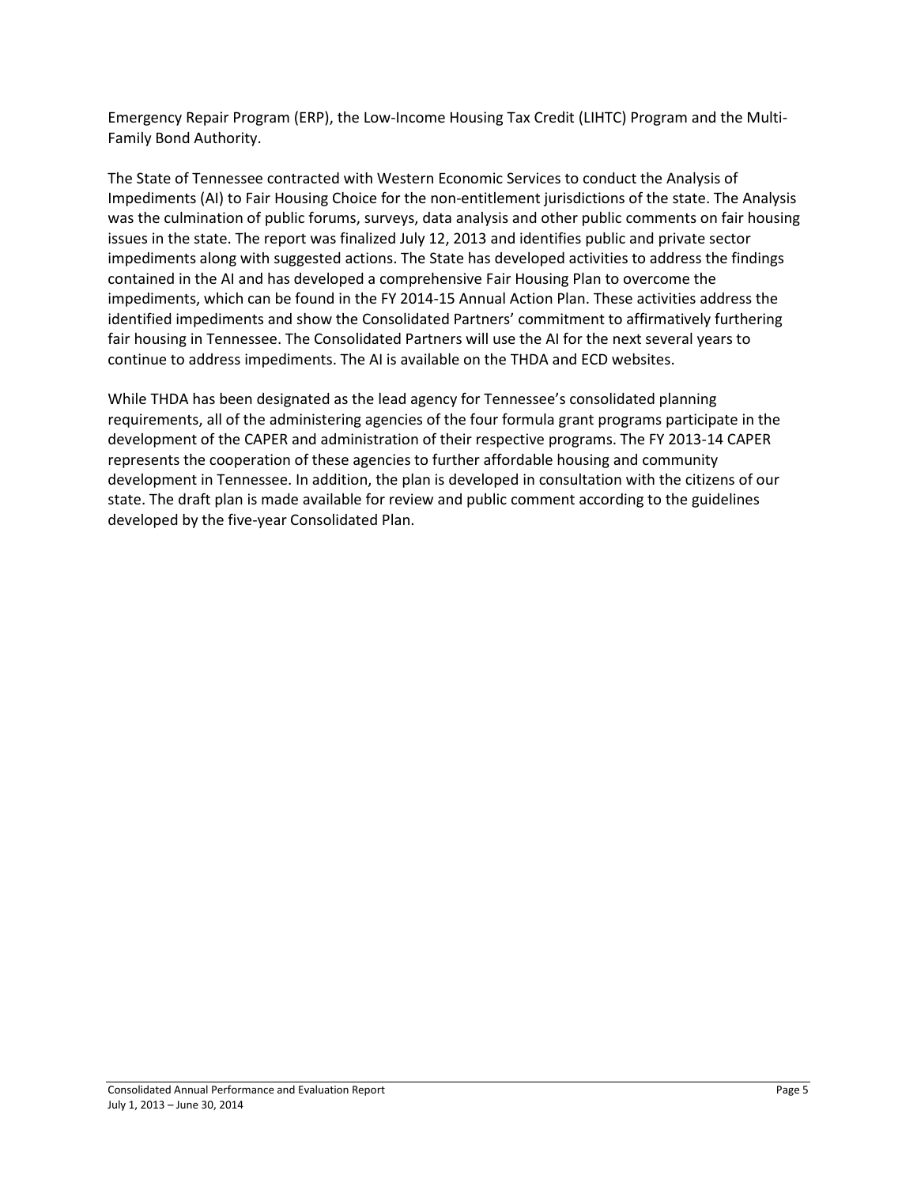Emergency Repair Program (ERP), the Low-Income Housing Tax Credit (LIHTC) Program and the Multi-Family Bond Authority.

The State of Tennessee contracted with Western Economic Services to conduct the Analysis of Impediments (AI) to Fair Housing Choice for the non-entitlement jurisdictions of the state. The Analysis was the culmination of public forums, surveys, data analysis and other public comments on fair housing issues in the state. The report was finalized July 12, 2013 and identifies public and private sector impediments along with suggested actions. The State has developed activities to address the findings contained in the AI and has developed a comprehensive Fair Housing Plan to overcome the impediments, which can be found in the FY 2014-15 Annual Action Plan. These activities address the identified impediments and show the Consolidated Partners' commitment to affirmatively furthering fair housing in Tennessee. The Consolidated Partners will use the AI for the next several years to continue to address impediments. The AI is available on the THDA and ECD websites.

While THDA has been designated as the lead agency for Tennessee's consolidated planning requirements, all of the administering agencies of the four formula grant programs participate in the development of the CAPER and administration of their respective programs. The FY 2013-14 CAPER represents the cooperation of these agencies to further affordable housing and community development in Tennessee. In addition, the plan is developed in consultation with the citizens of our state. The draft plan is made available for review and public comment according to the guidelines developed by the five-year Consolidated Plan.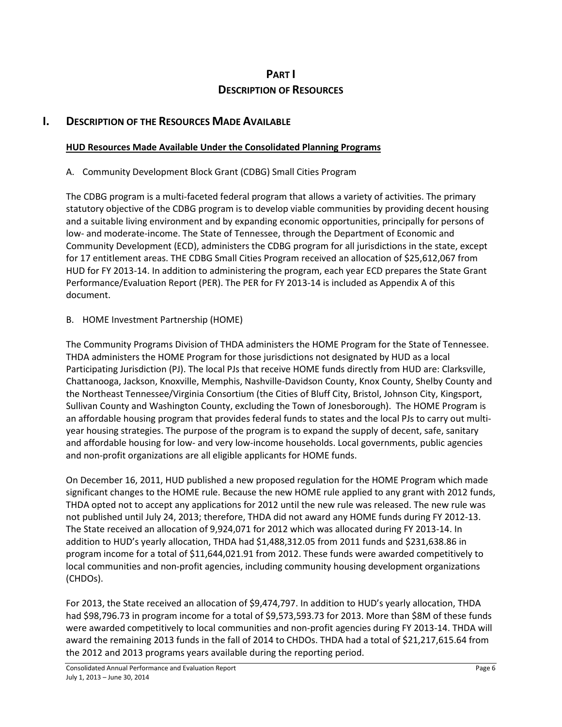# PART I
# DESCRIPTION OF RESOURCES

## I. DESCRIPTION OF THE RESOURCES MADE AVAILABLE

**HUD Resources Made Available Under the Consolidated Planning Programs**

A. Community Development Block Grant (CDBG) Small Cities Program

The CDBG program is a multi-faceted federal program that allows a variety of activities. The primary statutory objective of the CDBG program is to develop viable communities by providing decent housing and a suitable living environment and by expanding economic opportunities, principally for persons of low- and moderate-income. The State of Tennessee, through the Department of Economic and Community Development (ECD), administers the CDBG program for all jurisdictions in the state, except for 17 entitlement areas. THE CDBG Small Cities Program received an allocation of $25,612,067 from HUD for FY 2013-14. In addition to administering the program, each year ECD prepares the State Grant Performance/Evaluation Report (PER). The PER for FY 2013-14 is included as Appendix A of this document.

B. HOME Investment Partnership (HOME)

The Community Programs Division of THDA administers the HOME Program for the State of Tennessee. THDA administers the HOME Program for those jurisdictions not designated by HUD as a local Participating Jurisdiction (PJ). The local PJs that receive HOME funds directly from HUD are: Clarksville, Chattanooga, Jackson, Knoxville, Memphis, Nashville-Davidson County, Knox County, Shelby County and the Northeast Tennessee/Virginia Consortium (the Cities of Bluff City, Bristol, Johnson City, Kingsport, Sullivan County and Washington County, excluding the Town of Jonesborough). The HOME Program is an affordable housing program that provides federal funds to states and the local PJs to carry out multi-year housing strategies. The purpose of the program is to expand the supply of decent, safe, sanitary and affordable housing for low- and very low-income households. Local governments, public agencies and non-profit organizations are all eligible applicants for HOME funds.

On December 16, 2011, HUD published a new proposed regulation for the HOME Program which made significant changes to the HOME rule. Because the new HOME rule applied to any grant with 2012 funds, THDA opted not to accept any applications for 2012 until the new rule was released. The new rule was not published until July 24, 2013; therefore, THDA did not award any HOME funds during FY 2012-13. The State received an allocation of 9,924,071 for 2012 which was allocated during FY 2013-14. In addition to HUD's yearly allocation, THDA had $1,488,312.05 from 2011 funds and $231,638.86 in program income for a total of $11,644,021.91 from 2012. These funds were awarded competitively to local communities and non-profit agencies, including community housing development organizations (CHDOs).

For 2013, the State received an allocation of $9,474,797. In addition to HUD's yearly allocation, THDA had $98,796.73 in program income for a total of $9,573,593.73 for 2013. More than $8M of these funds were awarded competitively to local communities and non-profit agencies during FY 2013-14. THDA will award the remaining 2013 funds in the fall of 2014 to CHDOs. THDA had a total of $21,217,615.64 from the 2012 and 2013 programs years available during the reporting period.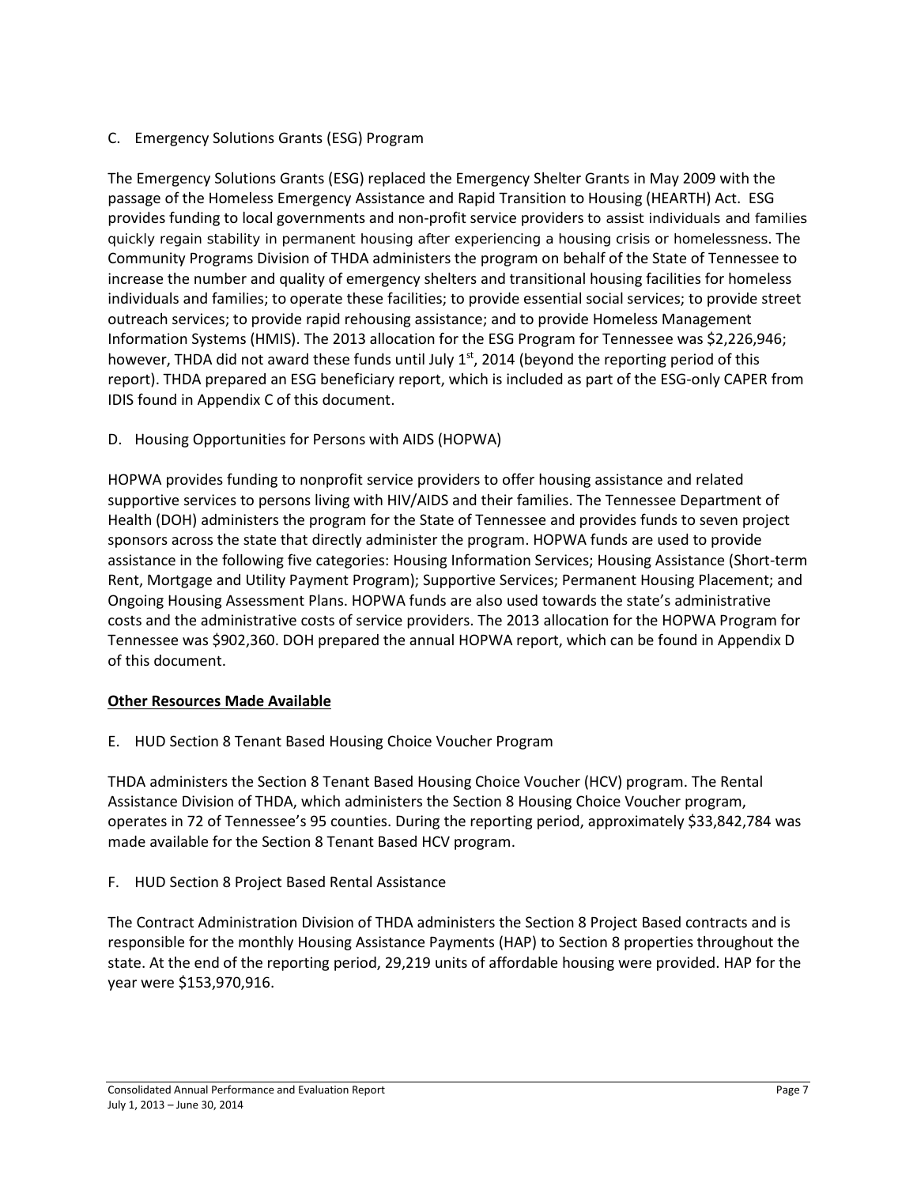C. Emergency Solutions Grants (ESG) Program

The Emergency Solutions Grants (ESG) replaced the Emergency Shelter Grants in May 2009 with the passage of the Homeless Emergency Assistance and Rapid Transition to Housing (HEARTH) Act. ESG provides funding to local governments and non-profit service providers to assist individuals and families quickly regain stability in permanent housing after experiencing a housing crisis or homelessness. The Community Programs Division of THDA administers the program on behalf of the State of Tennessee to increase the number and quality of emergency shelters and transitional housing facilities for homeless individuals and families; to operate these facilities; to provide essential social services; to provide street outreach services; to provide rapid rehousing assistance; and to provide Homeless Management Information Systems (HMIS). The 2013 allocation for the ESG Program for Tennessee was $2,226,946; however, THDA did not award these funds until July 1st, 2014 (beyond the reporting period of this report). THDA prepared an ESG beneficiary report, which is included as part of the ESG-only CAPER from IDIS found in Appendix C of this document.

D. Housing Opportunities for Persons with AIDS (HOPWA)

HOPWA provides funding to nonprofit service providers to offer housing assistance and related supportive services to persons living with HIV/AIDS and their families. The Tennessee Department of Health (DOH) administers the program for the State of Tennessee and provides funds to seven project sponsors across the state that directly administer the program. HOPWA funds are used to provide assistance in the following five categories: Housing Information Services; Housing Assistance (Short-term Rent, Mortgage and Utility Payment Program); Supportive Services; Permanent Housing Placement; and Ongoing Housing Assessment Plans. HOPWA funds are also used towards the state's administrative costs and the administrative costs of service providers. The 2013 allocation for the HOPWA Program for Tennessee was $902,360. DOH prepared the annual HOPWA report, which can be found in Appendix D of this document.

**<u>Other Resources Made Available</u>**

E. HUD Section 8 Tenant Based Housing Choice Voucher Program

THDA administers the Section 8 Tenant Based Housing Choice Voucher (HCV) program. The Rental Assistance Division of THDA, which administers the Section 8 Housing Choice Voucher program, operates in 72 of Tennessee's 95 counties. During the reporting period, approximately $33,842,784 was made available for the Section 8 Tenant Based HCV program.

F. HUD Section 8 Project Based Rental Assistance

The Contract Administration Division of THDA administers the Section 8 Project Based contracts and is responsible for the monthly Housing Assistance Payments (HAP) to Section 8 properties throughout the state. At the end of the reporting period, 29,219 units of affordable housing were provided. HAP for the year were $153,970,916.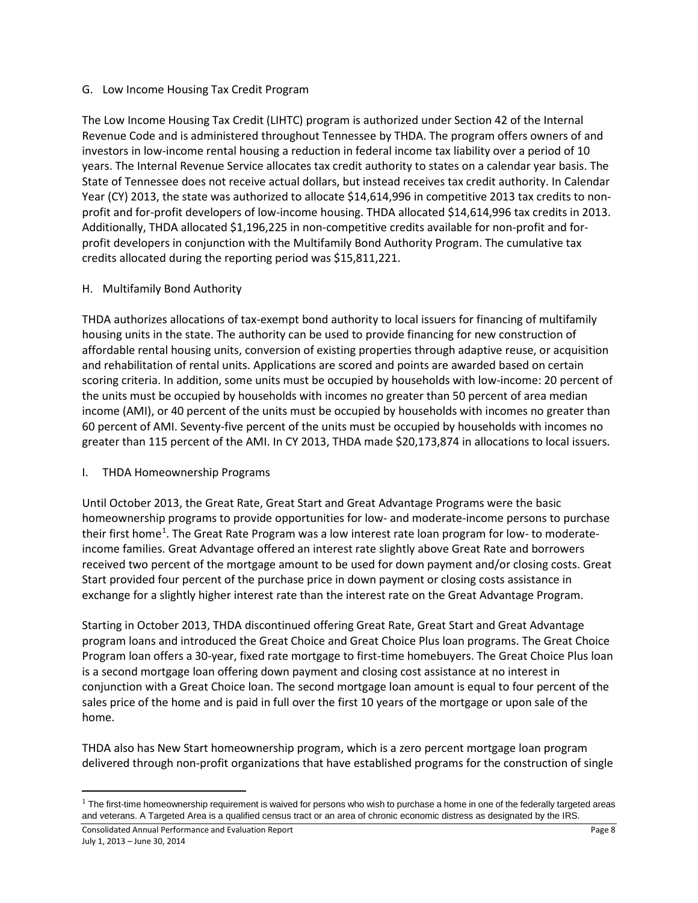## G. Low Income Housing Tax Credit Program

The Low Income Housing Tax Credit (LIHTC) program is authorized under Section 42 of the Internal Revenue Code and is administered throughout Tennessee by THDA. The program offers owners of and investors in low-income rental housing a reduction in federal income tax liability over a period of 10 years. The Internal Revenue Service allocates tax credit authority to states on a calendar year basis. The State of Tennessee does not receive actual dollars, but instead receives tax credit authority. In Calendar Year (CY) 2013, the state was authorized to allocate $14,614,996 in competitive 2013 tax credits to non-profit and for-profit developers of low-income housing. THDA allocated $14,614,996 tax credits in 2013. Additionally, THDA allocated $1,196,225 in non-competitive credits available for non-profit and for-profit developers in conjunction with the Multifamily Bond Authority Program. The cumulative tax credits allocated during the reporting period was $15,811,221.

## H. Multifamily Bond Authority

THDA authorizes allocations of tax-exempt bond authority to local issuers for financing of multifamily housing units in the state. The authority can be used to provide financing for new construction of affordable rental housing units, conversion of existing properties through adaptive reuse, or acquisition and rehabilitation of rental units. Applications are scored and points are awarded based on certain scoring criteria. In addition, some units must be occupied by households with low-income: 20 percent of the units must be occupied by households with incomes no greater than 50 percent of area median income (AMI), or 40 percent of the units must be occupied by households with incomes no greater than 60 percent of AMI. Seventy-five percent of the units must be occupied by households with incomes no greater than 115 percent of the AMI. In CY 2013, THDA made $20,173,874 in allocations to local issuers.

## I. THDA Homeownership Programs

Until October 2013, the Great Rate, Great Start and Great Advantage Programs were the basic homeownership programs to provide opportunities for low- and moderate-income persons to purchase their first home[1]. The Great Rate Program was a low interest rate loan program for low- to moderate-income families. Great Advantage offered an interest rate slightly above Great Rate and borrowers received two percent of the mortgage amount to be used for down payment and/or closing costs. Great Start provided four percent of the purchase price in down payment or closing costs assistance in exchange for a slightly higher interest rate than the interest rate on the Great Advantage Program.

Starting in October 2013, THDA discontinued offering Great Rate, Great Start and Great Advantage program loans and introduced the Great Choice and Great Choice Plus loan programs. The Great Choice Program loan offers a 30-year, fixed rate mortgage to first-time homebuyers. The Great Choice Plus loan is a second mortgage loan offering down payment and closing cost assistance at no interest in conjunction with a Great Choice loan. The second mortgage loan amount is equal to four percent of the sales price of the home and is paid in full over the first 10 years of the mortgage or upon sale of the home.

THDA also has New Start homeownership program, which is a zero percent mortgage loan program delivered through non-profit organizations that have established programs for the construction of single

---

[1] The first-time homeownership requirement is waived for persons who wish to purchase a home in one of the federally targeted areas and veterans. A Targeted Area is a qualified census tract or an area of chronic economic distress as designated by the IRS.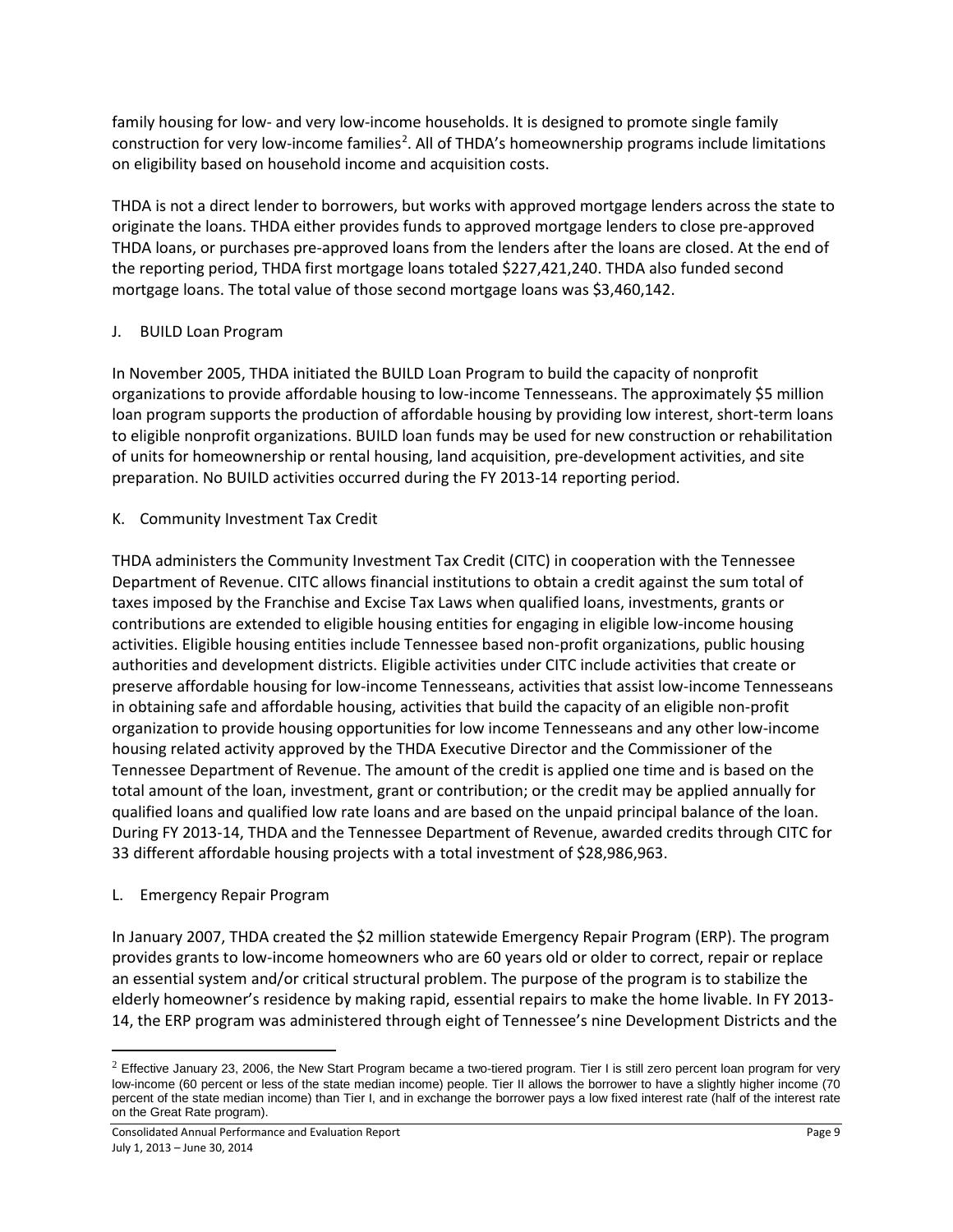family housing for low- and very low-income households. It is designed to promote single family construction for very low-income families[2]. All of THDA's homeownership programs include limitations on eligibility based on household income and acquisition costs.

THDA is not a direct lender to borrowers, but works with approved mortgage lenders across the state to originate the loans. THDA either provides funds to approved mortgage lenders to close pre-approved THDA loans, or purchases pre-approved loans from the lenders after the loans are closed. At the end of the reporting period, THDA first mortgage loans totaled $227,421,240. THDA also funded second mortgage loans. The total value of those second mortgage loans was $3,460,142.

J. BUILD Loan Program

In November 2005, THDA initiated the BUILD Loan Program to build the capacity of nonprofit organizations to provide affordable housing to low-income Tennesseans. The approximately $5 million loan program supports the production of affordable housing by providing low interest, short-term loans to eligible nonprofit organizations. BUILD loan funds may be used for new construction or rehabilitation of units for homeownership or rental housing, land acquisition, pre-development activities, and site preparation. No BUILD activities occurred during the FY 2013-14 reporting period.

K. Community Investment Tax Credit

THDA administers the Community Investment Tax Credit (CITC) in cooperation with the Tennessee Department of Revenue. CITC allows financial institutions to obtain a credit against the sum total of taxes imposed by the Franchise and Excise Tax Laws when qualified loans, investments, grants or contributions are extended to eligible housing entities for engaging in eligible low-income housing activities. Eligible housing entities include Tennessee based non-profit organizations, public housing authorities and development districts. Eligible activities under CITC include activities that create or preserve affordable housing for low-income Tennesseans, activities that assist low-income Tennesseans in obtaining safe and affordable housing, activities that build the capacity of an eligible non-profit organization to provide housing opportunities for low income Tennesseans and any other low-income housing related activity approved by the THDA Executive Director and the Commissioner of the Tennessee Department of Revenue. The amount of the credit is applied one time and is based on the total amount of the loan, investment, grant or contribution; or the credit may be applied annually for qualified loans and qualified low rate loans and are based on the unpaid principal balance of the loan. During FY 2013-14, THDA and the Tennessee Department of Revenue, awarded credits through CITC for 33 different affordable housing projects with a total investment of $28,986,963.

L. Emergency Repair Program

In January 2007, THDA created the $2 million statewide Emergency Repair Program (ERP). The program provides grants to low-income homeowners who are 60 years old or older to correct, repair or replace an essential system and/or critical structural problem. The purpose of the program is to stabilize the elderly homeowner's residence by making rapid, essential repairs to make the home livable. In FY 2013-14, the ERP program was administered through eight of Tennessee's nine Development Districts and the

[2] Effective January 23, 2006, the New Start Program became a two-tiered program. Tier I is still zero percent loan program for very low-income (60 percent or less of the state median income) people. Tier II allows the borrower to have a slightly higher income (70 percent of the state median income) than Tier I, and in exchange the borrower pays a low fixed interest rate (half of the interest rate on the Great Rate program).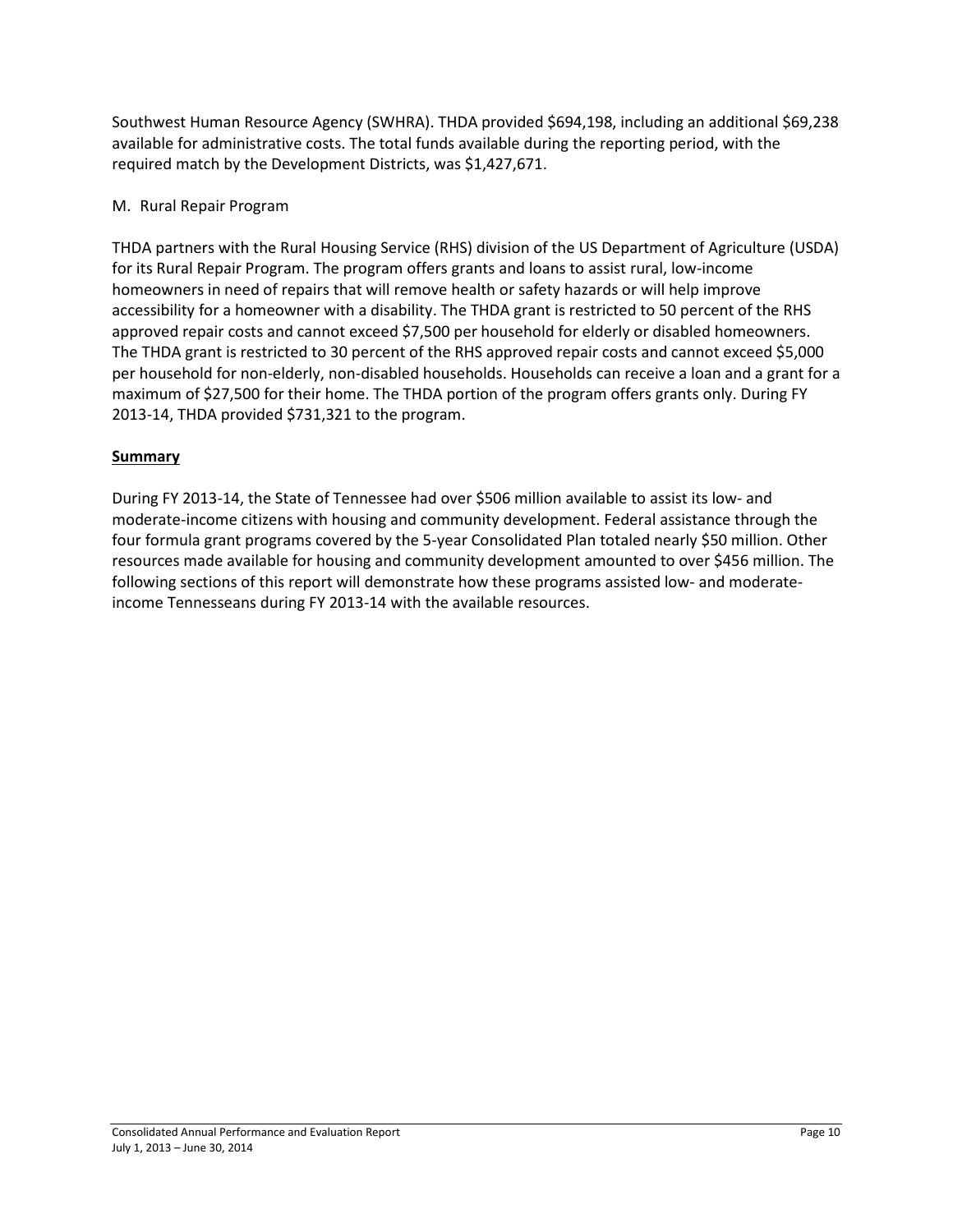Southwest Human Resource Agency (SWHRA). THDA provided $694,198, including an additional $69,238 available for administrative costs. The total funds available during the reporting period, with the required match by the Development Districts, was $1,427,671.

M. Rural Repair Program

THDA partners with the Rural Housing Service (RHS) division of the US Department of Agriculture (USDA) for its Rural Repair Program. The program offers grants and loans to assist rural, low-income homeowners in need of repairs that will remove health or safety hazards or will help improve accessibility for a homeowner with a disability. The THDA grant is restricted to 50 percent of the RHS approved repair costs and cannot exceed $7,500 per household for elderly or disabled homeowners. The THDA grant is restricted to 30 percent of the RHS approved repair costs and cannot exceed $5,000 per household for non-elderly, non-disabled households. Households can receive a loan and a grant for a maximum of $27,500 for their home. The THDA portion of the program offers grants only. During FY 2013-14, THDA provided $731,321 to the program.

## Summary

During FY 2013-14, the State of Tennessee had over $506 million available to assist its low- and moderate-income citizens with housing and community development. Federal assistance through the four formula grant programs covered by the 5-year Consolidated Plan totaled nearly $50 million. Other resources made available for housing and community development amounted to over $456 million. The following sections of this report will demonstrate how these programs assisted low- and moderate-income Tennesseans during FY 2013-14 with the available resources.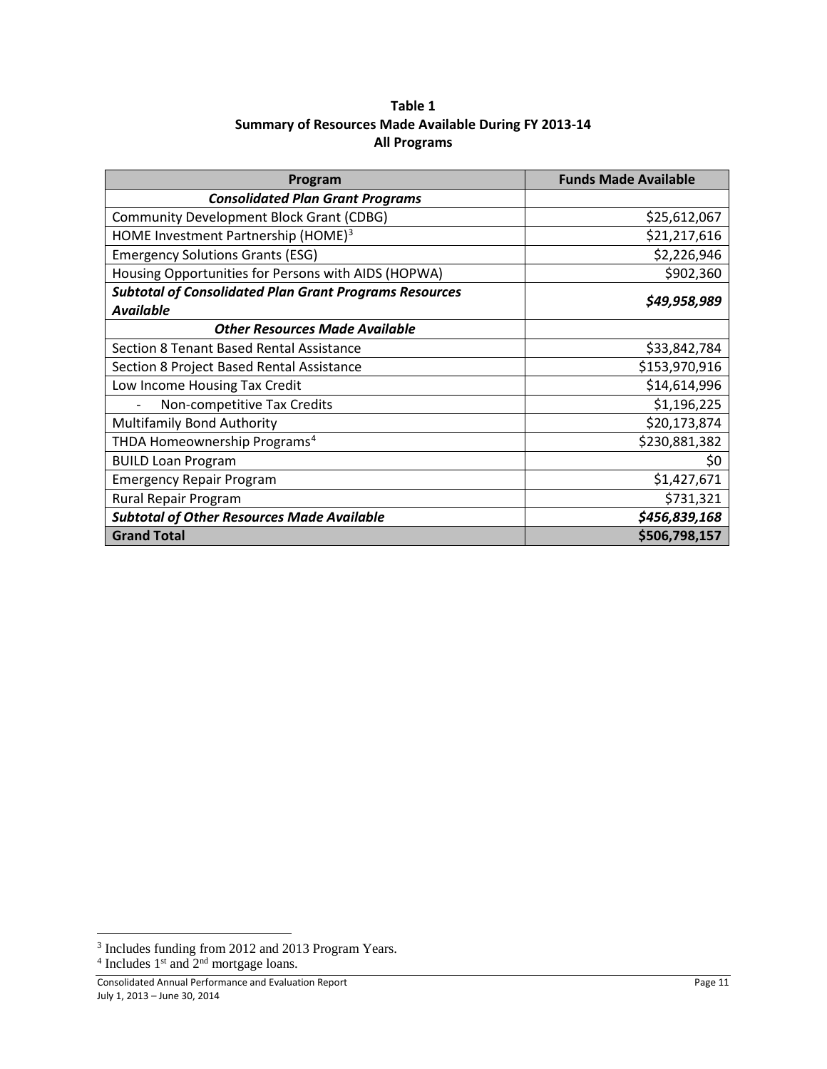**Table 1**
**Summary of Resources Made Available During FY 2013-14**
**All Programs**

| Program | Funds Made Available |
|---|---|
| ***Consolidated Plan Grant Programs*** | |
| Community Development Block Grant (CDBG) | $25,612,067 |
| HOME Investment Partnership (HOME)[3] | $21,217,616 |
| Emergency Solutions Grants (ESG) | $2,226,946 |
| Housing Opportunities for Persons with AIDS (HOPWA) | $902,360 |
| ***Subtotal of Consolidated Plan Grant Programs Resources Available*** | ***$49,958,989*** |
| ***Other Resources Made Available*** | |
| Section 8 Tenant Based Rental Assistance | $33,842,784 |
| Section 8 Project Based Rental Assistance | $153,970,916 |
| Low Income Housing Tax Credit | $14,614,996 |
| - Non-competitive Tax Credits | $1,196,225 |
| Multifamily Bond Authority | $20,173,874 |
| THDA Homeownership Programs[4] | $230,881,382 |
| BUILD Loan Program | $0 |
| Emergency Repair Program | $1,427,671 |
| Rural Repair Program | $731,321 |
| ***Subtotal of Other Resources Made Available*** | ***$456,839,168*** |
| **Grand Total** | **$506,798,157** |

[3] Includes funding from 2012 and 2013 Program Years.
[4] Includes 1st and 2nd mortgage loans.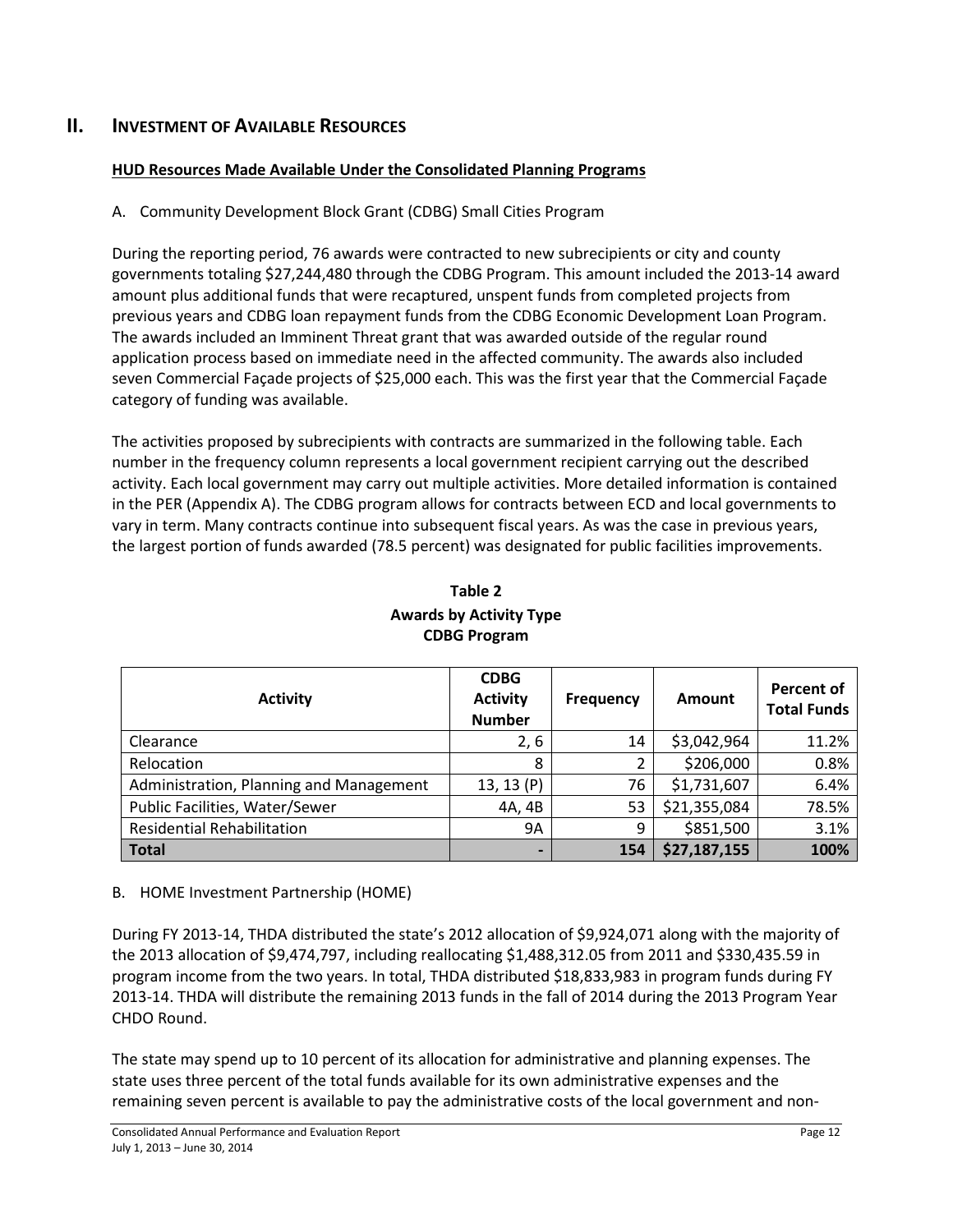## II. INVESTMENT OF AVAILABLE RESOURCES

### HUD Resources Made Available Under the Consolidated Planning Programs

A. Community Development Block Grant (CDBG) Small Cities Program

During the reporting period, 76 awards were contracted to new subrecipients or city and county governments totaling $27,244,480 through the CDBG Program. This amount included the 2013-14 award amount plus additional funds that were recaptured, unspent funds from completed projects from previous years and CDBG loan repayment funds from the CDBG Economic Development Loan Program. The awards included an Imminent Threat grant that was awarded outside of the regular round application process based on immediate need in the affected community. The awards also included seven Commercial Façade projects of $25,000 each. This was the first year that the Commercial Façade category of funding was available.

The activities proposed by subrecipients with contracts are summarized in the following table. Each number in the frequency column represents a local government recipient carrying out the described activity. Each local government may carry out multiple activities. More detailed information is contained in the PER (Appendix A). The CDBG program allows for contracts between ECD and local governments to vary in term. Many contracts continue into subsequent fiscal years. As was the case in previous years, the largest portion of funds awarded (78.5 percent) was designated for public facilities improvements.

**Table 2**
**Awards by Activity Type**
**CDBG Program**

| Activity | CDBG Activity Number | Frequency | Amount | Percent of Total Funds |
|---|---|---|---|---|
| Clearance | 2, 6 | 14 | $3,042,964 | 11.2% |
| Relocation | 8 | 2 | $206,000 | 0.8% |
| Administration, Planning and Management | 13, 13 (P) | 76 | $1,731,607 | 6.4% |
| Public Facilities, Water/Sewer | 4A, 4B | 53 | $21,355,084 | 78.5% |
| Residential Rehabilitation | 9A | 9 | $851,500 | 3.1% |
| **Total** | **-** | **154** | **$27,187,155** | **100%** |

B. HOME Investment Partnership (HOME)

During FY 2013-14, THDA distributed the state's 2012 allocation of $9,924,071 along with the majority of the 2013 allocation of $9,474,797, including reallocating $1,488,312.05 from 2011 and $330,435.59 in program income from the two years. In total, THDA distributed $18,833,983 in program funds during FY 2013-14. THDA will distribute the remaining 2013 funds in the fall of 2014 during the 2013 Program Year CHDO Round.

The state may spend up to 10 percent of its allocation for administrative and planning expenses. The state uses three percent of the total funds available for its own administrative expenses and the remaining seven percent is available to pay the administrative costs of the local government and non-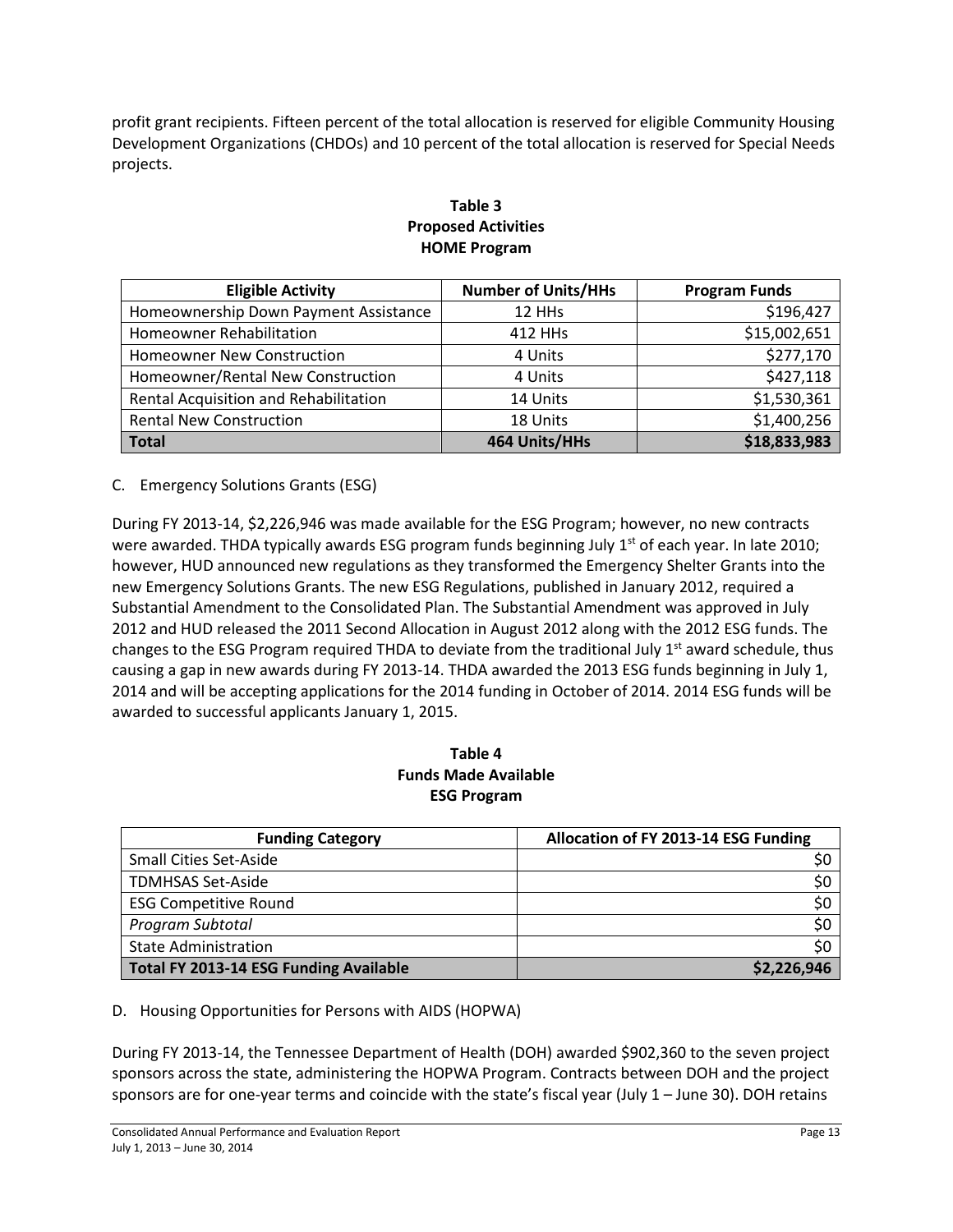profit grant recipients. Fifteen percent of the total allocation is reserved for eligible Community Housing Development Organizations (CHDOs) and 10 percent of the total allocation is reserved for Special Needs projects.

**Table 3**
**Proposed Activities**
**HOME Program**

| Eligible Activity | Number of Units/HHs | Program Funds |
|---|---|---|
| Homeownership Down Payment Assistance | 12 HHs | $196,427 |
| Homeowner Rehabilitation | 412 HHs | $15,002,651 |
| Homeowner New Construction | 4 Units | $277,170 |
| Homeowner/Rental New Construction | 4 Units | $427,118 |
| Rental Acquisition and Rehabilitation | 14 Units | $1,530,361 |
| Rental New Construction | 18 Units | $1,400,256 |
| **Total** | **464 Units/HHs** | **$18,833,983** |

C. Emergency Solutions Grants (ESG)

During FY 2013-14, $2,226,946 was made available for the ESG Program; however, no new contracts were awarded. THDA typically awards ESG program funds beginning July 1st of each year. In late 2010; however, HUD announced new regulations as they transformed the Emergency Shelter Grants into the new Emergency Solutions Grants. The new ESG Regulations, published in January 2012, required a Substantial Amendment to the Consolidated Plan. The Substantial Amendment was approved in July 2012 and HUD released the 2011 Second Allocation in August 2012 along with the 2012 ESG funds. The changes to the ESG Program required THDA to deviate from the traditional July 1st award schedule, thus causing a gap in new awards during FY 2013-14. THDA awarded the 2013 ESG funds beginning in July 1, 2014 and will be accepting applications for the 2014 funding in October of 2014. 2014 ESG funds will be awarded to successful applicants January 1, 2015.

**Table 4**
**Funds Made Available**
**ESG Program**

| Funding Category | Allocation of FY 2013-14 ESG Funding |
|---|---|
| Small Cities Set-Aside | $0 |
| TDMHSAS Set-Aside | $0 |
| ESG Competitive Round | $0 |
| *Program Subtotal* | $0 |
| State Administration | $0 |
| **Total FY 2013-14 ESG Funding Available** | **$2,226,946** |

D. Housing Opportunities for Persons with AIDS (HOPWA)

During FY 2013-14, the Tennessee Department of Health (DOH) awarded $902,360 to the seven project sponsors across the state, administering the HOPWA Program. Contracts between DOH and the project sponsors are for one-year terms and coincide with the state's fiscal year (July 1 – June 30). DOH retains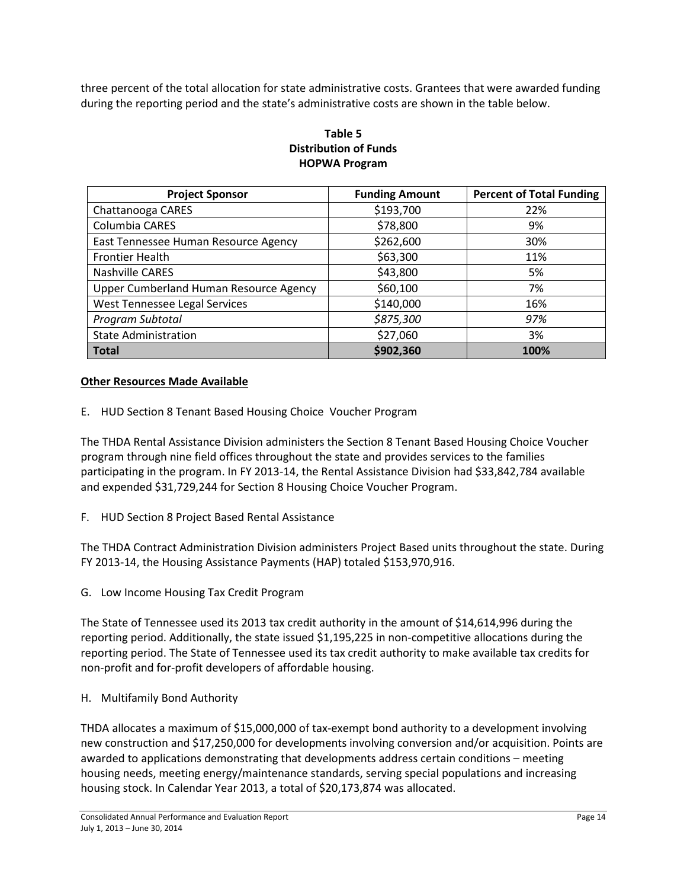three percent of the total allocation for state administrative costs. Grantees that were awarded funding during the reporting period and the state's administrative costs are shown in the table below.

**Table 5**
**Distribution of Funds**
**HOPWA Program**

| Project Sponsor | Funding Amount | Percent of Total Funding |
|---|---|---|
| Chattanooga CARES | $193,700 | 22% |
| Columbia CARES | $78,800 | 9% |
| East Tennessee Human Resource Agency | $262,600 | 30% |
| Frontier Health | $63,300 | 11% |
| Nashville CARES | $43,800 | 5% |
| Upper Cumberland Human Resource Agency | $60,100 | 7% |
| West Tennessee Legal Services | $140,000 | 16% |
| *Program Subtotal* | *$875,300* | *97%* |
| State Administration | $27,060 | 3% |
| **Total** | **$902,360** | **100%** |

**<u>Other Resources Made Available</u>**

E. HUD Section 8 Tenant Based Housing Choice Voucher Program

The THDA Rental Assistance Division administers the Section 8 Tenant Based Housing Choice Voucher program through nine field offices throughout the state and provides services to the families participating in the program. In FY 2013-14, the Rental Assistance Division had $33,842,784 available and expended $31,729,244 for Section 8 Housing Choice Voucher Program.

F. HUD Section 8 Project Based Rental Assistance

The THDA Contract Administration Division administers Project Based units throughout the state. During FY 2013-14, the Housing Assistance Payments (HAP) totaled $153,970,916.

G. Low Income Housing Tax Credit Program

The State of Tennessee used its 2013 tax credit authority in the amount of $14,614,996 during the reporting period. Additionally, the state issued $1,195,225 in non-competitive allocations during the reporting period. The State of Tennessee used its tax credit authority to make available tax credits for non-profit and for-profit developers of affordable housing.

H. Multifamily Bond Authority

THDA allocates a maximum of $15,000,000 of tax-exempt bond authority to a development involving new construction and $17,250,000 for developments involving conversion and/or acquisition. Points are awarded to applications demonstrating that developments address certain conditions – meeting housing needs, meeting energy/maintenance standards, serving special populations and increasing housing stock. In Calendar Year 2013, a total of $20,173,874 was allocated.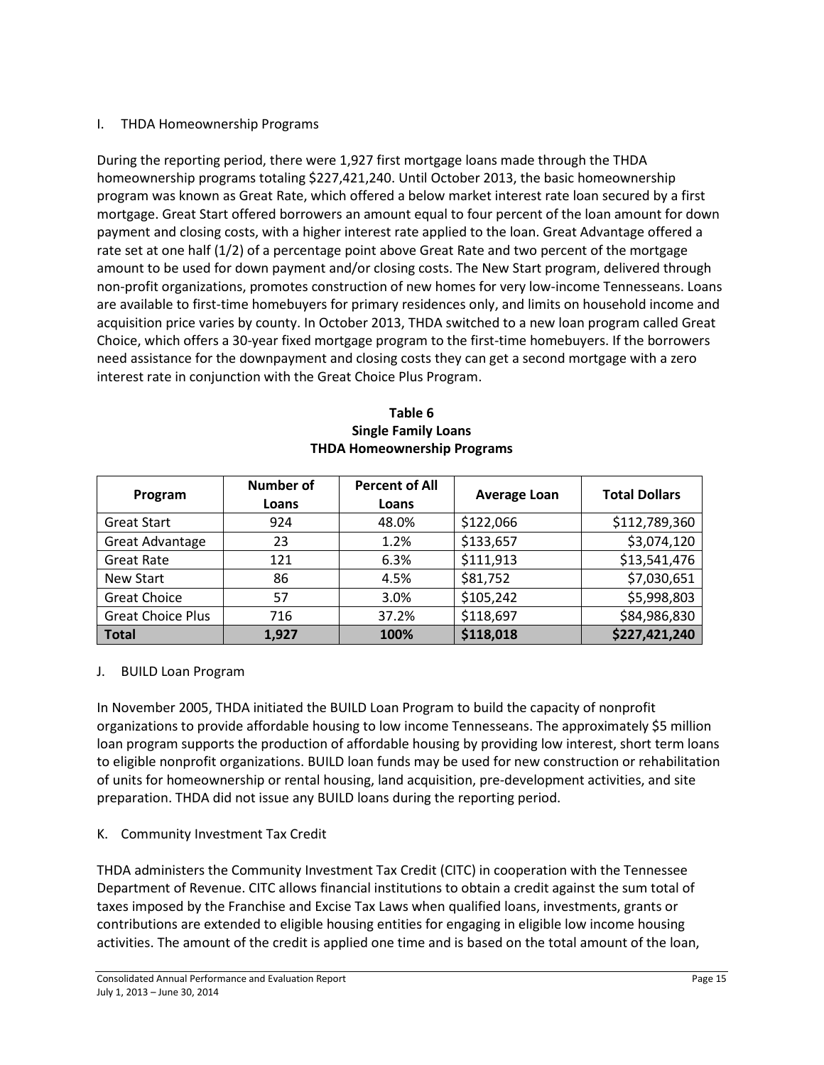## I. THDA Homeownership Programs

During the reporting period, there were 1,927 first mortgage loans made through the THDA homeownership programs totaling $227,421,240. Until October 2013, the basic homeownership program was known as Great Rate, which offered a below market interest rate loan secured by a first mortgage. Great Start offered borrowers an amount equal to four percent of the loan amount for down payment and closing costs, with a higher interest rate applied to the loan. Great Advantage offered a rate set at one half (1/2) of a percentage point above Great Rate and two percent of the mortgage amount to be used for down payment and/or closing costs. The New Start program, delivered through non-profit organizations, promotes construction of new homes for very low-income Tennesseans. Loans are available to first-time homebuyers for primary residences only, and limits on household income and acquisition price varies by county. In October 2013, THDA switched to a new loan program called Great Choice, which offers a 30-year fixed mortgage program to the first-time homebuyers. If the borrowers need assistance for the downpayment and closing costs they can get a second mortgage with a zero interest rate in conjunction with the Great Choice Plus Program.

**Table 6**
**Single Family Loans**
**THDA Homeownership Programs**

| Program | Number of Loans | Percent of All Loans | Average Loan | Total Dollars |
|---|---|---|---|---|
| Great Start | 924 | 48.0% | $122,066 | $112,789,360 |
| Great Advantage | 23 | 1.2% | $133,657 | $3,074,120 |
| Great Rate | 121 | 6.3% | $111,913 | $13,541,476 |
| New Start | 86 | 4.5% | $81,752 | $7,030,651 |
| Great Choice | 57 | 3.0% | $105,242 | $5,998,803 |
| Great Choice Plus | 716 | 37.2% | $118,697 | $84,986,830 |
| **Total** | **1,927** | **100%** | **$118,018** | **$227,421,240** |

## J. BUILD Loan Program

In November 2005, THDA initiated the BUILD Loan Program to build the capacity of nonprofit organizations to provide affordable housing to low income Tennesseans. The approximately $5 million loan program supports the production of affordable housing by providing low interest, short term loans to eligible nonprofit organizations. BUILD loan funds may be used for new construction or rehabilitation of units for homeownership or rental housing, land acquisition, pre-development activities, and site preparation. THDA did not issue any BUILD loans during the reporting period.

## K. Community Investment Tax Credit

THDA administers the Community Investment Tax Credit (CITC) in cooperation with the Tennessee Department of Revenue. CITC allows financial institutions to obtain a credit against the sum total of taxes imposed by the Franchise and Excise Tax Laws when qualified loans, investments, grants or contributions are extended to eligible housing entities for engaging in eligible low income housing activities. The amount of the credit is applied one time and is based on the total amount of the loan,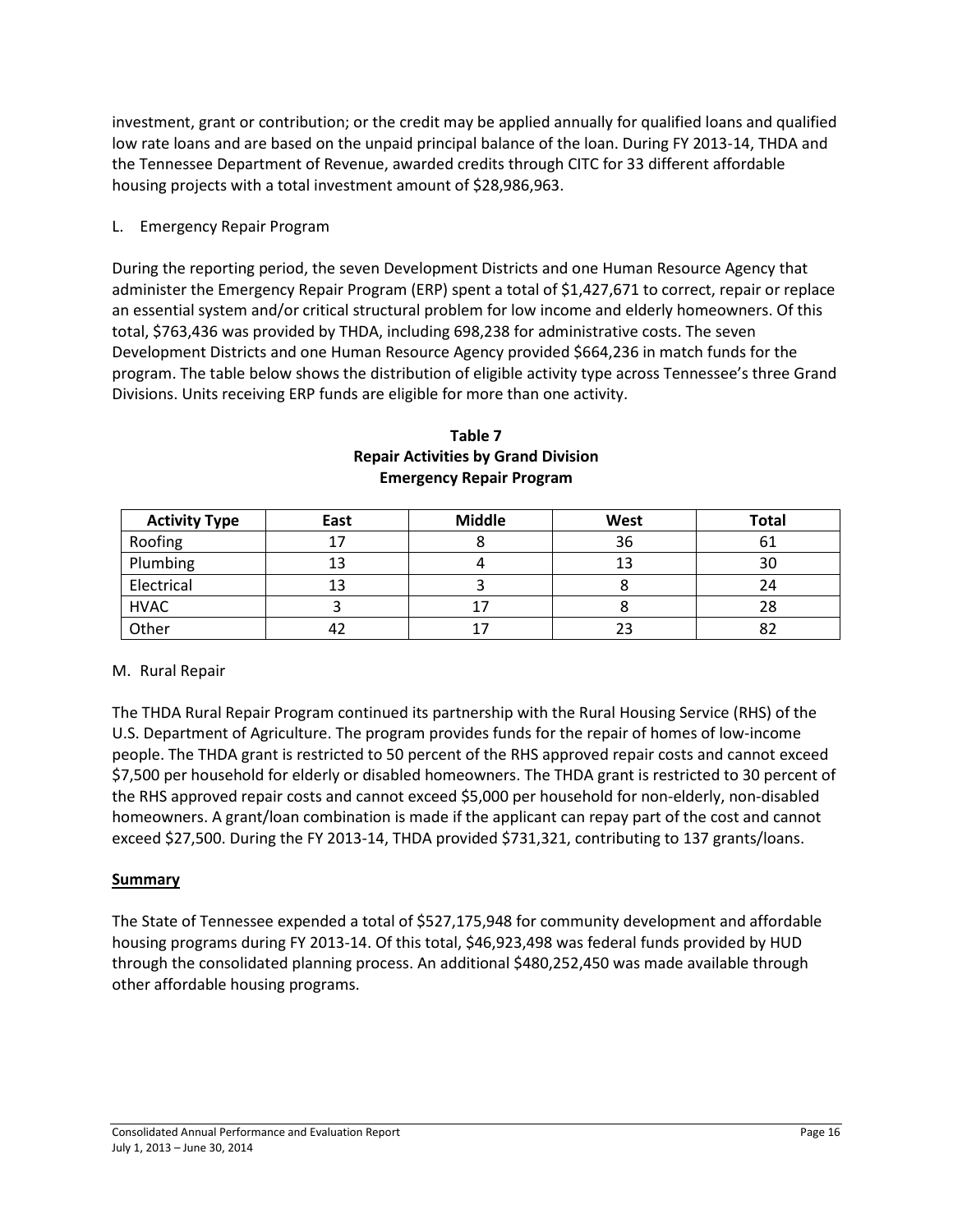investment, grant or contribution; or the credit may be applied annually for qualified loans and qualified low rate loans and are based on the unpaid principal balance of the loan. During FY 2013-14, THDA and the Tennessee Department of Revenue, awarded credits through CITC for 33 different affordable housing projects with a total investment amount of $28,986,963.

L. Emergency Repair Program

During the reporting period, the seven Development Districts and one Human Resource Agency that administer the Emergency Repair Program (ERP) spent a total of $1,427,671 to correct, repair or replace an essential system and/or critical structural problem for low income and elderly homeowners. Of this total, $763,436 was provided by THDA, including 698,238 for administrative costs. The seven Development Districts and one Human Resource Agency provided $664,236 in match funds for the program. The table below shows the distribution of eligible activity type across Tennessee's three Grand Divisions. Units receiving ERP funds are eligible for more than one activity.

**Table 7**
**Repair Activities by Grand Division**
**Emergency Repair Program**

| Activity Type | East | Middle | West | Total |
|---|---|---|---|---|
| Roofing | 17 | 8 | 36 | 61 |
| Plumbing | 13 | 4 | 13 | 30 |
| Electrical | 13 | 3 | 8 | 24 |
| HVAC | 3 | 17 | 8 | 28 |
| Other | 42 | 17 | 23 | 82 |

M. Rural Repair

The THDA Rural Repair Program continued its partnership with the Rural Housing Service (RHS) of the U.S. Department of Agriculture. The program provides funds for the repair of homes of low-income people. The THDA grant is restricted to 50 percent of the RHS approved repair costs and cannot exceed $7,500 per household for elderly or disabled homeowners. The THDA grant is restricted to 30 percent of the RHS approved repair costs and cannot exceed $5,000 per household for non-elderly, non-disabled homeowners. A grant/loan combination is made if the applicant can repay part of the cost and cannot exceed $27,500. During the FY 2013-14, THDA provided $731,321, contributing to 137 grants/loans.

## Summary

The State of Tennessee expended a total of $527,175,948 for community development and affordable housing programs during FY 2013-14. Of this total, $46,923,498 was federal funds provided by HUD through the consolidated planning process. An additional $480,252,450 was made available through other affordable housing programs.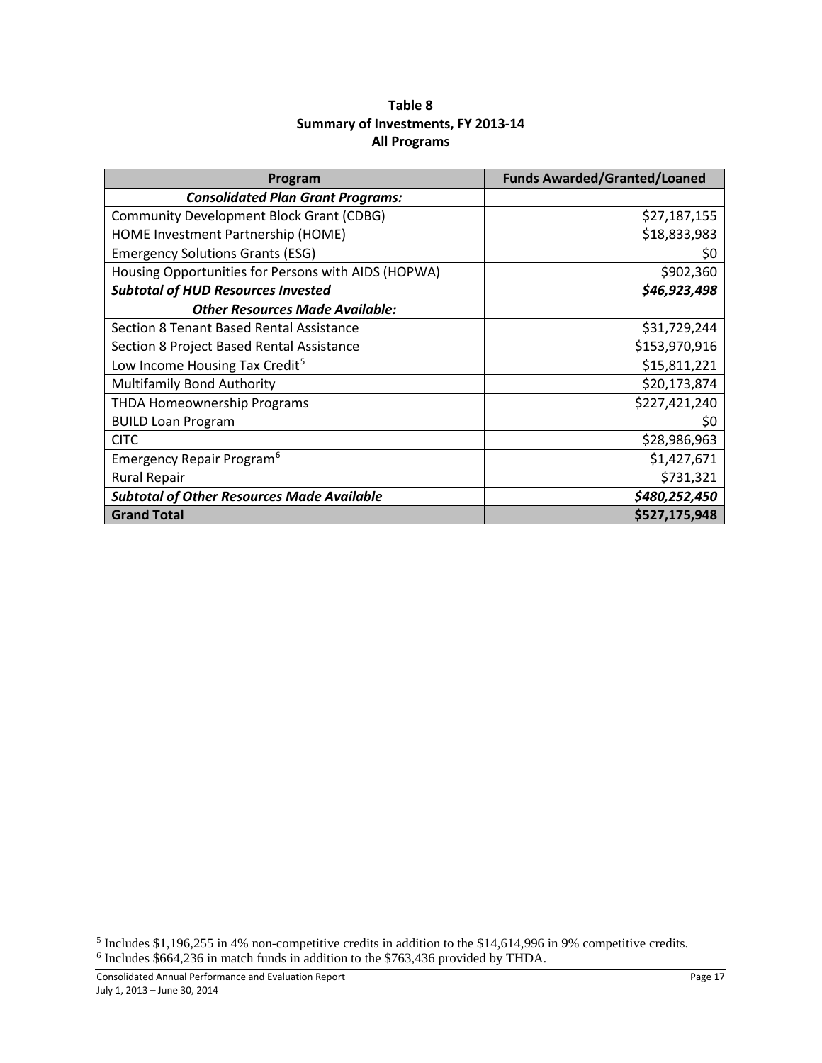**Table 8**
**Summary of Investments, FY 2013-14**
**All Programs**

| Program | Funds Awarded/Granted/Loaned |
|---|---|
| ***Consolidated Plan Grant Programs:*** | |
| Community Development Block Grant (CDBG) | $27,187,155 |
| HOME Investment Partnership (HOME) | $18,833,983 |
| Emergency Solutions Grants (ESG) | $0 |
| Housing Opportunities for Persons with AIDS (HOPWA) | $902,360 |
| ***Subtotal of HUD Resources Invested*** | ***$46,923,498*** |
| ***Other Resources Made Available:*** | |
| Section 8 Tenant Based Rental Assistance | $31,729,244 |
| Section 8 Project Based Rental Assistance | $153,970,916 |
| Low Income Housing Tax Credit[5] | $15,811,221 |
| Multifamily Bond Authority | $20,173,874 |
| THDA Homeownership Programs | $227,421,240 |
| BUILD Loan Program | $0 |
| CITC | $28,986,963 |
| Emergency Repair Program[6] | $1,427,671 |
| Rural Repair | $731,321 |
| ***Subtotal of Other Resources Made Available*** | ***$480,252,450*** |
| **Grand Total** | **$527,175,948** |

[5] Includes $1,196,255 in 4% non-competitive credits in addition to the $14,614,996 in 9% competitive credits.
[6] Includes $664,236 in match funds in addition to the $763,436 provided by THDA.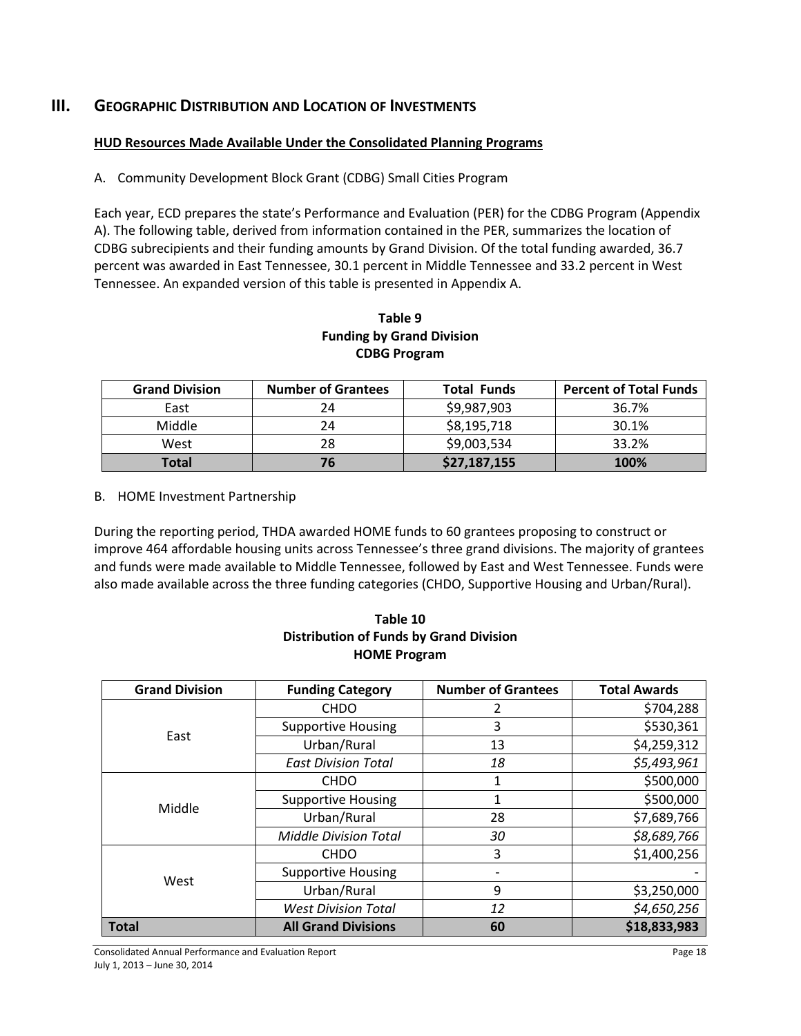## III. Geographic Distribution and Location of Investments

**HUD Resources Made Available Under the Consolidated Planning Programs**

A. Community Development Block Grant (CDBG) Small Cities Program

Each year, ECD prepares the state's Performance and Evaluation (PER) for the CDBG Program (Appendix A). The following table, derived from information contained in the PER, summarizes the location of CDBG subrecipients and their funding amounts by Grand Division. Of the total funding awarded, 36.7 percent was awarded in East Tennessee, 30.1 percent in Middle Tennessee and 33.2 percent in West Tennessee. An expanded version of this table is presented in Appendix A.

**Table 9**
**Funding by Grand Division**
**CDBG Program**

| Grand Division | Number of Grantees | Total Funds | Percent of Total Funds |
|---|---|---|---|
| East | 24 | $9,987,903 | 36.7% |
| Middle | 24 | $8,195,718 | 30.1% |
| West | 28 | $9,003,534 | 33.2% |
| **Total** | **76** | **$27,187,155** | **100%** |

B. HOME Investment Partnership

During the reporting period, THDA awarded HOME funds to 60 grantees proposing to construct or improve 464 affordable housing units across Tennessee's three grand divisions. The majority of grantees and funds were made available to Middle Tennessee, followed by East and West Tennessee. Funds were also made available across the three funding categories (CHDO, Supportive Housing and Urban/Rural).

**Table 10**
**Distribution of Funds by Grand Division**
**HOME Program**

| Grand Division | Funding Category | Number of Grantees | Total Awards |
|---|---|---|---|
| East | CHDO | 2 | $704,288 |
| | Supportive Housing | 3 | $530,361 |
| | Urban/Rural | 13 | $4,259,312 |
| | *East Division Total* | *18* | *$5,493,961* |
| Middle | CHDO | 1 | $500,000 |
| | Supportive Housing | 1 | $500,000 |
| | Urban/Rural | 28 | $7,689,766 |
| | *Middle Division Total* | *30* | *$8,689,766* |
| West | CHDO | 3 | $1,400,256 |
| | Supportive Housing | - | - |
| | Urban/Rural | 9 | $3,250,000 |
| | *West Division Total* | *12* | *$4,650,256* |
| **Total** | **All Grand Divisions** | **60** | **$18,833,983** |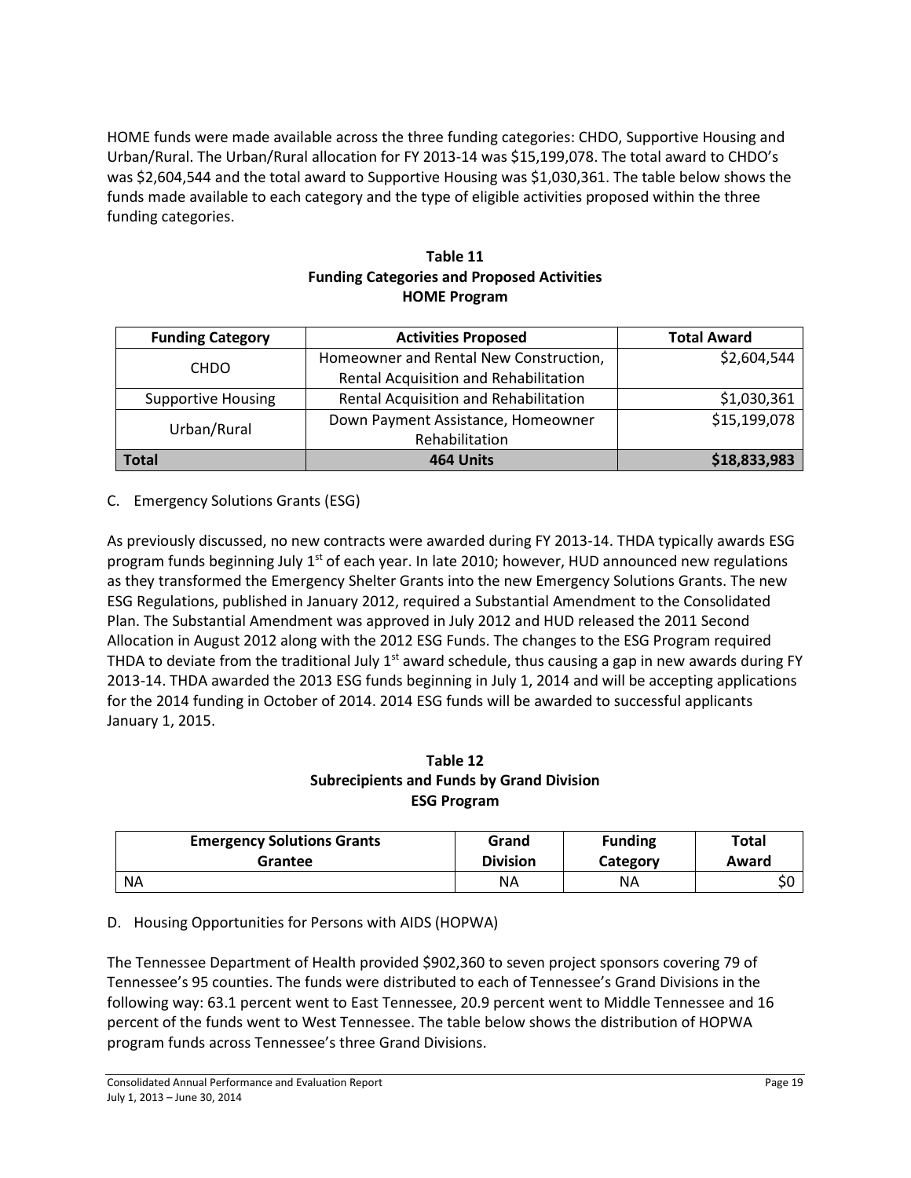HOME funds were made available across the three funding categories: CHDO, Supportive Housing and Urban/Rural. The Urban/Rural allocation for FY 2013-14 was $15,199,078. The total award to CHDO's was $2,604,544 and the total award to Supportive Housing was $1,030,361. The table below shows the funds made available to each category and the type of eligible activities proposed within the three funding categories.

**Table 11**
**Funding Categories and Proposed Activities**
**HOME Program**

| Funding Category | Activities Proposed | Total Award |
|---|---|---|
| CHDO | Homeowner and Rental New Construction, Rental Acquisition and Rehabilitation | $2,604,544 |
| Supportive Housing | Rental Acquisition and Rehabilitation | $1,030,361 |
| Urban/Rural | Down Payment Assistance, Homeowner Rehabilitation | $15,199,078 |
| **Total** | **464 Units** | **$18,833,983** |

C. Emergency Solutions Grants (ESG)

As previously discussed, no new contracts were awarded during FY 2013-14. THDA typically awards ESG program funds beginning July 1st of each year. In late 2010; however, HUD announced new regulations as they transformed the Emergency Shelter Grants into the new Emergency Solutions Grants. The new ESG Regulations, published in January 2012, required a Substantial Amendment to the Consolidated Plan. The Substantial Amendment was approved in July 2012 and HUD released the 2011 Second Allocation in August 2012 along with the 2012 ESG Funds. The changes to the ESG Program required THDA to deviate from the traditional July 1st award schedule, thus causing a gap in new awards during FY 2013-14. THDA awarded the 2013 ESG funds beginning in July 1, 2014 and will be accepting applications for the 2014 funding in October of 2014. 2014 ESG funds will be awarded to successful applicants January 1, 2015.

**Table 12**
**Subrecipients and Funds by Grand Division**
**ESG Program**

| Emergency Solutions Grants Grantee | Grand Division | Funding Category | Total Award |
|---|---|---|---|
| NA | NA | NA | $0 |

D. Housing Opportunities for Persons with AIDS (HOPWA)

The Tennessee Department of Health provided $902,360 to seven project sponsors covering 79 of Tennessee's 95 counties. The funds were distributed to each of Tennessee's Grand Divisions in the following way: 63.1 percent went to East Tennessee, 20.9 percent went to Middle Tennessee and 16 percent of the funds went to West Tennessee. The table below shows the distribution of HOPWA program funds across Tennessee's three Grand Divisions.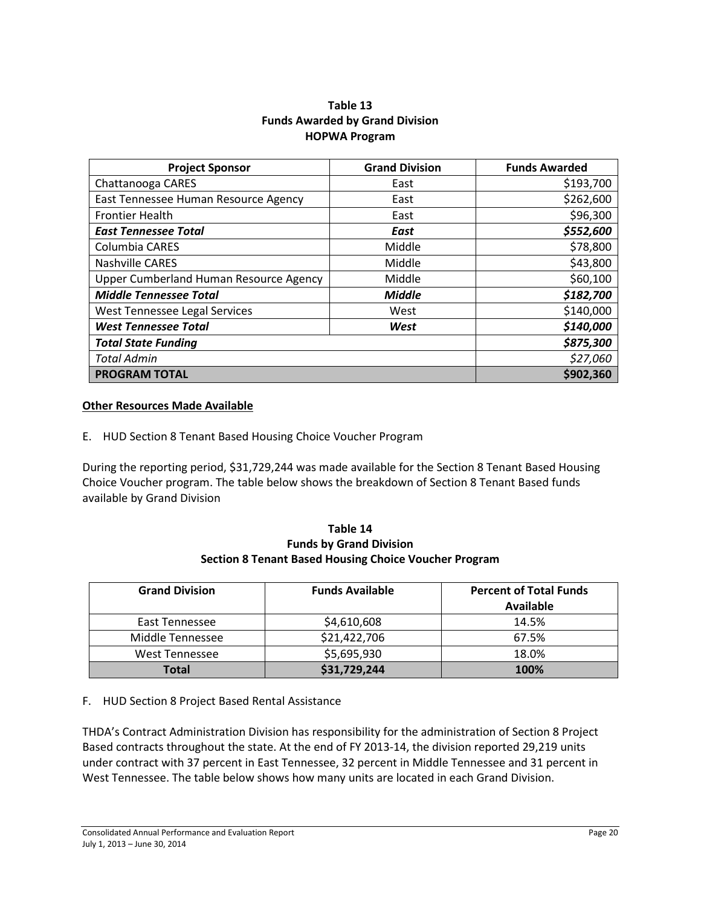**Table 13**
**Funds Awarded by Grand Division**
**HOPWA Program**

| Project Sponsor | Grand Division | Funds Awarded |
|---|---|---|
| Chattanooga CARES | East | $193,700 |
| East Tennessee Human Resource Agency | East | $262,600 |
| Frontier Health | East | $96,300 |
| ***East Tennessee Total*** | ***East*** | ***$552,600*** |
| Columbia CARES | Middle | $78,800 |
| Nashville CARES | Middle | $43,800 |
| Upper Cumberland Human Resource Agency | Middle | $60,100 |
| ***Middle Tennessee Total*** | ***Middle*** | ***$182,700*** |
| West Tennessee Legal Services | West | $140,000 |
| ***West Tennessee Total*** | ***West*** | ***$140,000*** |
| ***Total State Funding*** | | ***$875,300*** |
| *Total Admin* | | *$27,060* |
| **PROGRAM TOTAL** | | **$902,360** |

**Other Resources Made Available**

E. HUD Section 8 Tenant Based Housing Choice Voucher Program

During the reporting period, $31,729,244 was made available for the Section 8 Tenant Based Housing Choice Voucher program. The table below shows the breakdown of Section 8 Tenant Based funds available by Grand Division

**Table 14**
**Funds by Grand Division**
**Section 8 Tenant Based Housing Choice Voucher Program**

| Grand Division | Funds Available | Percent of Total Funds Available |
|---|---|---|
| East Tennessee | $4,610,608 | 14.5% |
| Middle Tennessee | $21,422,706 | 67.5% |
| West Tennessee | $5,695,930 | 18.0% |
| **Total** | **$31,729,244** | **100%** |

F. HUD Section 8 Project Based Rental Assistance

THDA's Contract Administration Division has responsibility for the administration of Section 8 Project Based contracts throughout the state. At the end of FY 2013-14, the division reported 29,219 units under contract with 37 percent in East Tennessee, 32 percent in Middle Tennessee and 31 percent in West Tennessee. The table below shows how many units are located in each Grand Division.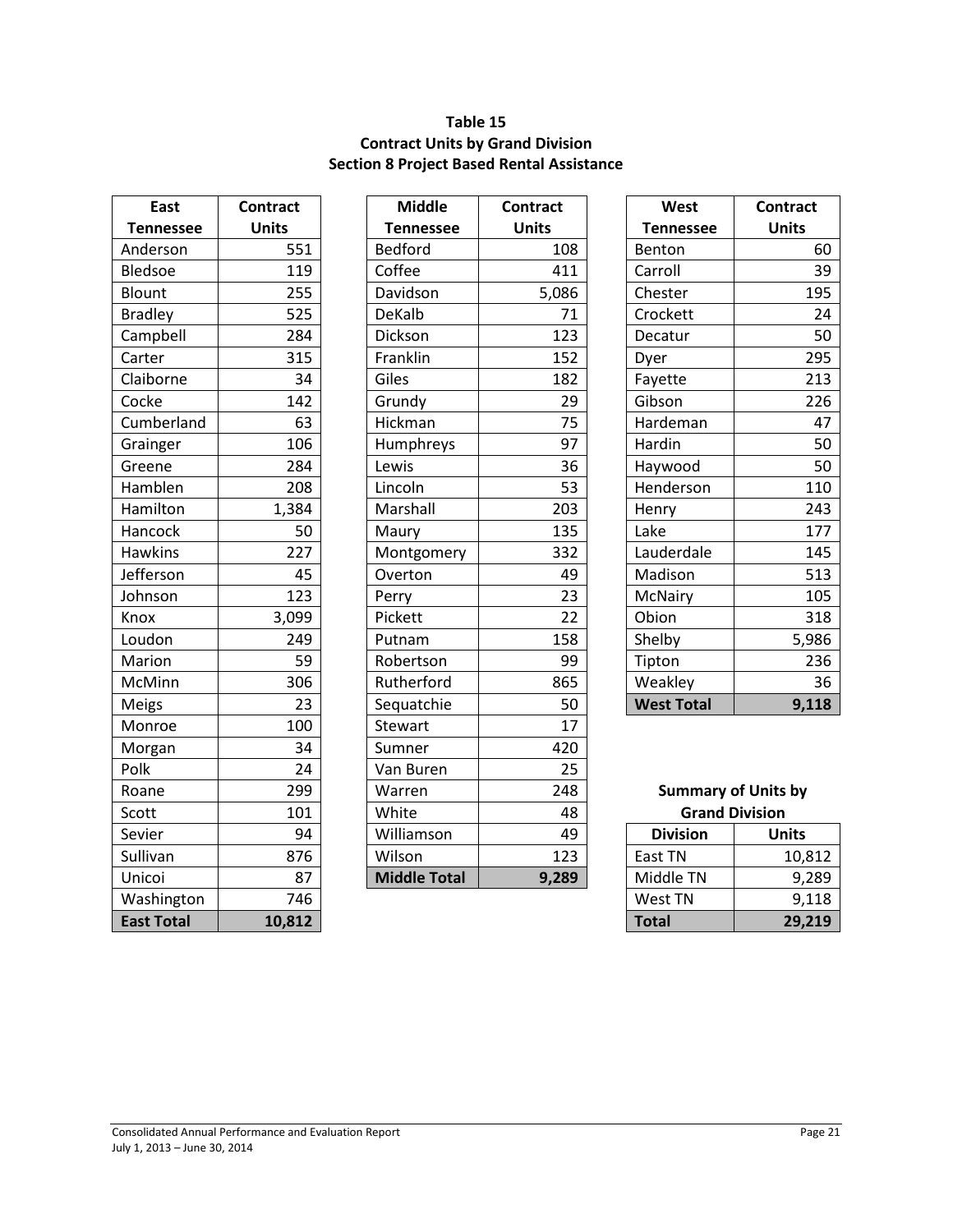**Table 15**
**Contract Units by Grand Division**
**Section 8 Project Based Rental Assistance**

| East Tennessee | Contract Units |
|---|---|
| Anderson | 551 |
| Bledsoe | 119 |
| Blount | 255 |
| Bradley | 525 |
| Campbell | 284 |
| Carter | 315 |
| Claiborne | 34 |
| Cocke | 142 |
| Cumberland | 63 |
| Grainger | 106 |
| Greene | 284 |
| Hamblen | 208 |
| Hamilton | 1,384 |
| Hancock | 50 |
| Hawkins | 227 |
| Jefferson | 45 |
| Johnson | 123 |
| Knox | 3,099 |
| Loudon | 249 |
| Marion | 59 |
| McMinn | 306 |
| Meigs | 23 |
| Monroe | 100 |
| Morgan | 34 |
| Polk | 24 |
| Roane | 299 |
| Scott | 101 |
| Sevier | 94 |
| Sullivan | 876 |
| Unicoi | 87 |
| Washington | 746 |
| **East Total** | **10,812** |

| Middle Tennessee | Contract Units |
|---|---|
| Bedford | 108 |
| Coffee | 411 |
| Davidson | 5,086 |
| DeKalb | 71 |
| Dickson | 123 |
| Franklin | 152 |
| Giles | 182 |
| Grundy | 29 |
| Hickman | 75 |
| Humphreys | 97 |
| Lewis | 36 |
| Lincoln | 53 |
| Marshall | 203 |
| Maury | 135 |
| Montgomery | 332 |
| Overton | 49 |
| Perry | 23 |
| Pickett | 22 |
| Putnam | 158 |
| Robertson | 99 |
| Rutherford | 865 |
| Sequatchie | 50 |
| Stewart | 17 |
| Sumner | 420 |
| Van Buren | 25 |
| Warren | 248 |
| White | 48 |
| Williamson | 49 |
| Wilson | 123 |
| **Middle Total** | **9,289** |

| West Tennessee | Contract Units |
|---|---|
| Benton | 60 |
| Carroll | 39 |
| Chester | 195 |
| Crockett | 24 |
| Decatur | 50 |
| Dyer | 295 |
| Fayette | 213 |
| Gibson | 226 |
| Hardeman | 47 |
| Hardin | 50 |
| Haywood | 50 |
| Henderson | 110 |
| Henry | 243 |
| Lake | 177 |
| Lauderdale | 145 |
| Madison | 513 |
| McNairy | 105 |
| Obion | 318 |
| Shelby | 5,986 |
| Tipton | 236 |
| Weakley | 36 |
| **West Total** | **9,118** |

**Summary of Units by Grand Division**

| Division | Units |
|---|---|
| East TN | 10,812 |
| Middle TN | 9,289 |
| West TN | 9,118 |
| **Total** | **29,219** |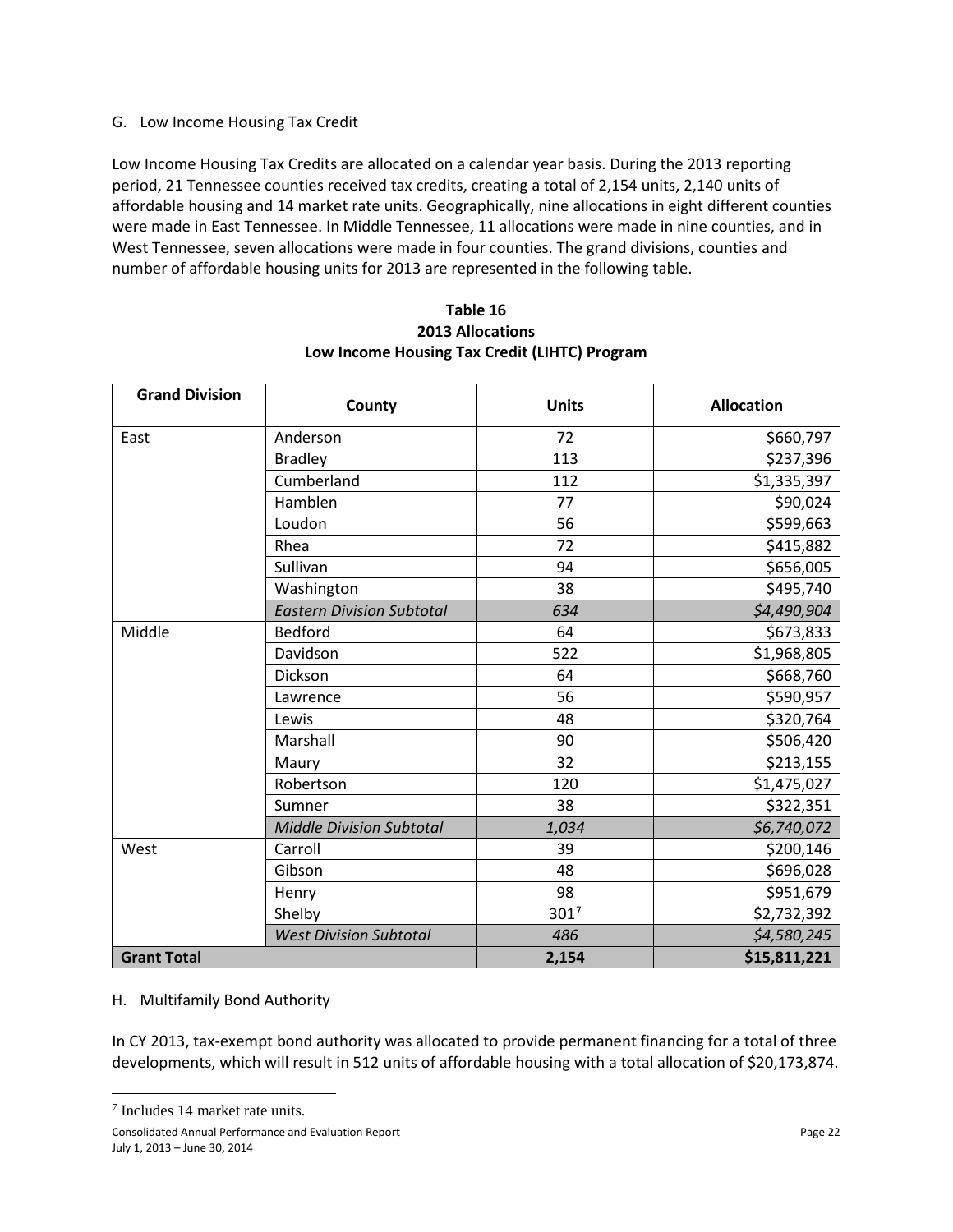G. Low Income Housing Tax Credit

Low Income Housing Tax Credits are allocated on a calendar year basis. During the 2013 reporting period, 21 Tennessee counties received tax credits, creating a total of 2,154 units, 2,140 units of affordable housing and 14 market rate units. Geographically, nine allocations in eight different counties were made in East Tennessee. In Middle Tennessee, 11 allocations were made in nine counties, and in West Tennessee, seven allocations were made in four counties. The grand divisions, counties and number of affordable housing units for 2013 are represented in the following table.

**Table 16**
**2013 Allocations**
**Low Income Housing Tax Credit (LIHTC) Program**

| Grand Division | County | Units | Allocation |
|---|---|---|---|
| East | Anderson | 72 | $660,797 |
| | Bradley | 113 | $237,396 |
| | Cumberland | 112 | $1,335,397 |
| | Hamblen | 77 | $90,024 |
| | Loudon | 56 | $599,663 |
| | Rhea | 72 | $415,882 |
| | Sullivan | 94 | $656,005 |
| | Washington | 38 | $495,740 |
| | *Eastern Division Subtotal* | *634* | *$4,490,904* |
| Middle | Bedford | 64 | $673,833 |
| | Davidson | 522 | $1,968,805 |
| | Dickson | 64 | $668,760 |
| | Lawrence | 56 | $590,957 |
| | Lewis | 48 | $320,764 |
| | Marshall | 90 | $506,420 |
| | Maury | 32 | $213,155 |
| | Robertson | 120 | $1,475,027 |
| | Sumner | 38 | $322,351 |
| | *Middle Division Subtotal* | *1,034* | *$6,740,072* |
| West | Carroll | 39 | $200,146 |
| | Gibson | 48 | $696,028 |
| | Henry | 98 | $951,679 |
| | Shelby | 301[7] | $2,732,392 |
| | *West Division Subtotal* | *486* | *$4,580,245* |
| **Grant Total** | | **2,154** | **$15,811,221** |

H. Multifamily Bond Authority

In CY 2013, tax-exempt bond authority was allocated to provide permanent financing for a total of three developments, which will result in 512 units of affordable housing with a total allocation of $20,173,874.

[7] Includes 14 market rate units.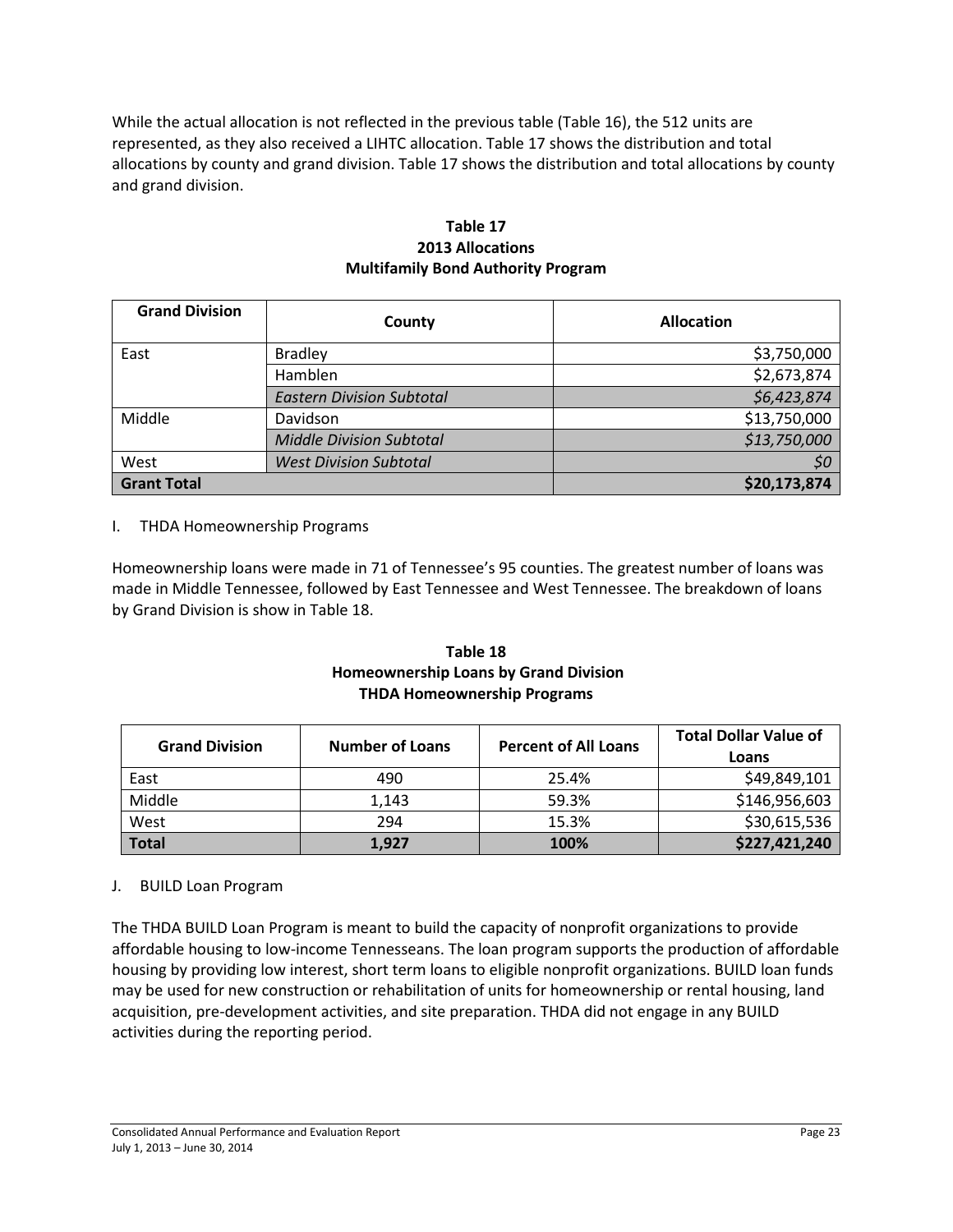While the actual allocation is not reflected in the previous table (Table 16), the 512 units are represented, as they also received a LIHTC allocation. Table 17 shows the distribution and total allocations by county and grand division. Table 17 shows the distribution and total allocations by county and grand division.

**Table 17**
**2013 Allocations**
**Multifamily Bond Authority Program**

| Grand Division | County | Allocation |
|---|---|---|
| East | Bradley | $3,750,000 |
| | Hamblen | $2,673,874 |
| | *Eastern Division Subtotal* | *$6,423,874* |
| Middle | Davidson | $13,750,000 |
| | *Middle Division Subtotal* | *$13,750,000* |
| West | *West Division Subtotal* | *$0* |
| **Grant Total** | | **$20,173,874** |

I. THDA Homeownership Programs

Homeownership loans were made in 71 of Tennessee's 95 counties. The greatest number of loans was made in Middle Tennessee, followed by East Tennessee and West Tennessee. The breakdown of loans by Grand Division is show in Table 18.

**Table 18**
**Homeownership Loans by Grand Division**
**THDA Homeownership Programs**

| Grand Division | Number of Loans | Percent of All Loans | Total Dollar Value of Loans |
|---|---|---|---|
| East | 490 | 25.4% | $49,849,101 |
| Middle | 1,143 | 59.3% | $146,956,603 |
| West | 294 | 15.3% | $30,615,536 |
| **Total** | **1,927** | **100%** | **$227,421,240** |

J. BUILD Loan Program

The THDA BUILD Loan Program is meant to build the capacity of nonprofit organizations to provide affordable housing to low-income Tennesseans. The loan program supports the production of affordable housing by providing low interest, short term loans to eligible nonprofit organizations. BUILD loan funds may be used for new construction or rehabilitation of units for homeownership or rental housing, land acquisition, pre-development activities, and site preparation. THDA did not engage in any BUILD activities during the reporting period.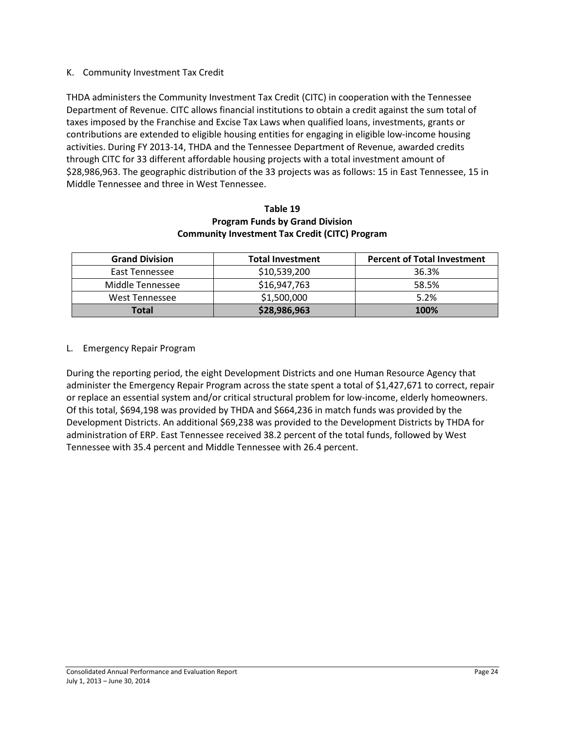## K. Community Investment Tax Credit

THDA administers the Community Investment Tax Credit (CITC) in cooperation with the Tennessee Department of Revenue. CITC allows financial institutions to obtain a credit against the sum total of taxes imposed by the Franchise and Excise Tax Laws when qualified loans, investments, grants or contributions are extended to eligible housing entities for engaging in eligible low-income housing activities. During FY 2013-14, THDA and the Tennessee Department of Revenue, awarded credits through CITC for 33 different affordable housing projects with a total investment amount of $28,986,963. The geographic distribution of the 33 projects was as follows: 15 in East Tennessee, 15 in Middle Tennessee and three in West Tennessee.

**Table 19**
**Program Funds by Grand Division**
**Community Investment Tax Credit (CITC) Program**

| Grand Division | Total Investment | Percent of Total Investment |
|---|---|---|
| East Tennessee | $10,539,200 | 36.3% |
| Middle Tennessee | $16,947,763 | 58.5% |
| West Tennessee | $1,500,000 | 5.2% |
| **Total** | **$28,986,963** | **100%** |

## L. Emergency Repair Program

During the reporting period, the eight Development Districts and one Human Resource Agency that administer the Emergency Repair Program across the state spent a total of $1,427,671 to correct, repair or replace an essential system and/or critical structural problem for low-income, elderly homeowners. Of this total, $694,198 was provided by THDA and $664,236 in match funds was provided by the Development Districts. An additional $69,238 was provided to the Development Districts by THDA for administration of ERP. East Tennessee received 38.2 percent of the total funds, followed by West Tennessee with 35.4 percent and Middle Tennessee with 26.4 percent.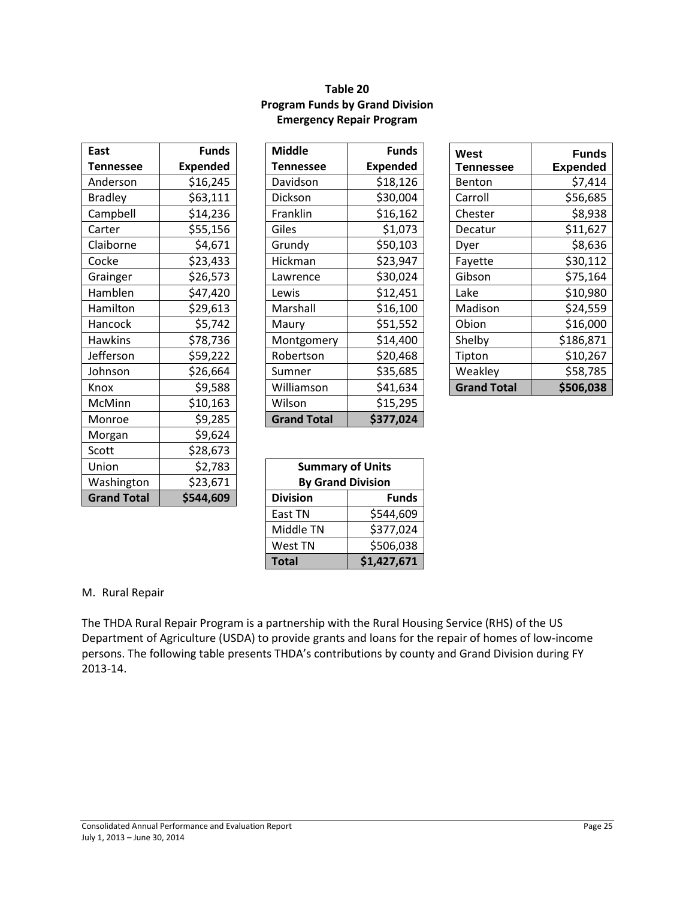**Table 20**
**Program Funds by Grand Division**
**Emergency Repair Program**

| East Tennessee | Funds Expended |
|---|---:|
| Anderson | $16,245 |
| Bradley | $63,111 |
| Campbell | $14,236 |
| Carter | $55,156 |
| Claiborne | $4,671 |
| Cocke | $23,433 |
| Grainger | $26,573 |
| Hamblen | $47,420 |
| Hamilton | $29,613 |
| Hancock | $5,742 |
| Hawkins | $78,736 |
| Jefferson | $59,222 |
| Johnson | $26,664 |
| Knox | $9,588 |
| McMinn | $10,163 |
| Monroe | $9,285 |
| Morgan | $9,624 |
| Scott | $28,673 |
| Union | $2,783 |
| Washington | $23,671 |
| **Grand Total** | **$544,609** |

| Middle Tennessee | Funds Expended |
|---|---:|
| Davidson | $18,126 |
| Dickson | $30,004 |
| Franklin | $16,162 |
| Giles | $1,073 |
| Grundy | $50,103 |
| Hickman | $23,947 |
| Lawrence | $30,024 |
| Lewis | $12,451 |
| Marshall | $16,100 |
| Maury | $51,552 |
| Montgomery | $14,400 |
| Robertson | $20,468 |
| Sumner | $35,685 |
| Williamson | $41,634 |
| Wilson | $15,295 |
| **Grand Total** | **$377,024** |

| West Tennessee | Funds Expended |
|---|---:|
| Benton | $7,414 |
| Carroll | $56,685 |
| Chester | $8,938 |
| Decatur | $11,627 |
| Dyer | $8,636 |
| Fayette | $30,112 |
| Gibson | $75,164 |
| Lake | $10,980 |
| Madison | $24,559 |
| Obion | $16,000 |
| Shelby | $186,871 |
| Tipton | $10,267 |
| Weakley | $58,785 |
| **Grand Total** | **$506,038** |

| Summary of Units By Grand Division | |
|---|---:|
| **Division** | **Funds** |
| East TN | $544,609 |
| Middle TN | $377,024 |
| West TN | $506,038 |
| **Total** | **$1,427,671** |

M. Rural Repair

The THDA Rural Repair Program is a partnership with the Rural Housing Service (RHS) of the US Department of Agriculture (USDA) to provide grants and loans for the repair of homes of low-income persons. The following table presents THDA's contributions by county and Grand Division during FY 2013-14.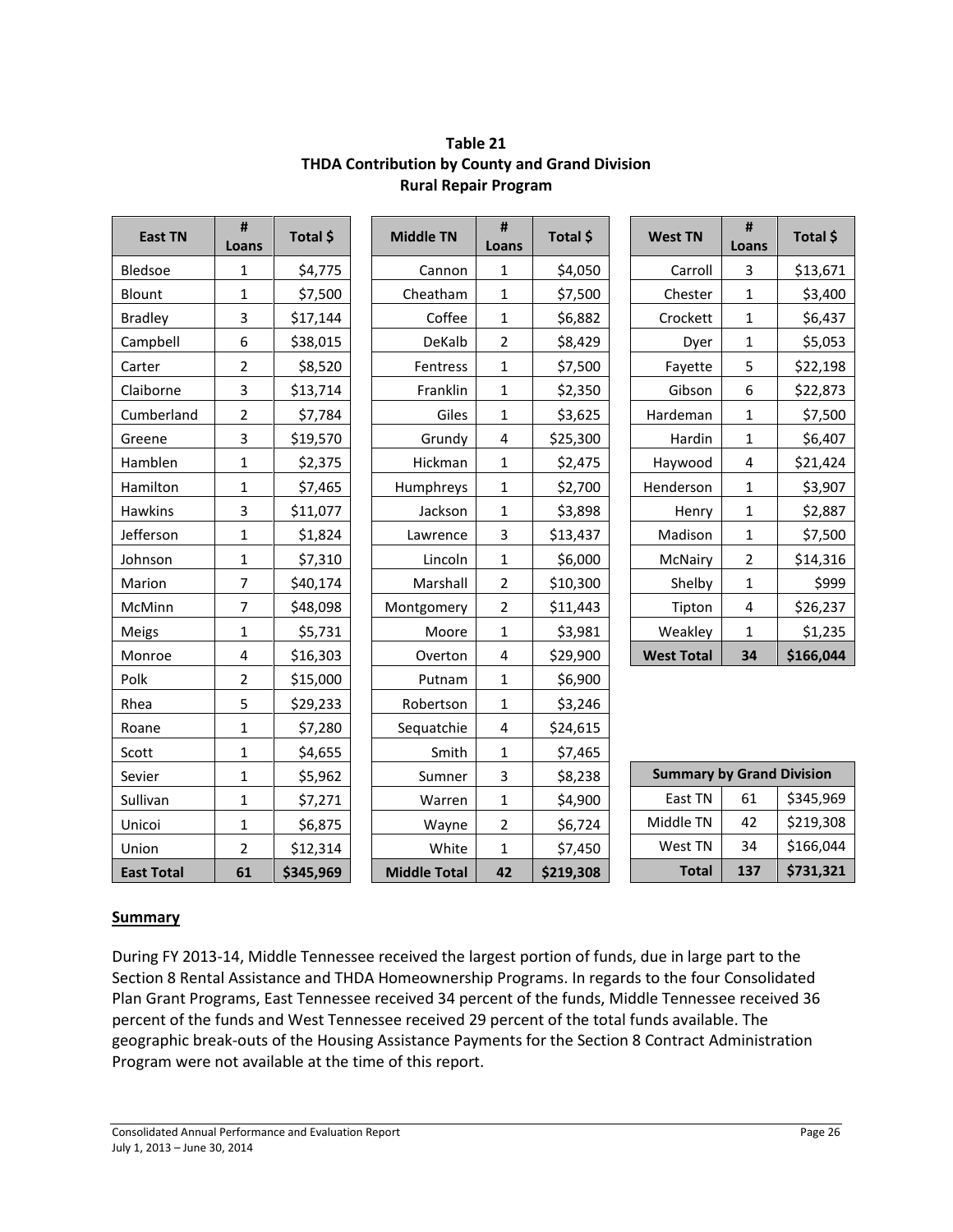**Table 21**
**THDA Contribution by County and Grand Division**
**Rural Repair Program**

| East TN | # Loans | Total $ |
|---|---|---|
| Bledsoe | 1 | $4,775 |
| Blount | 1 | $7,500 |
| Bradley | 3 | $17,144 |
| Campbell | 6 | $38,015 |
| Carter | 2 | $8,520 |
| Claiborne | 3 | $13,714 |
| Cumberland | 2 | $7,784 |
| Greene | 3 | $19,570 |
| Hamblen | 1 | $2,375 |
| Hamilton | 1 | $7,465 |
| Hawkins | 3 | $11,077 |
| Jefferson | 1 | $1,824 |
| Johnson | 1 | $7,310 |
| Marion | 7 | $40,174 |
| McMinn | 7 | $48,098 |
| Meigs | 1 | $5,731 |
| Monroe | 4 | $16,303 |
| Polk | 2 | $15,000 |
| Rhea | 5 | $29,233 |
| Roane | 1 | $7,280 |
| Scott | 1 | $4,655 |
| Sevier | 1 | $5,962 |
| Sullivan | 1 | $7,271 |
| Unicoi | 1 | $6,875 |
| Union | 2 | $12,314 |
| **East Total** | **61** | **$345,969** |

| Middle TN | # Loans | Total $ |
|---|---|---|
| Cannon | 1 | $4,050 |
| Cheatham | 1 | $7,500 |
| Coffee | 1 | $6,882 |
| DeKalb | 2 | $8,429 |
| Fentress | 1 | $7,500 |
| Franklin | 1 | $2,350 |
| Giles | 1 | $3,625 |
| Grundy | 4 | $25,300 |
| Hickman | 1 | $2,475 |
| Humphreys | 1 | $2,700 |
| Jackson | 1 | $3,898 |
| Lawrence | 3 | $13,437 |
| Lincoln | 1 | $6,000 |
| Marshall | 2 | $10,300 |
| Montgomery | 2 | $11,443 |
| Moore | 1 | $3,981 |
| Overton | 4 | $29,900 |
| Putnam | 1 | $6,900 |
| Robertson | 1 | $3,246 |
| Sequatchie | 4 | $24,615 |
| Smith | 1 | $7,465 |
| Sumner | 3 | $8,238 |
| Warren | 1 | $4,900 |
| Wayne | 2 | $6,724 |
| White | 1 | $7,450 |
| **Middle Total** | **42** | **$219,308** |

| West TN | # Loans | Total $ |
|---|---|---|
| Carroll | 3 | $13,671 |
| Chester | 1 | $3,400 |
| Crockett | 1 | $6,437 |
| Dyer | 1 | $5,053 |
| Fayette | 5 | $22,198 |
| Gibson | 6 | $22,873 |
| Hardeman | 1 | $7,500 |
| Hardin | 1 | $6,407 |
| Haywood | 4 | $21,424 |
| Henderson | 1 | $3,907 |
| Henry | 1 | $2,887 |
| Madison | 1 | $7,500 |
| McNairy | 2 | $14,316 |
| Shelby | 1 | $999 |
| Tipton | 4 | $26,237 |
| Weakley | 1 | $1,235 |
| **West Total** | **34** | **$166,044** |

| Summary by Grand Division | | |
|---|---|---|
| East TN | 61 | $345,969 |
| Middle TN | 42 | $219,308 |
| West TN | 34 | $166,044 |
| **Total** | **137** | **$731,321** |

**Summary**

During FY 2013-14, Middle Tennessee received the largest portion of funds, due in large part to the Section 8 Rental Assistance and THDA Homeownership Programs. In regards to the four Consolidated Plan Grant Programs, East Tennessee received 34 percent of the funds, Middle Tennessee received 36 percent of the funds and West Tennessee received 29 percent of the total funds available. The geographic break-outs of the Housing Assistance Payments for the Section 8 Contract Administration Program were not available at the time of this report.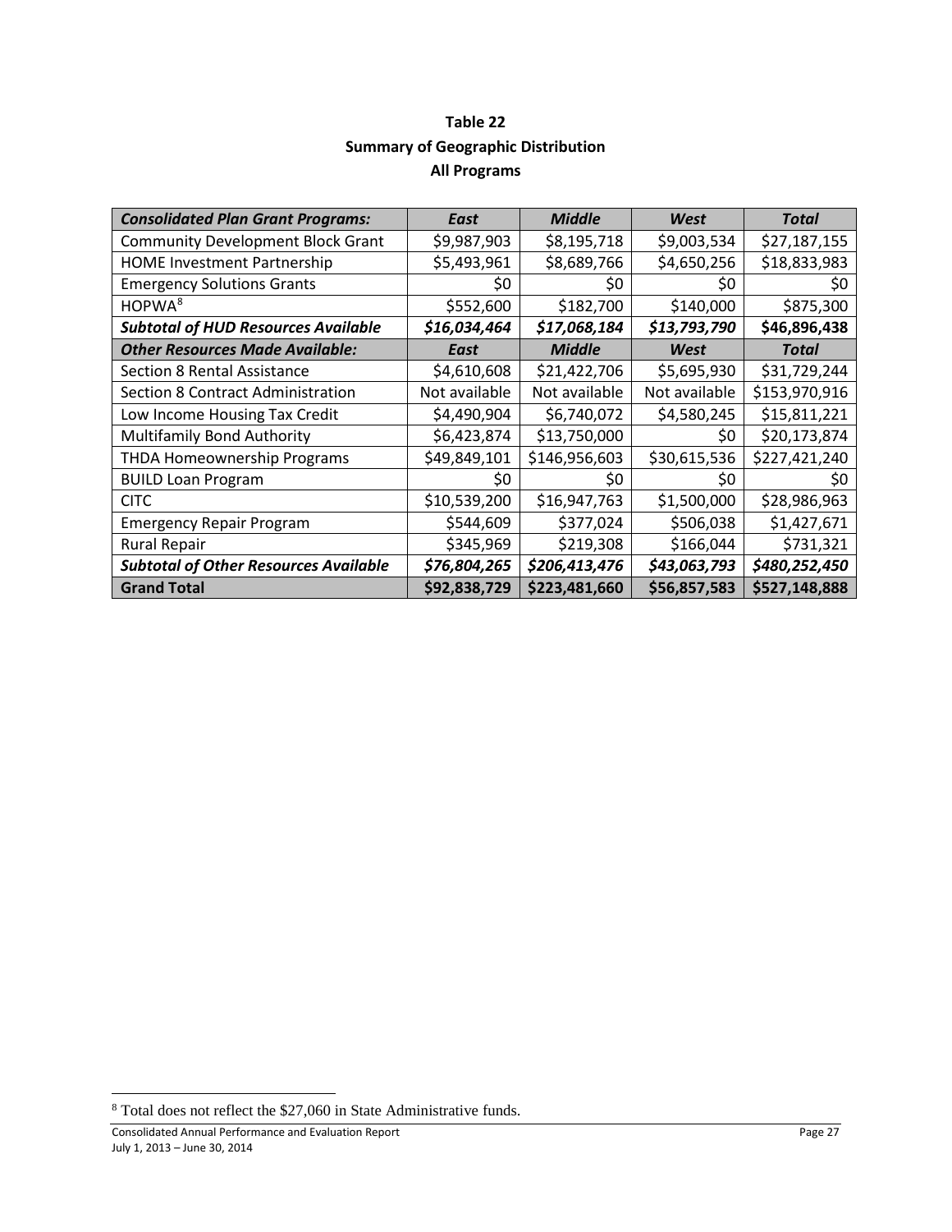**Table 22**
**Summary of Geographic Distribution**
**All Programs**

| ***Consolidated Plan Grant Programs:*** | ***East*** | ***Middle*** | ***West*** | ***Total*** |
|---|---|---|---|---|
| Community Development Block Grant | $9,987,903 | $8,195,718 | $9,003,534 | $27,187,155 |
| HOME Investment Partnership | $5,493,961 | $8,689,766 | $4,650,256 | $18,833,983 |
| Emergency Solutions Grants | $0 | $0 | $0 | $0 |
| HOPWA[8] | $552,600 | $182,700 | $140,000 | $875,300 |
| ***Subtotal of HUD Resources Available*** | ***$16,034,464*** | ***$17,068,184*** | ***$13,793,790*** | ***$46,896,438*** |
| ***Other Resources Made Available:*** | ***East*** | ***Middle*** | ***West*** | ***Total*** |
| Section 8 Rental Assistance | $4,610,608 | $21,422,706 | $5,695,930 | $31,729,244 |
| Section 8 Contract Administration | Not available | Not available | Not available | $153,970,916 |
| Low Income Housing Tax Credit | $4,490,904 | $6,740,072 | $4,580,245 | $15,811,221 |
| Multifamily Bond Authority | $6,423,874 | $13,750,000 | $0 | $20,173,874 |
| THDA Homeownership Programs | $49,849,101 | $146,956,603 | $30,615,536 | $227,421,240 |
| BUILD Loan Program | $0 | $0 | $0 | $0 |
| CITC | $10,539,200 | $16,947,763 | $1,500,000 | $28,986,963 |
| Emergency Repair Program | $544,609 | $377,024 | $506,038 | $1,427,671 |
| Rural Repair | $345,969 | $219,308 | $166,044 | $731,321 |
| ***Subtotal of Other Resources Available*** | ***$76,804,265*** | ***$206,413,476*** | ***$43,063,793*** | ***$480,252,450*** |
| **Grand Total** | **$92,838,729** | **$223,481,660** | **$56,857,583** | **$527,148,888** |

[8] Total does not reflect the $27,060 in State Administrative funds.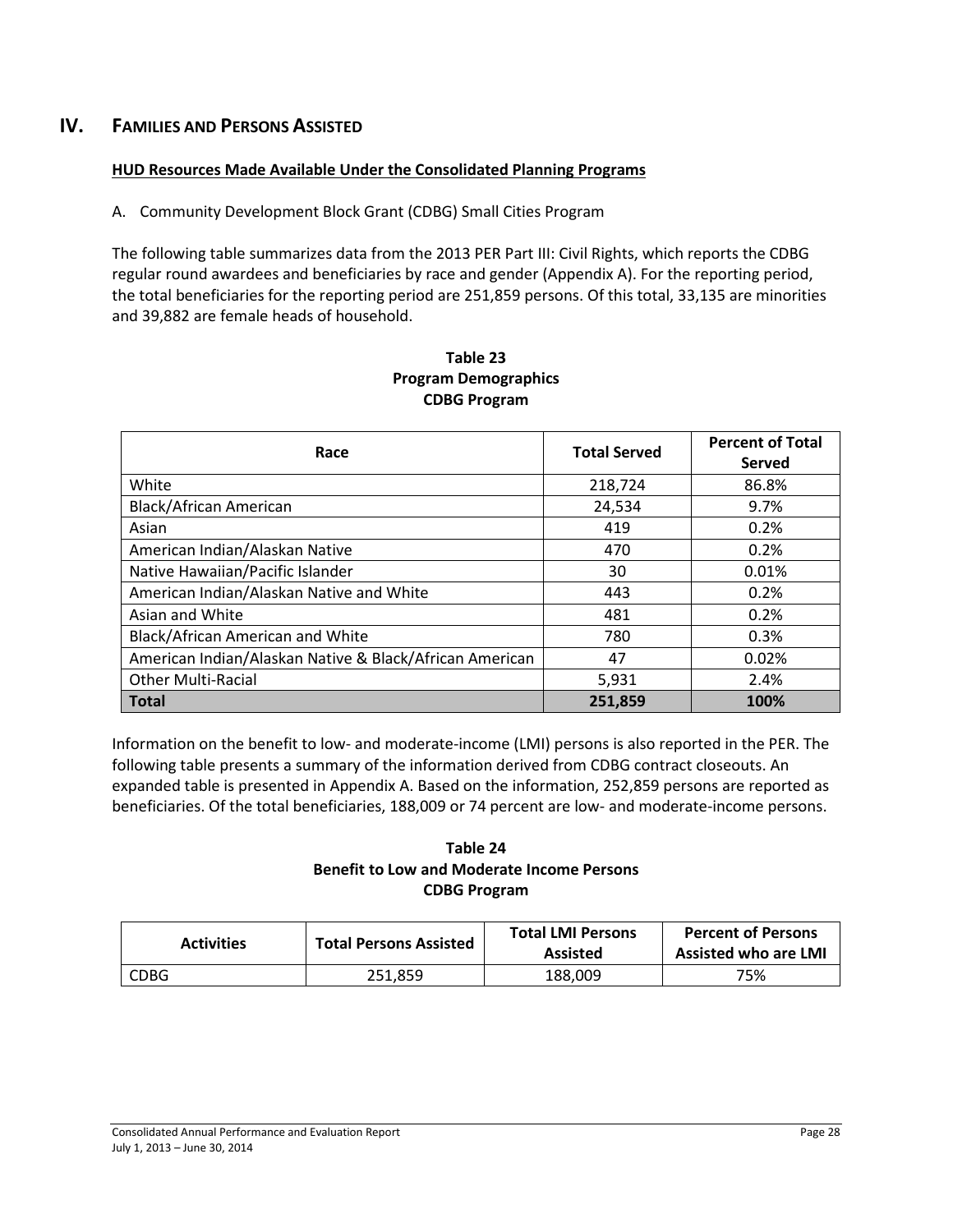# IV. Families and Persons Assisted

**HUD Resources Made Available Under the Consolidated Planning Programs**

A. Community Development Block Grant (CDBG) Small Cities Program

The following table summarizes data from the 2013 PER Part III: Civil Rights, which reports the CDBG regular round awardees and beneficiaries by race and gender (Appendix A). For the reporting period, the total beneficiaries for the reporting period are 251,859 persons. Of this total, 33,135 are minorities and 39,882 are female heads of household.

**Table 23**
**Program Demographics**
**CDBG Program**

| Race | Total Served | Percent of Total Served |
|---|---|---|
| White | 218,724 | 86.8% |
| Black/African American | 24,534 | 9.7% |
| Asian | 419 | 0.2% |
| American Indian/Alaskan Native | 470 | 0.2% |
| Native Hawaiian/Pacific Islander | 30 | 0.01% |
| American Indian/Alaskan Native and White | 443 | 0.2% |
| Asian and White | 481 | 0.2% |
| Black/African American and White | 780 | 0.3% |
| American Indian/Alaskan Native & Black/African American | 47 | 0.02% |
| Other Multi-Racial | 5,931 | 2.4% |
| **Total** | **251,859** | **100%** |

Information on the benefit to low- and moderate-income (LMI) persons is also reported in the PER. The following table presents a summary of the information derived from CDBG contract closeouts. An expanded table is presented in Appendix A. Based on the information, 252,859 persons are reported as beneficiaries. Of the total beneficiaries, 188,009 or 74 percent are low- and moderate-income persons.

**Table 24**
**Benefit to Low and Moderate Income Persons**
**CDBG Program**

| Activities | Total Persons Assisted | Total LMI Persons Assisted | Percent of Persons Assisted who are LMI |
|---|---|---|---|
| CDBG | 251,859 | 188,009 | 75% |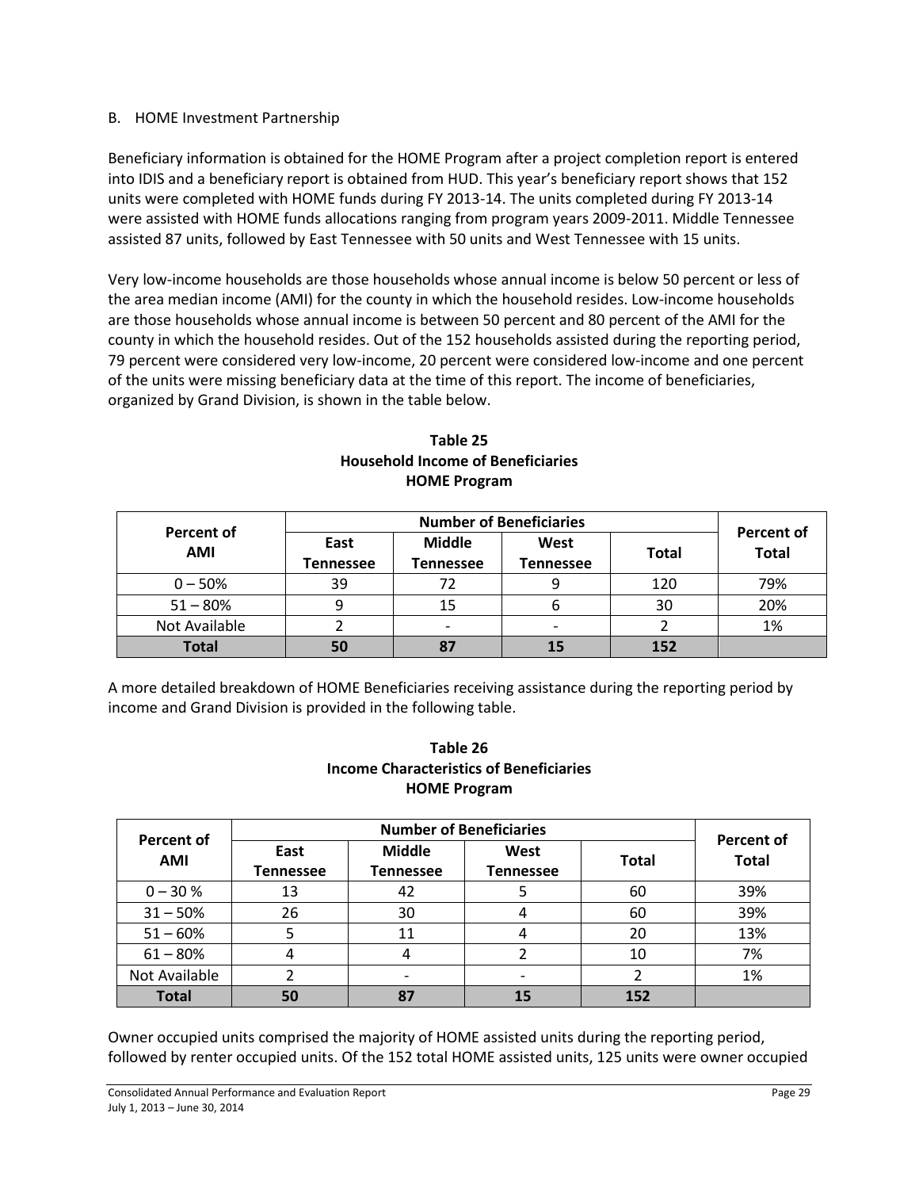## B. HOME Investment Partnership

Beneficiary information is obtained for the HOME Program after a project completion report is entered into IDIS and a beneficiary report is obtained from HUD. This year's beneficiary report shows that 152 units were completed with HOME funds during FY 2013-14. The units completed during FY 2013-14 were assisted with HOME funds allocations ranging from program years 2009-2011. Middle Tennessee assisted 87 units, followed by East Tennessee with 50 units and West Tennessee with 15 units.

Very low-income households are those households whose annual income is below 50 percent or less of the area median income (AMI) for the county in which the household resides. Low-income households are those households whose annual income is between 50 percent and 80 percent of the AMI for the county in which the household resides. Out of the 152 households assisted during the reporting period, 79 percent were considered very low-income, 20 percent were considered low-income and one percent of the units were missing beneficiary data at the time of this report. The income of beneficiaries, organized by Grand Division, is shown in the table below.

**Table 25**
**Household Income of Beneficiaries**
**HOME Program**

| Percent of AMI | Number of Beneficiaries | | | | Percent of Total |
|---|---|---|---|---|---|
| | East Tennessee | Middle Tennessee | West Tennessee | Total | |
| 0 – 50% | 39 | 72 | 9 | 120 | 79% |
| 51 – 80% | 9 | 15 | 6 | 30 | 20% |
| Not Available | 2 | - | - | 2 | 1% |
| **Total** | **50** | **87** | **15** | **152** | |

A more detailed breakdown of HOME Beneficiaries receiving assistance during the reporting period by income and Grand Division is provided in the following table.

**Table 26**
**Income Characteristics of Beneficiaries**
**HOME Program**

| Percent of AMI | Number of Beneficiaries | | | | Percent of Total |
|---|---|---|---|---|---|
| | East Tennessee | Middle Tennessee | West Tennessee | Total | |
| 0 – 30 % | 13 | 42 | 5 | 60 | 39% |
| 31 – 50% | 26 | 30 | 4 | 60 | 39% |
| 51 – 60% | 5 | 11 | 4 | 20 | 13% |
| 61 – 80% | 4 | 4 | 2 | 10 | 7% |
| Not Available | 2 | - | - | 2 | 1% |
| **Total** | **50** | **87** | **15** | **152** | |

Owner occupied units comprised the majority of HOME assisted units during the reporting period, followed by renter occupied units. Of the 152 total HOME assisted units, 125 units were owner occupied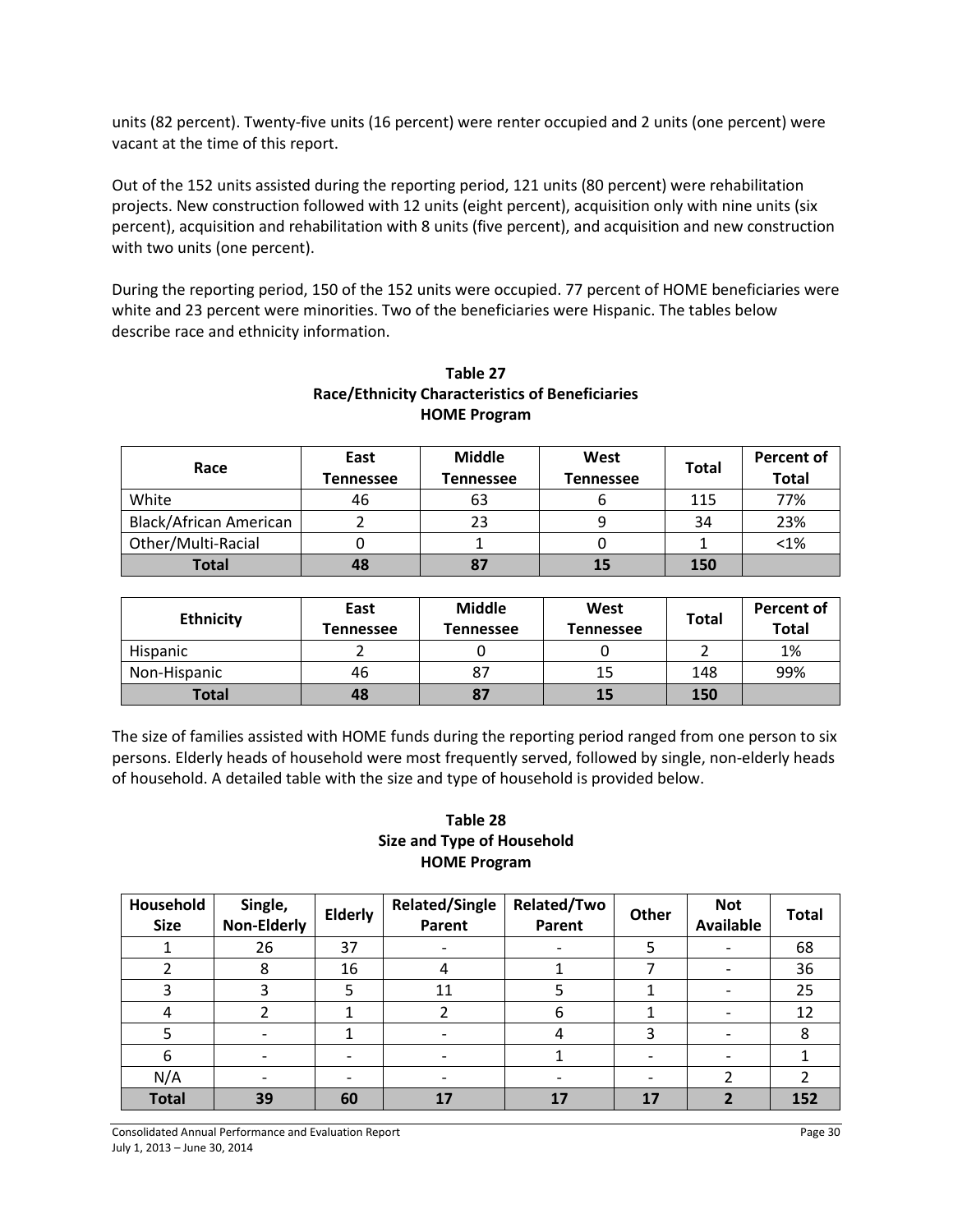units (82 percent). Twenty-five units (16 percent) were renter occupied and 2 units (one percent) were vacant at the time of this report.

Out of the 152 units assisted during the reporting period, 121 units (80 percent) were rehabilitation projects. New construction followed with 12 units (eight percent), acquisition only with nine units (six percent), acquisition and rehabilitation with 8 units (five percent), and acquisition and new construction with two units (one percent).

During the reporting period, 150 of the 152 units were occupied. 77 percent of HOME beneficiaries were white and 23 percent were minorities. Two of the beneficiaries were Hispanic. The tables below describe race and ethnicity information.

**Table 27**
**Race/Ethnicity Characteristics of Beneficiaries**
**HOME Program**

| Race | East Tennessee | Middle Tennessee | West Tennessee | Total | Percent of Total |
|---|---|---|---|---|---|
| White | 46 | 63 | 6 | 115 | 77% |
| Black/African American | 2 | 23 | 9 | 34 | 23% |
| Other/Multi-Racial | 0 | 1 | 0 | 1 | <1% |
| **Total** | **48** | **87** | **15** | **150** | |

| Ethnicity | East Tennessee | Middle Tennessee | West Tennessee | Total | Percent of Total |
|---|---|---|---|---|---|
| Hispanic | 2 | 0 | 0 | 2 | 1% |
| Non-Hispanic | 46 | 87 | 15 | 148 | 99% |
| **Total** | **48** | **87** | **15** | **150** | |

The size of families assisted with HOME funds during the reporting period ranged from one person to six persons. Elderly heads of household were most frequently served, followed by single, non-elderly heads of household. A detailed table with the size and type of household is provided below.

**Table 28**
**Size and Type of Household**
**HOME Program**

| Household Size | Single, Non-Elderly | Elderly | Related/Single Parent | Related/Two Parent | Other | Not Available | Total |
|---|---|---|---|---|---|---|---|
| 1 | 26 | 37 | - | - | 5 | - | 68 |
| 2 | 8 | 16 | 4 | 1 | 7 | - | 36 |
| 3 | 3 | 5 | 11 | 5 | 1 | - | 25 |
| 4 | 2 | 1 | 2 | 6 | 1 | - | 12 |
| 5 | - | 1 | - | 4 | 3 | - | 8 |
| 6 | - | - | - | 1 | - | - | 1 |
| N/A | - | - | - | - | - | 2 | 2 |
| **Total** | **39** | **60** | **17** | **17** | **17** | **2** | **152** |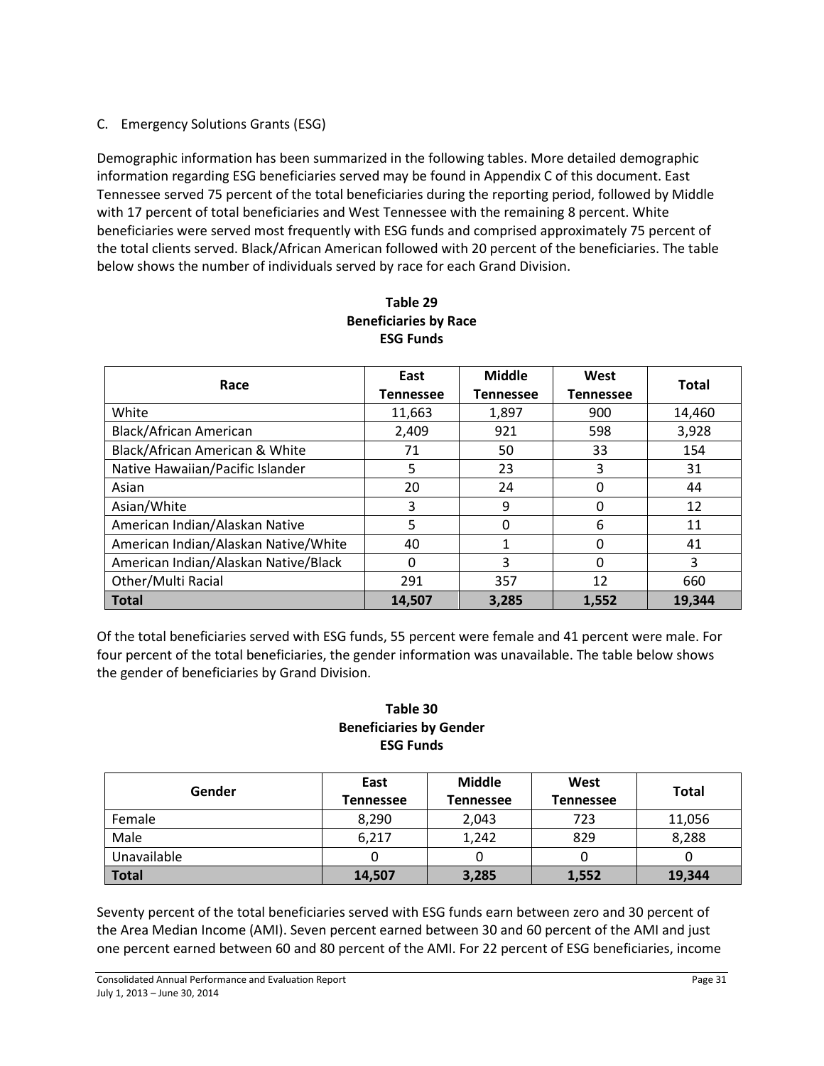C. Emergency Solutions Grants (ESG)

Demographic information has been summarized in the following tables. More detailed demographic information regarding ESG beneficiaries served may be found in Appendix C of this document. East Tennessee served 75 percent of the total beneficiaries during the reporting period, followed by Middle with 17 percent of total beneficiaries and West Tennessee with the remaining 8 percent. White beneficiaries were served most frequently with ESG funds and comprised approximately 75 percent of the total clients served. Black/African American followed with 20 percent of the beneficiaries. The table below shows the number of individuals served by race for each Grand Division.

**Table 29**
**Beneficiaries by Race**
**ESG Funds**

| Race | East Tennessee | Middle Tennessee | West Tennessee | Total |
|---|---|---|---|---|
| White | 11,663 | 1,897 | 900 | 14,460 |
| Black/African American | 2,409 | 921 | 598 | 3,928 |
| Black/African American & White | 71 | 50 | 33 | 154 |
| Native Hawaiian/Pacific Islander | 5 | 23 | 3 | 31 |
| Asian | 20 | 24 | 0 | 44 |
| Asian/White | 3 | 9 | 0 | 12 |
| American Indian/Alaskan Native | 5 | 0 | 6 | 11 |
| American Indian/Alaskan Native/White | 40 | 1 | 0 | 41 |
| American Indian/Alaskan Native/Black | 0 | 3 | 0 | 3 |
| Other/Multi Racial | 291 | 357 | 12 | 660 |
| **Total** | **14,507** | **3,285** | **1,552** | **19,344** |

Of the total beneficiaries served with ESG funds, 55 percent were female and 41 percent were male. For four percent of the total beneficiaries, the gender information was unavailable. The table below shows the gender of beneficiaries by Grand Division.

**Table 30**
**Beneficiaries by Gender**
**ESG Funds**

| Gender | East Tennessee | Middle Tennessee | West Tennessee | Total |
|---|---|---|---|---|
| Female | 8,290 | 2,043 | 723 | 11,056 |
| Male | 6,217 | 1,242 | 829 | 8,288 |
| Unavailable | 0 | 0 | 0 | 0 |
| **Total** | **14,507** | **3,285** | **1,552** | **19,344** |

Seventy percent of the total beneficiaries served with ESG funds earn between zero and 30 percent of the Area Median Income (AMI). Seven percent earned between 30 and 60 percent of the AMI and just one percent earned between 60 and 80 percent of the AMI. For 22 percent of ESG beneficiaries, income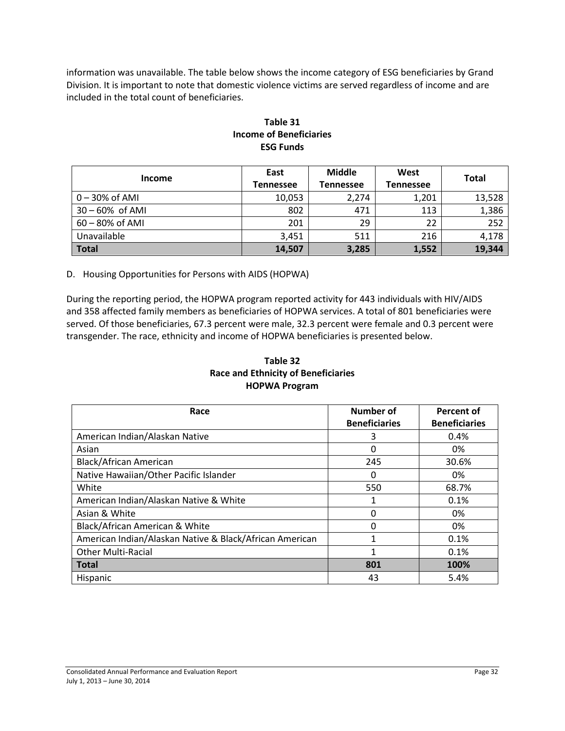information was unavailable. The table below shows the income category of ESG beneficiaries by Grand Division. It is important to note that domestic violence victims are served regardless of income and are included in the total count of beneficiaries.

**Table 31**
**Income of Beneficiaries**
**ESG Funds**

| Income | East Tennessee | Middle Tennessee | West Tennessee | Total |
|---|---|---|---|---|
| 0 – 30% of AMI | 10,053 | 2,274 | 1,201 | 13,528 |
| 30 – 60% of AMI | 802 | 471 | 113 | 1,386 |
| 60 – 80% of AMI | 201 | 29 | 22 | 252 |
| Unavailable | 3,451 | 511 | 216 | 4,178 |
| **Total** | **14,507** | **3,285** | **1,552** | **19,344** |

D. Housing Opportunities for Persons with AIDS (HOPWA)

During the reporting period, the HOPWA program reported activity for 443 individuals with HIV/AIDS and 358 affected family members as beneficiaries of HOPWA services. A total of 801 beneficiaries were served. Of those beneficiaries, 67.3 percent were male, 32.3 percent were female and 0.3 percent were transgender. The race, ethnicity and income of HOPWA beneficiaries is presented below.

**Table 32**
**Race and Ethnicity of Beneficiaries**
**HOPWA Program**

| Race | Number of Beneficiaries | Percent of Beneficiaries |
|---|---|---|
| American Indian/Alaskan Native | 3 | 0.4% |
| Asian | 0 | 0% |
| Black/African American | 245 | 30.6% |
| Native Hawaiian/Other Pacific Islander | 0 | 0% |
| White | 550 | 68.7% |
| American Indian/Alaskan Native & White | 1 | 0.1% |
| Asian & White | 0 | 0% |
| Black/African American & White | 0 | 0% |
| American Indian/Alaskan Native & Black/African American | 1 | 0.1% |
| Other Multi-Racial | 1 | 0.1% |
| **Total** | **801** | **100%** |
| Hispanic | 43 | 5.4% |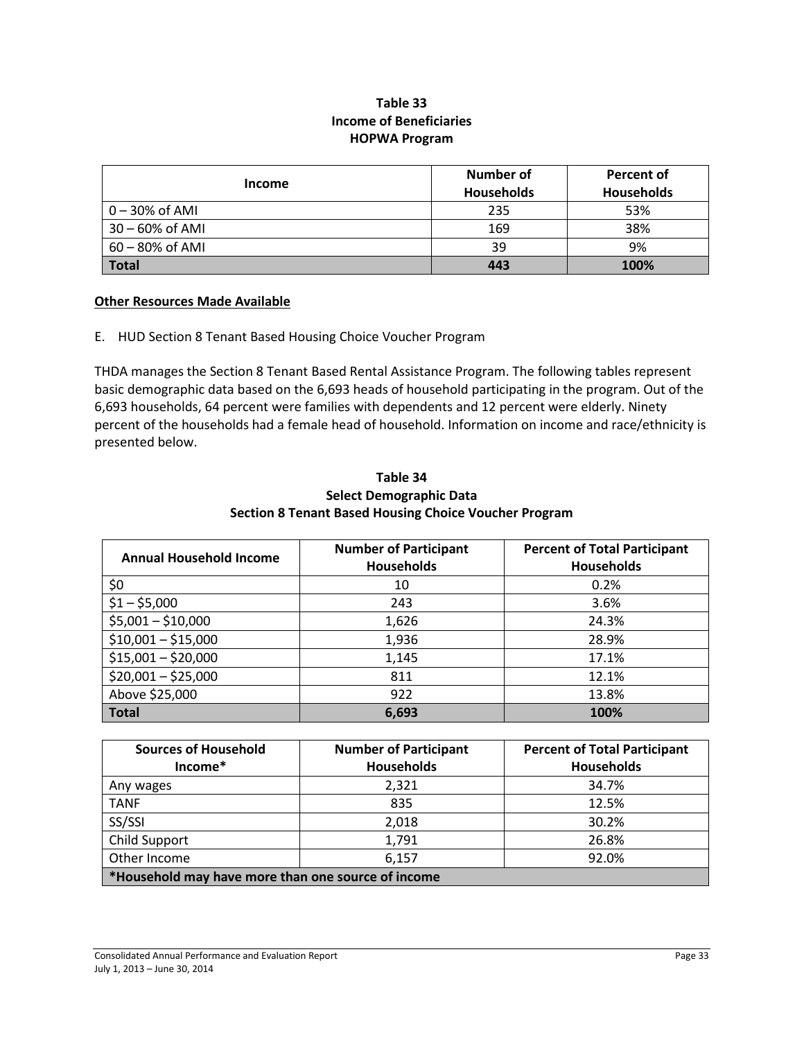**Table 33**
**Income of Beneficiaries**
**HOPWA Program**

| Income | Number of Households | Percent of Households |
|---|---|---|
| 0 – 30% of AMI | 235 | 53% |
| 30 – 60% of AMI | 169 | 38% |
| 60 – 80% of AMI | 39 | 9% |
| **Total** | **443** | **100%** |

**Other Resources Made Available**

E. HUD Section 8 Tenant Based Housing Choice Voucher Program

THDA manages the Section 8 Tenant Based Rental Assistance Program. The following tables represent basic demographic data based on the 6,693 heads of household participating in the program. Out of the 6,693 households, 64 percent were families with dependents and 12 percent were elderly. Ninety percent of the households had a female head of household. Information on income and race/ethnicity is presented below.

**Table 34**
**Select Demographic Data**
**Section 8 Tenant Based Housing Choice Voucher Program**

| Annual Household Income | Number of Participant Households | Percent of Total Participant Households |
|---|---|---|
| $0 | 10 | 0.2% |
| $1 – $5,000 | 243 | 3.6% |
| $5,001 – $10,000 | 1,626 | 24.3% |
| $10,001 – $15,000 | 1,936 | 28.9% |
| $15,001 – $20,000 | 1,145 | 17.1% |
| $20,001 – $25,000 | 811 | 12.1% |
| Above $25,000 | 922 | 13.8% |
| **Total** | **6,693** | **100%** |

| Sources of Household Income* | Number of Participant Households | Percent of Total Participant Households |
|---|---|---|
| Any wages | 2,321 | 34.7% |
| TANF | 835 | 12.5% |
| SS/SSI | 2,018 | 30.2% |
| Child Support | 1,791 | 26.8% |
| Other Income | 6,157 | 92.0% |
| ***Household may have more than one source of income** | | |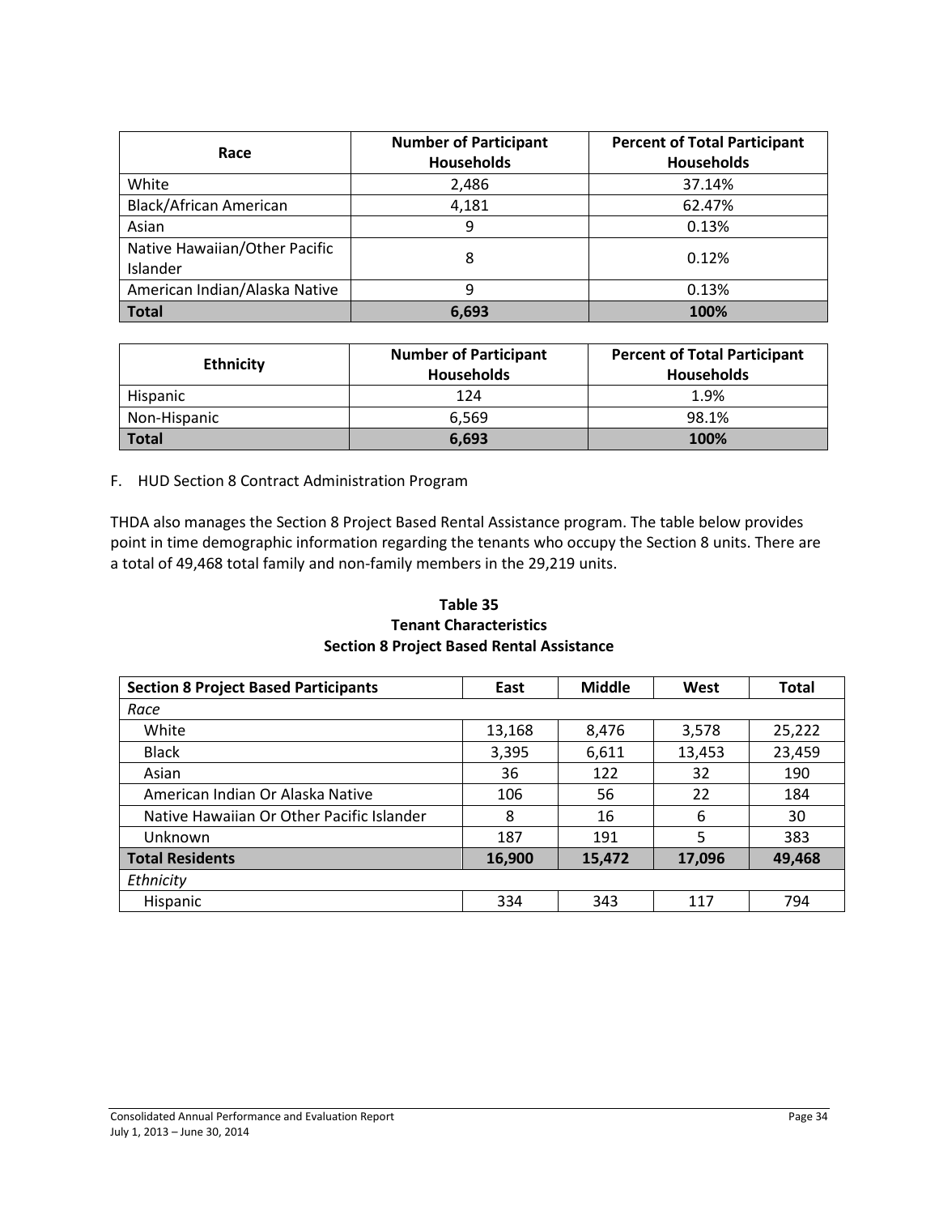| Race | Number of Participant Households | Percent of Total Participant Households |
|---|---|---|
| White | 2,486 | 37.14% |
| Black/African American | 4,181 | 62.47% |
| Asian | 9 | 0.13% |
| Native Hawaiian/Other Pacific Islander | 8 | 0.12% |
| American Indian/Alaska Native | 9 | 0.13% |
| **Total** | **6,693** | **100%** |

| Ethnicity | Number of Participant Households | Percent of Total Participant Households |
|---|---|---|
| Hispanic | 124 | 1.9% |
| Non-Hispanic | 6,569 | 98.1% |
| **Total** | **6,693** | **100%** |

F. HUD Section 8 Contract Administration Program

THDA also manages the Section 8 Project Based Rental Assistance program. The table below provides point in time demographic information regarding the tenants who occupy the Section 8 units. There are a total of 49,468 total family and non-family members in the 29,219 units.

**Table 35**
**Tenant Characteristics**
**Section 8 Project Based Rental Assistance**

| Section 8 Project Based Participants | East | Middle | West | Total |
|---|---|---|---|---|
| *Race* | | | | |
| White | 13,168 | 8,476 | 3,578 | 25,222 |
| Black | 3,395 | 6,611 | 13,453 | 23,459 |
| Asian | 36 | 122 | 32 | 190 |
| American Indian Or Alaska Native | 106 | 56 | 22 | 184 |
| Native Hawaiian Or Other Pacific Islander | 8 | 16 | 6 | 30 |
| Unknown | 187 | 191 | 5 | 383 |
| **Total Residents** | **16,900** | **15,472** | **17,096** | **49,468** |
| *Ethnicity* | | | | |
| Hispanic | 334 | 343 | 117 | 794 |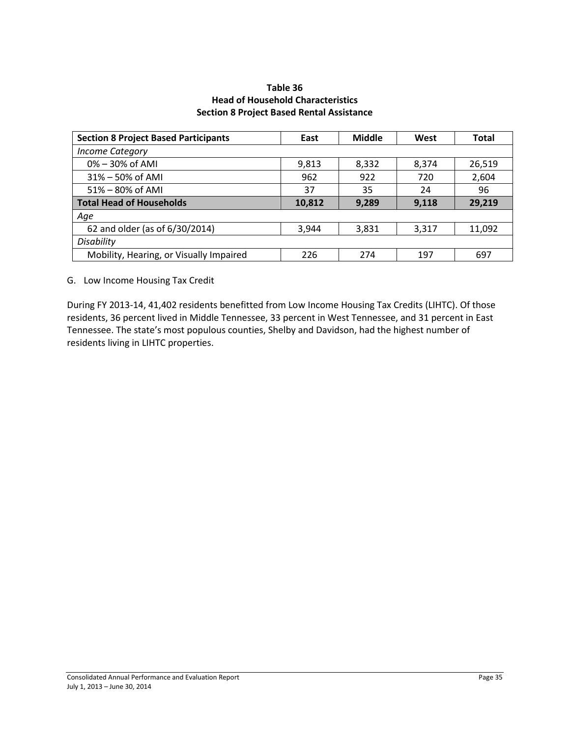**Table 36**
**Head of Household Characteristics**
**Section 8 Project Based Rental Assistance**

| Section 8 Project Based Participants | East | Middle | West | Total |
|---|---|---|---|---|
| *Income Category* | | | | |
| 0% – 30% of AMI | 9,813 | 8,332 | 8,374 | 26,519 |
| 31% – 50% of AMI | 962 | 922 | 720 | 2,604 |
| 51% – 80% of AMI | 37 | 35 | 24 | 96 |
| **Total Head of Households** | **10,812** | **9,289** | **9,118** | **29,219** |
| *Age* | | | | |
| 62 and older (as of 6/30/2014) | 3,944 | 3,831 | 3,317 | 11,092 |
| *Disability* | | | | |
| Mobility, Hearing, or Visually Impaired | 226 | 274 | 197 | 697 |

G. Low Income Housing Tax Credit

During FY 2013-14, 41,402 residents benefitted from Low Income Housing Tax Credits (LIHTC). Of those residents, 36 percent lived in Middle Tennessee, 33 percent in West Tennessee, and 31 percent in East Tennessee. The state's most populous counties, Shelby and Davidson, had the highest number of residents living in LIHTC properties.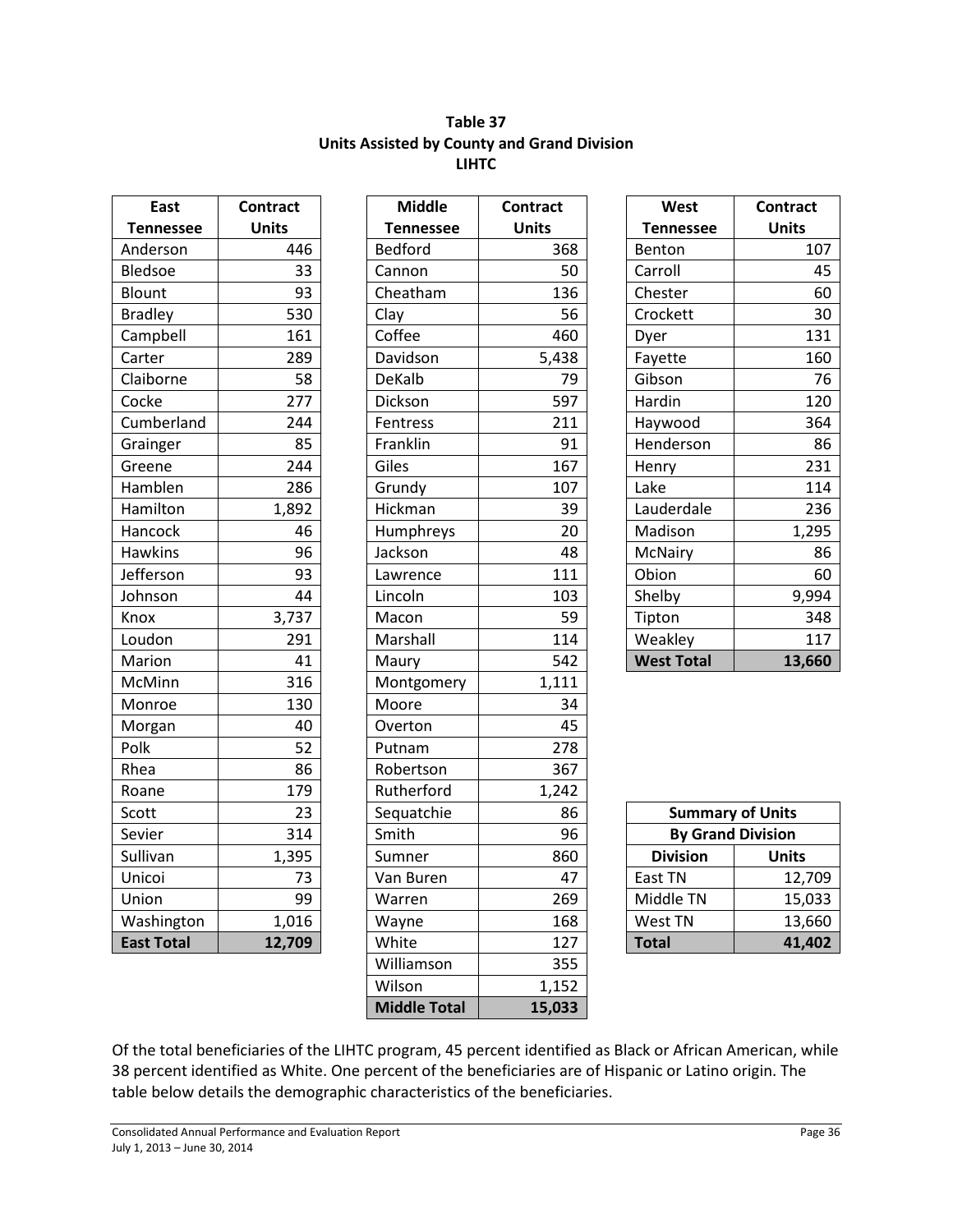**Table 37**
**Units Assisted by County and Grand Division**
**LIHTC**

| East Tennessee | Contract Units |
|---|---|
| Anderson | 446 |
| Bledsoe | 33 |
| Blount | 93 |
| Bradley | 530 |
| Campbell | 161 |
| Carter | 289 |
| Claiborne | 58 |
| Cocke | 277 |
| Cumberland | 244 |
| Grainger | 85 |
| Greene | 244 |
| Hamblen | 286 |
| Hamilton | 1,892 |
| Hancock | 46 |
| Hawkins | 96 |
| Jefferson | 93 |
| Johnson | 44 |
| Knox | 3,737 |
| Loudon | 291 |
| Marion | 41 |
| McMinn | 316 |
| Monroe | 130 |
| Morgan | 40 |
| Polk | 52 |
| Rhea | 86 |
| Roane | 179 |
| Scott | 23 |
| Sevier | 314 |
| Sullivan | 1,395 |
| Unicoi | 73 |
| Union | 99 |
| Washington | 1,016 |
| **East Total** | **12,709** |

| Middle Tennessee | Contract Units |
|---|---|
| Bedford | 368 |
| Cannon | 50 |
| Cheatham | 136 |
| Clay | 56 |
| Coffee | 460 |
| Davidson | 5,438 |
| DeKalb | 79 |
| Dickson | 597 |
| Fentress | 211 |
| Franklin | 91 |
| Giles | 167 |
| Grundy | 107 |
| Hickman | 39 |
| Humphreys | 20 |
| Jackson | 48 |
| Lawrence | 111 |
| Lincoln | 103 |
| Macon | 59 |
| Marshall | 114 |
| Maury | 542 |
| Montgomery | 1,111 |
| Moore | 34 |
| Overton | 45 |
| Putnam | 278 |
| Robertson | 367 |
| Rutherford | 1,242 |
| Sequatchie | 86 |
| Smith | 96 |
| Sumner | 860 |
| Van Buren | 47 |
| Warren | 269 |
| Wayne | 168 |
| White | 127 |
| Williamson | 355 |
| Wilson | 1,152 |
| **Middle Total** | **15,033** |

| West Tennessee | Contract Units |
|---|---|
| Benton | 107 |
| Carroll | 45 |
| Chester | 60 |
| Crockett | 30 |
| Dyer | 131 |
| Fayette | 160 |
| Gibson | 76 |
| Hardin | 120 |
| Haywood | 364 |
| Henderson | 86 |
| Henry | 231 |
| Lake | 114 |
| Lauderdale | 236 |
| Madison | 1,295 |
| McNairy | 86 |
| Obion | 60 |
| Shelby | 9,994 |
| Tipton | 348 |
| Weakley | 117 |
| **West Total** | **13,660** |

| Summary of Units By Grand Division | |
|---|---|
| **Division** | **Units** |
| East TN | 12,709 |
| Middle TN | 15,033 |
| West TN | 13,660 |
| **Total** | **41,402** |

Of the total beneficiaries of the LIHTC program, 45 percent identified as Black or African American, while 38 percent identified as White. One percent of the beneficiaries are of Hispanic or Latino origin. The table below details the demographic characteristics of the beneficiaries.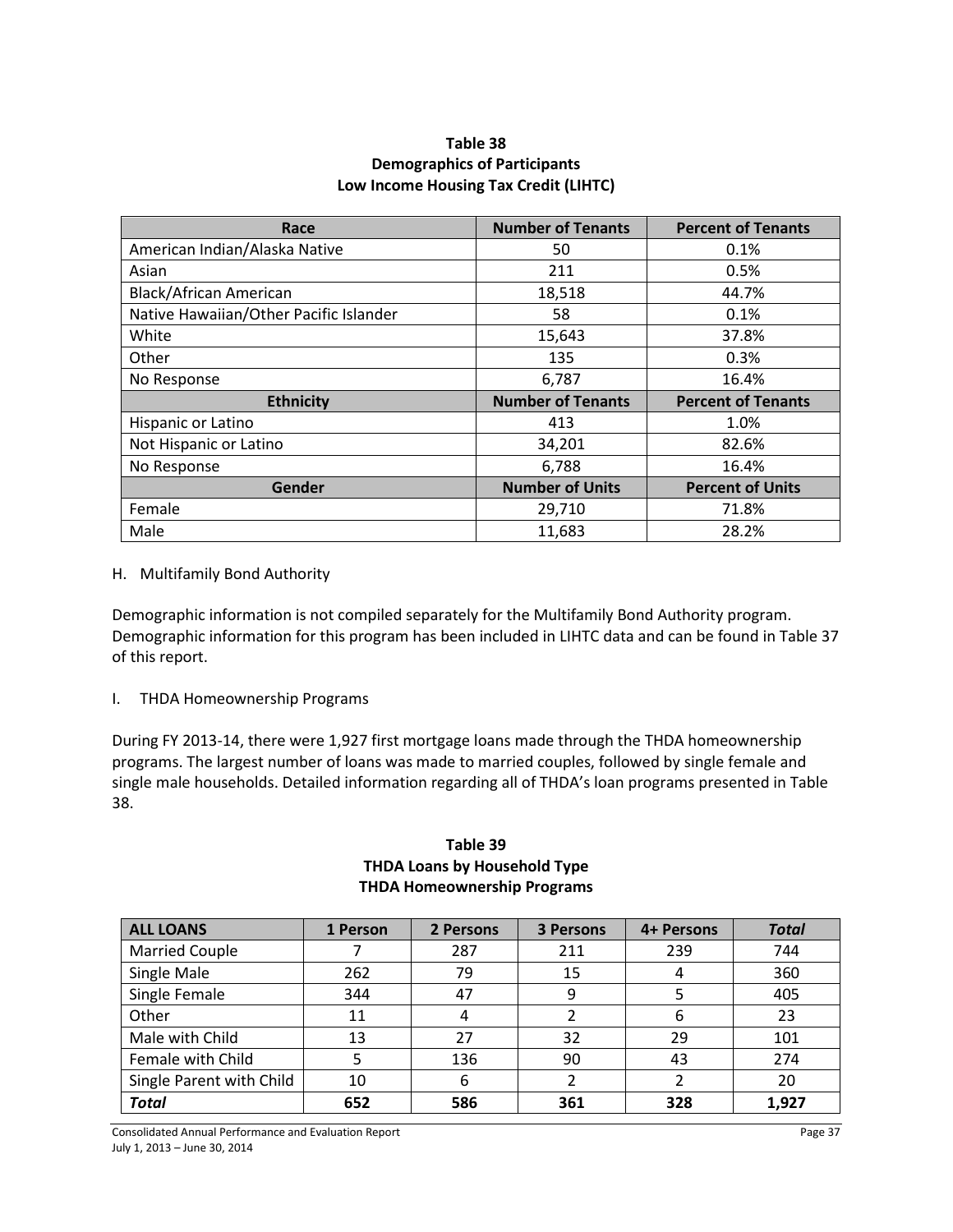**Table 38**
**Demographics of Participants**
**Low Income Housing Tax Credit (LIHTC)**

| Race | Number of Tenants | Percent of Tenants |
|---|---|---|
| American Indian/Alaska Native | 50 | 0.1% |
| Asian | 211 | 0.5% |
| Black/African American | 18,518 | 44.7% |
| Native Hawaiian/Other Pacific Islander | 58 | 0.1% |
| White | 15,643 | 37.8% |
| Other | 135 | 0.3% |
| No Response | 6,787 | 16.4% |
| **Ethnicity** | **Number of Tenants** | **Percent of Tenants** |
| Hispanic or Latino | 413 | 1.0% |
| Not Hispanic or Latino | 34,201 | 82.6% |
| No Response | 6,788 | 16.4% |
| **Gender** | **Number of Units** | **Percent of Units** |
| Female | 29,710 | 71.8% |
| Male | 11,683 | 28.2% |

H. Multifamily Bond Authority

Demographic information is not compiled separately for the Multifamily Bond Authority program. Demographic information for this program has been included in LIHTC data and can be found in Table 37 of this report.

I. THDA Homeownership Programs

During FY 2013-14, there were 1,927 first mortgage loans made through the THDA homeownership programs. The largest number of loans was made to married couples, followed by single female and single male households. Detailed information regarding all of THDA's loan programs presented in Table 38.

**Table 39**
**THDA Loans by Household Type**
**THDA Homeownership Programs**

| ALL LOANS | 1 Person | 2 Persons | 3 Persons | 4+ Persons | *Total* |
|---|---|---|---|---|---|
| Married Couple | 7 | 287 | 211 | 239 | 744 |
| Single Male | 262 | 79 | 15 | 4 | 360 |
| Single Female | 344 | 47 | 9 | 5 | 405 |
| Other | 11 | 4 | 2 | 6 | 23 |
| Male with Child | 13 | 27 | 32 | 29 | 101 |
| Female with Child | 5 | 136 | 90 | 43 | 274 |
| Single Parent with Child | 10 | 6 | 2 | 2 | 20 |
| ***Total*** | **652** | **586** | **361** | **328** | **1,927** |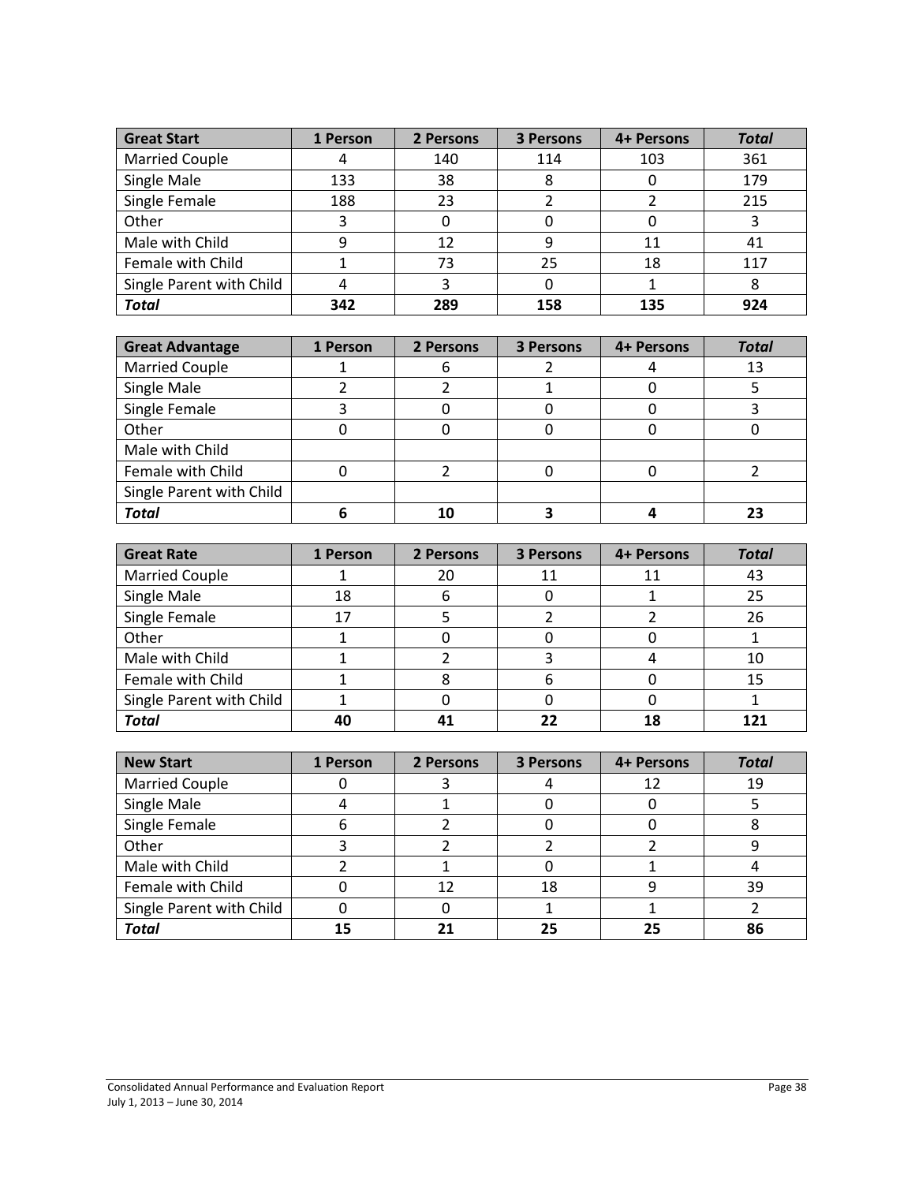| Great Start | 1 Person | 2 Persons | 3 Persons | 4+ Persons | *Total* |
|---|---|---|---|---|---|
| Married Couple | 4 | 140 | 114 | 103 | 361 |
| Single Male | 133 | 38 | 8 | 0 | 179 |
| Single Female | 188 | 23 | 2 | 2 | 215 |
| Other | 3 | 0 | 0 | 0 | 3 |
| Male with Child | 9 | 12 | 9 | 11 | 41 |
| Female with Child | 1 | 73 | 25 | 18 | 117 |
| Single Parent with Child | 4 | 3 | 0 | 1 | 8 |
| ***Total*** | **342** | **289** | **158** | **135** | **924** |

| Great Advantage | 1 Person | 2 Persons | 3 Persons | 4+ Persons | *Total* |
|---|---|---|---|---|---|
| Married Couple | 1 | 6 | 2 | 4 | 13 |
| Single Male | 2 | 2 | 1 | 0 | 5 |
| Single Female | 3 | 0 | 0 | 0 | 3 |
| Other | 0 | 0 | 0 | 0 | 0 |
| Male with Child | | | | | |
| Female with Child | 0 | 2 | 0 | 0 | 2 |
| Single Parent with Child | | | | | |
| ***Total*** | **6** | **10** | **3** | **4** | **23** |

| Great Rate | 1 Person | 2 Persons | 3 Persons | 4+ Persons | *Total* |
|---|---|---|---|---|---|
| Married Couple | 1 | 20 | 11 | 11 | 43 |
| Single Male | 18 | 6 | 0 | 1 | 25 |
| Single Female | 17 | 5 | 2 | 2 | 26 |
| Other | 1 | 0 | 0 | 0 | 1 |
| Male with Child | 1 | 2 | 3 | 4 | 10 |
| Female with Child | 1 | 8 | 6 | 0 | 15 |
| Single Parent with Child | 1 | 0 | 0 | 0 | 1 |
| ***Total*** | **40** | **41** | **22** | **18** | **121** |

| New Start | 1 Person | 2 Persons | 3 Persons | 4+ Persons | *Total* |
|---|---|---|---|---|---|
| Married Couple | 0 | 3 | 4 | 12 | 19 |
| Single Male | 4 | 1 | 0 | 0 | 5 |
| Single Female | 6 | 2 | 0 | 0 | 8 |
| Other | 3 | 2 | 2 | 2 | 9 |
| Male with Child | 2 | 1 | 0 | 1 | 4 |
| Female with Child | 0 | 12 | 18 | 9 | 39 |
| Single Parent with Child | 0 | 0 | 1 | 1 | 2 |
| ***Total*** | **15** | **21** | **25** | **25** | **86** |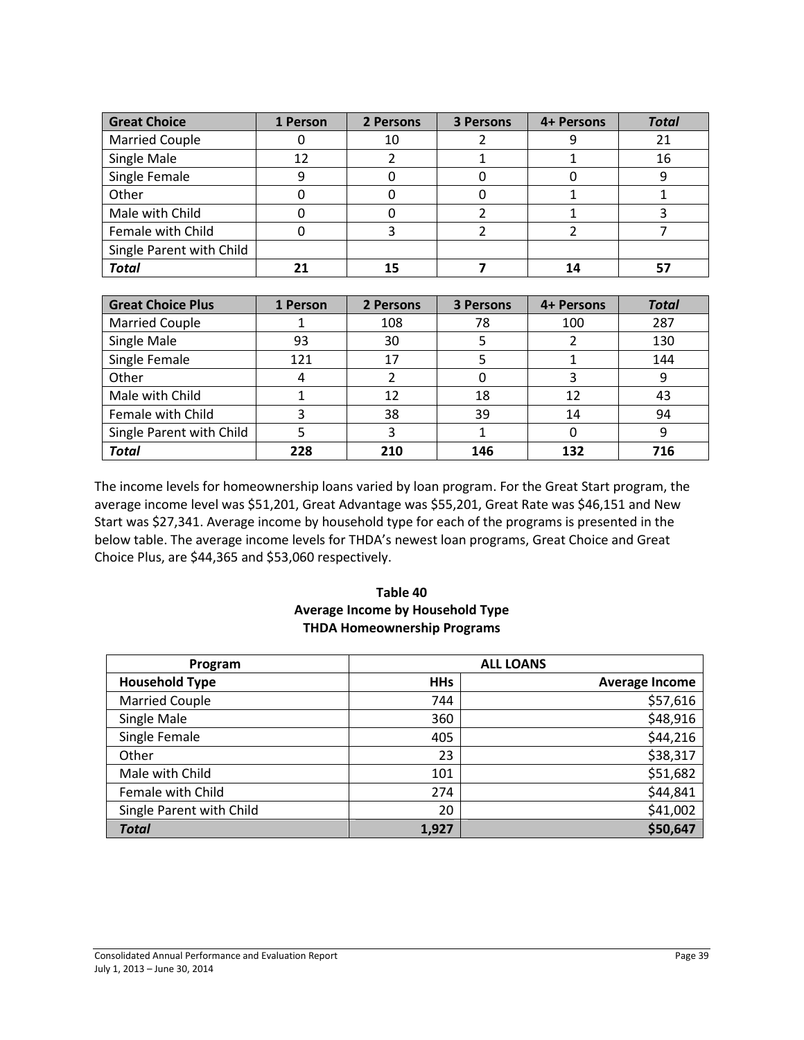| Great Choice | 1 Person | 2 Persons | 3 Persons | 4+ Persons | *Total* |
|---|---|---|---|---|---|
| Married Couple | 0 | 10 | 2 | 9 | 21 |
| Single Male | 12 | 2 | 1 | 1 | 16 |
| Single Female | 9 | 0 | 0 | 0 | 9 |
| Other | 0 | 0 | 0 | 1 | 1 |
| Male with Child | 0 | 0 | 2 | 1 | 3 |
| Female with Child | 0 | 3 | 2 | 2 | 7 |
| Single Parent with Child | | | | | |
| ***Total*** | **21** | **15** | **7** | **14** | **57** |

| Great Choice Plus | 1 Person | 2 Persons | 3 Persons | 4+ Persons | *Total* |
|---|---|---|---|---|---|
| Married Couple | 1 | 108 | 78 | 100 | 287 |
| Single Male | 93 | 30 | 5 | 2 | 130 |
| Single Female | 121 | 17 | 5 | 1 | 144 |
| Other | 4 | 2 | 0 | 3 | 9 |
| Male with Child | 1 | 12 | 18 | 12 | 43 |
| Female with Child | 3 | 38 | 39 | 14 | 94 |
| Single Parent with Child | 5 | 3 | 1 | 0 | 9 |
| ***Total*** | **228** | **210** | **146** | **132** | **716** |

The income levels for homeownership loans varied by loan program. For the Great Start program, the average income level was $51,201, Great Advantage was $55,201, Great Rate was $46,151 and New Start was $27,341. Average income by household type for each of the programs is presented in the below table. The average income levels for THDA's newest loan programs, Great Choice and Great Choice Plus, are $44,365 and $53,060 respectively.

**Table 40**
**Average Income by Household Type**
**THDA Homeownership Programs**

| Program | ALL LOANS | |
|---|---|---|
| **Household Type** | **HHs** | **Average Income** |
| Married Couple | 744 | $57,616 |
| Single Male | 360 | $48,916 |
| Single Female | 405 | $44,216 |
| Other | 23 | $38,317 |
| Male with Child | 101 | $51,682 |
| Female with Child | 274 | $44,841 |
| Single Parent with Child | 20 | $41,002 |
| ***Total*** | **1,927** | **$50,647** |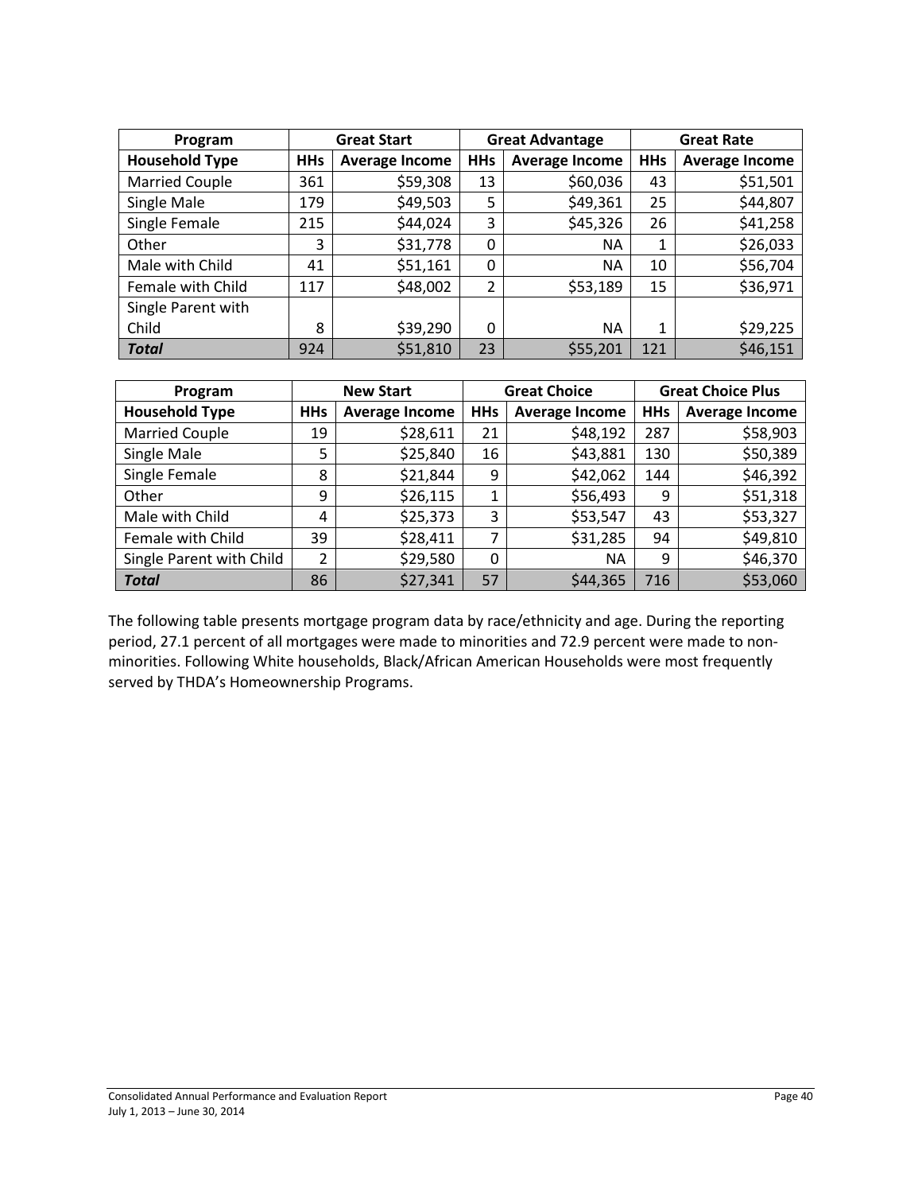| Program | Great Start | | Great Advantage | | Great Rate | |
|---|---|---|---|---|---|---|
| **Household Type** | **HHs** | **Average Income** | **HHs** | **Average Income** | **HHs** | **Average Income** |
| Married Couple | 361 | $59,308 | 13 | $60,036 | 43 | $51,501 |
| Single Male | 179 | $49,503 | 5 | $49,361 | 25 | $44,807 |
| Single Female | 215 | $44,024 | 3 | $45,326 | 26 | $41,258 |
| Other | 3 | $31,778 | 0 | NA | 1 | $26,033 |
| Male with Child | 41 | $51,161 | 0 | NA | 10 | $56,704 |
| Female with Child | 117 | $48,002 | 2 | $53,189 | 15 | $36,971 |
| Single Parent with Child | 8 | $39,290 | 0 | NA | 1 | $29,225 |
| ***Total*** | 924 | $51,810 | 23 | $55,201 | 121 | $46,151 |

| Program | New Start | | Great Choice | | Great Choice Plus | |
|---|---|---|---|---|---|---|
| **Household Type** | **HHs** | **Average Income** | **HHs** | **Average Income** | **HHs** | **Average Income** |
| Married Couple | 19 | $28,611 | 21 | $48,192 | 287 | $58,903 |
| Single Male | 5 | $25,840 | 16 | $43,881 | 130 | $50,389 |
| Single Female | 8 | $21,844 | 9 | $42,062 | 144 | $46,392 |
| Other | 9 | $26,115 | 1 | $56,493 | 9 | $51,318 |
| Male with Child | 4 | $25,373 | 3 | $53,547 | 43 | $53,327 |
| Female with Child | 39 | $28,411 | 7 | $31,285 | 94 | $49,810 |
| Single Parent with Child | 2 | $29,580 | 0 | NA | 9 | $46,370 |
| ***Total*** | 86 | $27,341 | 57 | $44,365 | 716 | $53,060 |

The following table presents mortgage program data by race/ethnicity and age. During the reporting period, 27.1 percent of all mortgages were made to minorities and 72.9 percent were made to non-minorities. Following White households, Black/African American Households were most frequently served by THDA's Homeownership Programs.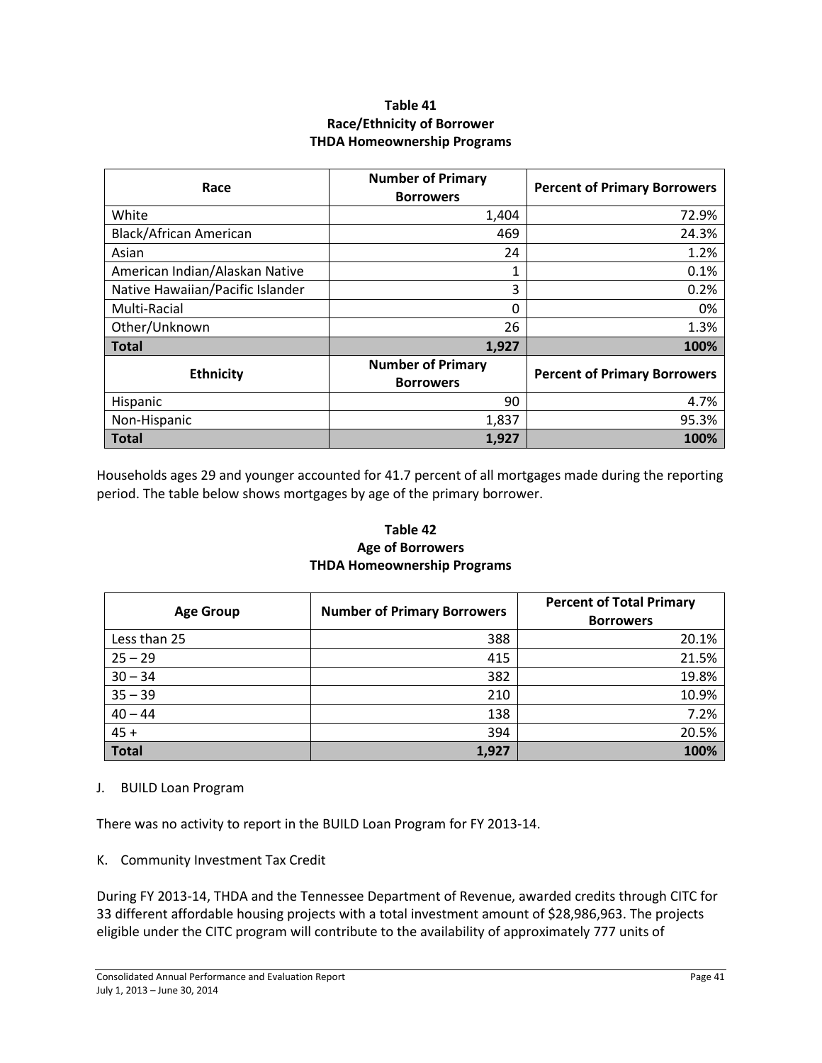**Table 41**
**Race/Ethnicity of Borrower**
**THDA Homeownership Programs**

| Race | Number of Primary Borrowers | Percent of Primary Borrowers |
|---|---|---|
| White | 1,404 | 72.9% |
| Black/African American | 469 | 24.3% |
| Asian | 24 | 1.2% |
| American Indian/Alaskan Native | 1 | 0.1% |
| Native Hawaiian/Pacific Islander | 3 | 0.2% |
| Multi-Racial | 0 | 0% |
| Other/Unknown | 26 | 1.3% |
| **Total** | **1,927** | **100%** |
| **Ethnicity** | **Number of Primary Borrowers** | **Percent of Primary Borrowers** |
| Hispanic | 90 | 4.7% |
| Non-Hispanic | 1,837 | 95.3% |
| **Total** | **1,927** | **100%** |

Households ages 29 and younger accounted for 41.7 percent of all mortgages made during the reporting period. The table below shows mortgages by age of the primary borrower.

**Table 42**
**Age of Borrowers**
**THDA Homeownership Programs**

| Age Group | Number of Primary Borrowers | Percent of Total Primary Borrowers |
|---|---|---|
| Less than 25 | 388 | 20.1% |
| 25 – 29 | 415 | 21.5% |
| 30 – 34 | 382 | 19.8% |
| 35 – 39 | 210 | 10.9% |
| 40 – 44 | 138 | 7.2% |
| 45 + | 394 | 20.5% |
| **Total** | **1,927** | **100%** |

J. BUILD Loan Program

There was no activity to report in the BUILD Loan Program for FY 2013-14.

K. Community Investment Tax Credit

During FY 2013-14, THDA and the Tennessee Department of Revenue, awarded credits through CITC for 33 different affordable housing projects with a total investment amount of $28,986,963. The projects eligible under the CITC program will contribute to the availability of approximately 777 units of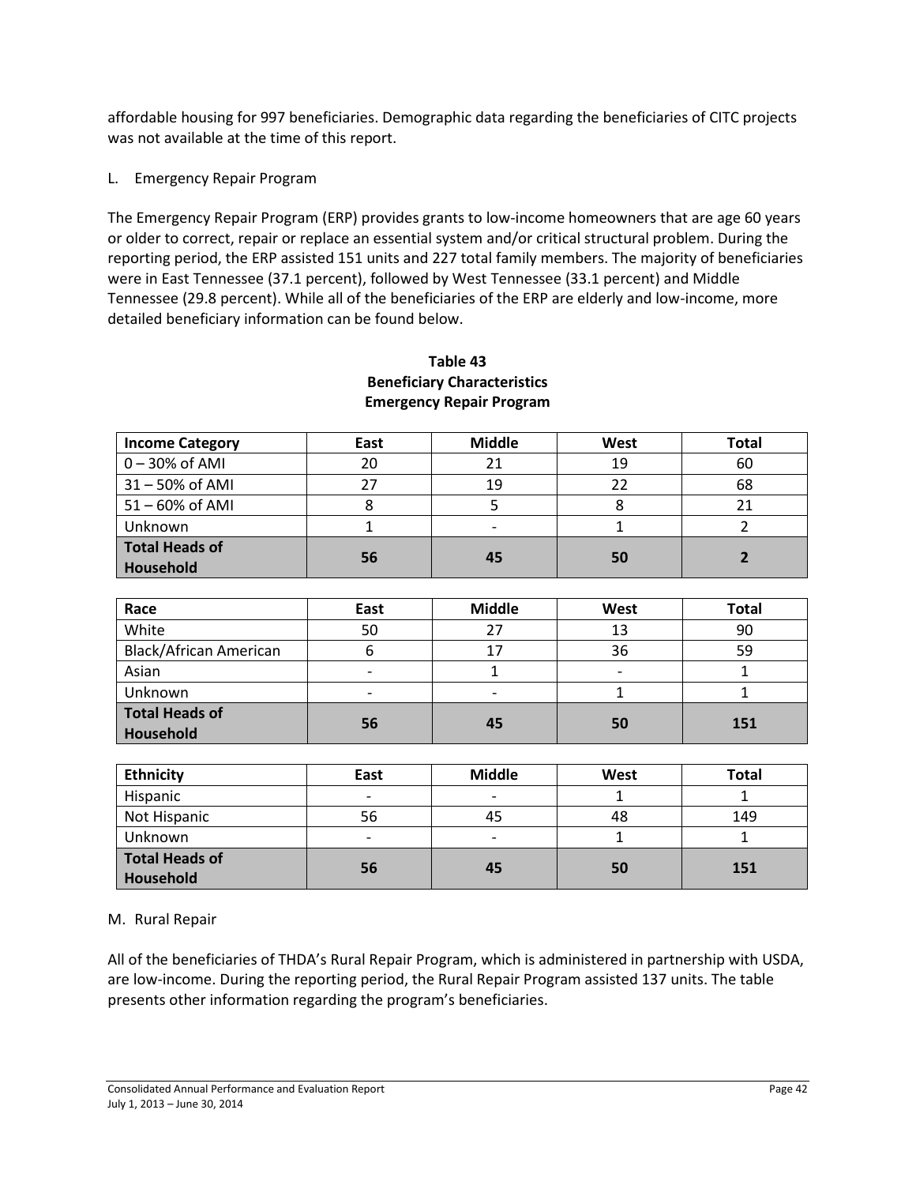affordable housing for 997 beneficiaries. Demographic data regarding the beneficiaries of CITC projects was not available at the time of this report.

L. Emergency Repair Program

The Emergency Repair Program (ERP) provides grants to low-income homeowners that are age 60 years or older to correct, repair or replace an essential system and/or critical structural problem. During the reporting period, the ERP assisted 151 units and 227 total family members. The majority of beneficiaries were in East Tennessee (37.1 percent), followed by West Tennessee (33.1 percent) and Middle Tennessee (29.8 percent). While all of the beneficiaries of the ERP are elderly and low-income, more detailed beneficiary information can be found below.

**Table 43**
**Beneficiary Characteristics**
**Emergency Repair Program**

| Income Category | East | Middle | West | Total |
|---|---|---|---|---|
| 0 – 30% of AMI | 20 | 21 | 19 | 60 |
| 31 – 50% of AMI | 27 | 19 | 22 | 68 |
| 51 – 60% of AMI | 8 | 5 | 8 | 21 |
| Unknown | 1 | - | 1 | 2 |
| **Total Heads of Household** | **56** | **45** | **50** | **2** |

| Race | East | Middle | West | Total |
|---|---|---|---|---|
| White | 50 | 27 | 13 | 90 |
| Black/African American | 6 | 17 | 36 | 59 |
| Asian | - | 1 | - | 1 |
| Unknown | - | - | 1 | 1 |
| **Total Heads of Household** | **56** | **45** | **50** | **151** |

| Ethnicity | East | Middle | West | Total |
|---|---|---|---|---|
| Hispanic | - | - | 1 | 1 |
| Not Hispanic | 56 | 45 | 48 | 149 |
| Unknown | - | - | 1 | 1 |
| **Total Heads of Household** | **56** | **45** | **50** | **151** |

M. Rural Repair

All of the beneficiaries of THDA's Rural Repair Program, which is administered in partnership with USDA, are low-income. During the reporting period, the Rural Repair Program assisted 137 units. The table presents other information regarding the program's beneficiaries.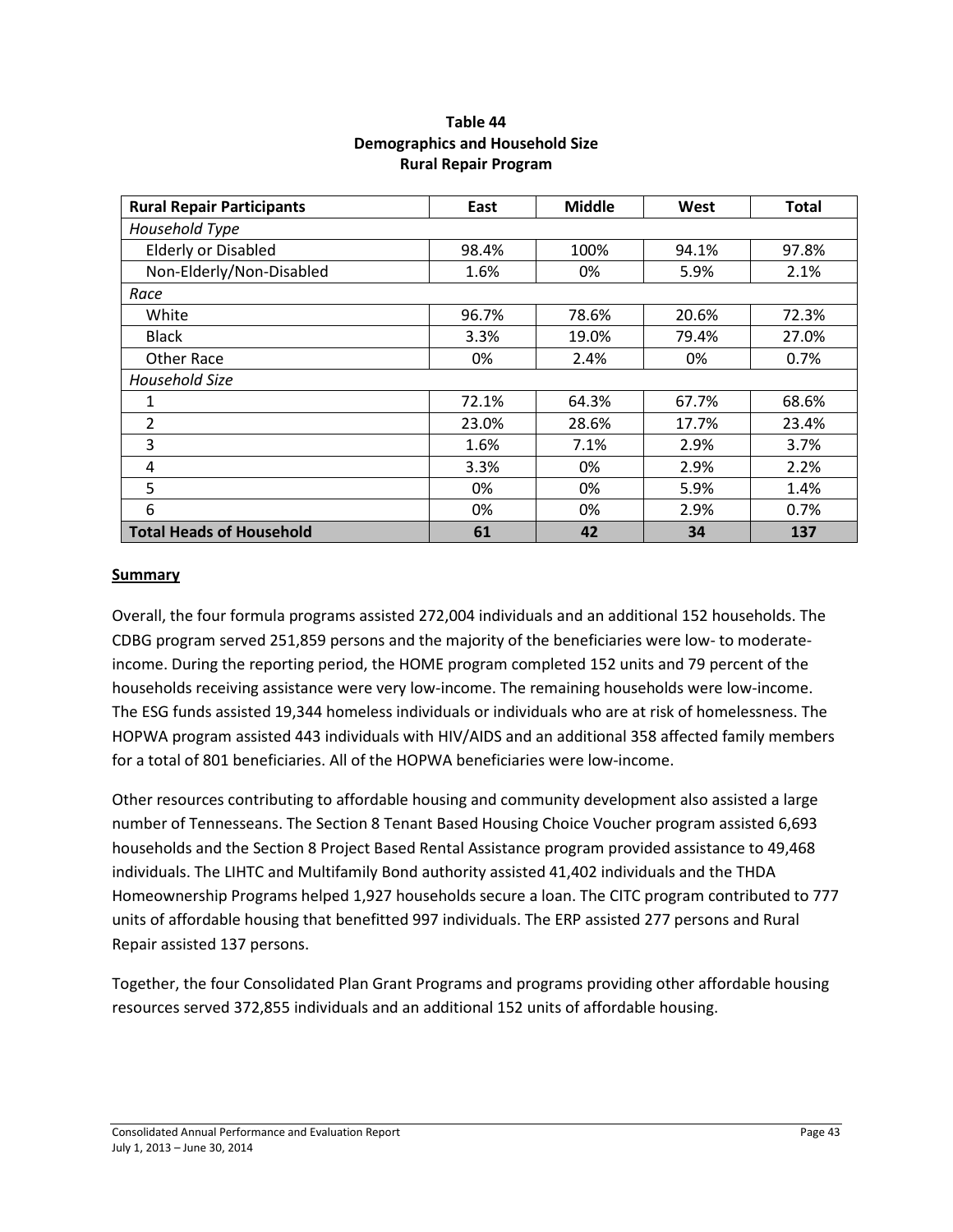**Table 44**
**Demographics and Household Size**
**Rural Repair Program**

| Rural Repair Participants | East | Middle | West | Total |
|---|---|---|---|---|
| *Household Type* | | | | |
| Elderly or Disabled | 98.4% | 100% | 94.1% | 97.8% |
| Non-Elderly/Non-Disabled | 1.6% | 0% | 5.9% | 2.1% |
| *Race* | | | | |
| White | 96.7% | 78.6% | 20.6% | 72.3% |
| Black | 3.3% | 19.0% | 79.4% | 27.0% |
| Other Race | 0% | 2.4% | 0% | 0.7% |
| *Household Size* | | | | |
| 1 | 72.1% | 64.3% | 67.7% | 68.6% |
| 2 | 23.0% | 28.6% | 17.7% | 23.4% |
| 3 | 1.6% | 7.1% | 2.9% | 3.7% |
| 4 | 3.3% | 0% | 2.9% | 2.2% |
| 5 | 0% | 0% | 5.9% | 1.4% |
| 6 | 0% | 0% | 2.9% | 0.7% |
| **Total Heads of Household** | **61** | **42** | **34** | **137** |

**Summary**

Overall, the four formula programs assisted 272,004 individuals and an additional 152 households. The CDBG program served 251,859 persons and the majority of the beneficiaries were low- to moderate-income. During the reporting period, the HOME program completed 152 units and 79 percent of the households receiving assistance were very low-income. The remaining households were low-income. The ESG funds assisted 19,344 homeless individuals or individuals who are at risk of homelessness. The HOPWA program assisted 443 individuals with HIV/AIDS and an additional 358 affected family members for a total of 801 beneficiaries. All of the HOPWA beneficiaries were low-income.

Other resources contributing to affordable housing and community development also assisted a large number of Tennesseans. The Section 8 Tenant Based Housing Choice Voucher program assisted 6,693 households and the Section 8 Project Based Rental Assistance program provided assistance to 49,468 individuals. The LIHTC and Multifamily Bond authority assisted 41,402 individuals and the THDA Homeownership Programs helped 1,927 households secure a loan. The CITC program contributed to 777 units of affordable housing that benefitted 997 individuals. The ERP assisted 277 persons and Rural Repair assisted 137 persons.

Together, the four Consolidated Plan Grant Programs and programs providing other affordable housing resources served 372,855 individuals and an additional 152 units of affordable housing.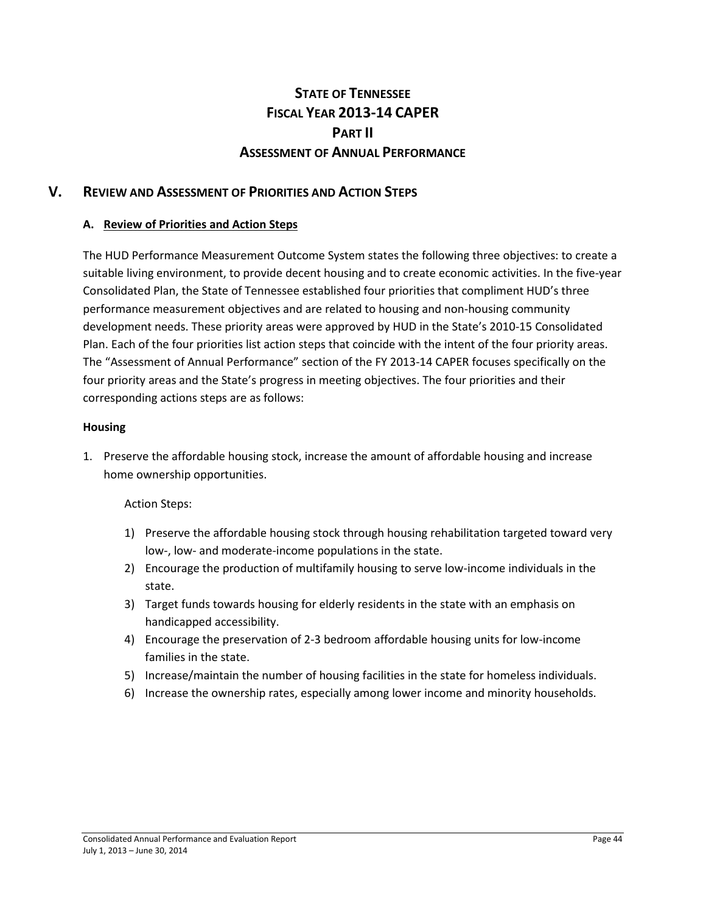# STATE OF TENNESSEE
# FISCAL YEAR 2013-14 CAPER
# PART II
# ASSESSMENT OF ANNUAL PERFORMANCE

## V. REVIEW AND ASSESSMENT OF PRIORITIES AND ACTION STEPS

### A. Review of Priorities and Action Steps

The HUD Performance Measurement Outcome System states the following three objectives: to create a suitable living environment, to provide decent housing and to create economic activities. In the five-year Consolidated Plan, the State of Tennessee established four priorities that compliment HUD's three performance measurement objectives and are related to housing and non-housing community development needs. These priority areas were approved by HUD in the State's 2010-15 Consolidated Plan. Each of the four priorities list action steps that coincide with the intent of the four priority areas. The "Assessment of Annual Performance" section of the FY 2013-14 CAPER focuses specifically on the four priority areas and the State's progress in meeting objectives. The four priorities and their corresponding actions steps are as follows:

**Housing**

1. Preserve the affordable housing stock, increase the amount of affordable housing and increase home ownership opportunities.

   Action Steps:

   1) Preserve the affordable housing stock through housing rehabilitation targeted toward very low-, low- and moderate-income populations in the state.
   2) Encourage the production of multifamily housing to serve low-income individuals in the state.
   3) Target funds towards housing for elderly residents in the state with an emphasis on handicapped accessibility.
   4) Encourage the preservation of 2-3 bedroom affordable housing units for low-income families in the state.
   5) Increase/maintain the number of housing facilities in the state for homeless individuals.
   6) Increase the ownership rates, especially among lower income and minority households.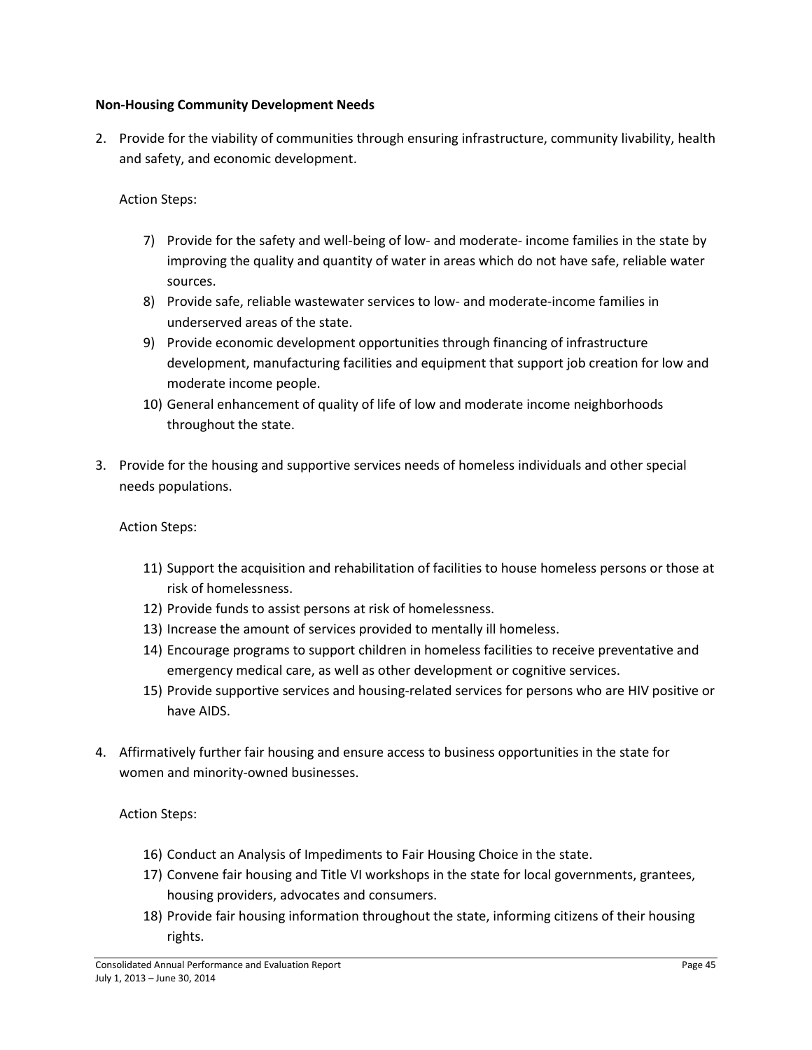**Non-Housing Community Development Needs**

2. Provide for the viability of communities through ensuring infrastructure, community livability, health and safety, and economic development.

   Action Steps:

   7) Provide for the safety and well-being of low- and moderate- income families in the state by improving the quality and quantity of water in areas which do not have safe, reliable water sources.
   8) Provide safe, reliable wastewater services to low- and moderate-income families in underserved areas of the state.
   9) Provide economic development opportunities through financing of infrastructure development, manufacturing facilities and equipment that support job creation for low and moderate income people.
   10) General enhancement of quality of life of low and moderate income neighborhoods throughout the state.

3. Provide for the housing and supportive services needs of homeless individuals and other special needs populations.

   Action Steps:

   11) Support the acquisition and rehabilitation of facilities to house homeless persons or those at risk of homelessness.
   12) Provide funds to assist persons at risk of homelessness.
   13) Increase the amount of services provided to mentally ill homeless.
   14) Encourage programs to support children in homeless facilities to receive preventative and emergency medical care, as well as other development or cognitive services.
   15) Provide supportive services and housing-related services for persons who are HIV positive or have AIDS.

4. Affirmatively further fair housing and ensure access to business opportunities in the state for women and minority-owned businesses.

   Action Steps:

   16) Conduct an Analysis of Impediments to Fair Housing Choice in the state.
   17) Convene fair housing and Title VI workshops in the state for local governments, grantees, housing providers, advocates and consumers.
   18) Provide fair housing information throughout the state, informing citizens of their housing rights.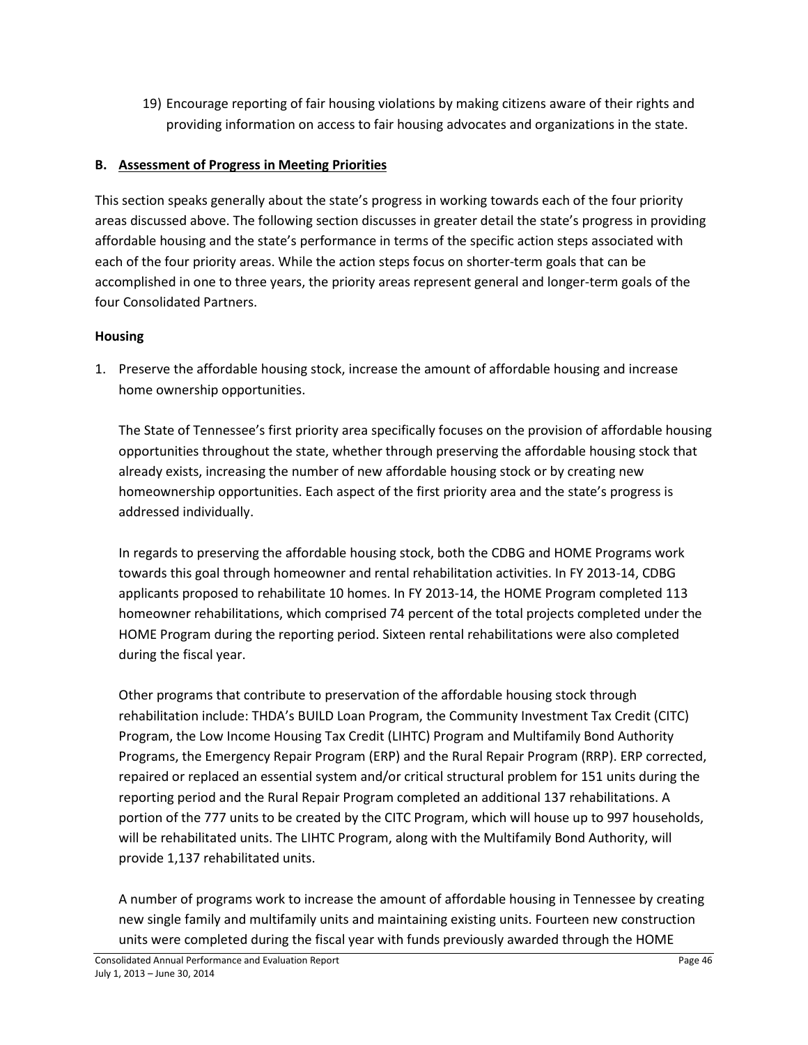19) Encourage reporting of fair housing violations by making citizens aware of their rights and providing information on access to fair housing advocates and organizations in the state.

### B. Assessment of Progress in Meeting Priorities

This section speaks generally about the state's progress in working towards each of the four priority areas discussed above. The following section discusses in greater detail the state's progress in providing affordable housing and the state's performance in terms of the specific action steps associated with each of the four priority areas. While the action steps focus on shorter-term goals that can be accomplished in one to three years, the priority areas represent general and longer-term goals of the four Consolidated Partners.

**Housing**

1. Preserve the affordable housing stock, increase the amount of affordable housing and increase home ownership opportunities.

   The State of Tennessee's first priority area specifically focuses on the provision of affordable housing opportunities throughout the state, whether through preserving the affordable housing stock that already exists, increasing the number of new affordable housing stock or by creating new homeownership opportunities. Each aspect of the first priority area and the state's progress is addressed individually.

   In regards to preserving the affordable housing stock, both the CDBG and HOME Programs work towards this goal through homeowner and rental rehabilitation activities. In FY 2013-14, CDBG applicants proposed to rehabilitate 10 homes. In FY 2013-14, the HOME Program completed 113 homeowner rehabilitations, which comprised 74 percent of the total projects completed under the HOME Program during the reporting period. Sixteen rental rehabilitations were also completed during the fiscal year.

   Other programs that contribute to preservation of the affordable housing stock through rehabilitation include: THDA's BUILD Loan Program, the Community Investment Tax Credit (CITC) Program, the Low Income Housing Tax Credit (LIHTC) Program and Multifamily Bond Authority Programs, the Emergency Repair Program (ERP) and the Rural Repair Program (RRP). ERP corrected, repaired or replaced an essential system and/or critical structural problem for 151 units during the reporting period and the Rural Repair Program completed an additional 137 rehabilitations. A portion of the 777 units to be created by the CITC Program, which will house up to 997 households, will be rehabilitated units. The LIHTC Program, along with the Multifamily Bond Authority, will provide 1,137 rehabilitated units.

   A number of programs work to increase the amount of affordable housing in Tennessee by creating new single family and multifamily units and maintaining existing units. Fourteen new construction units were completed during the fiscal year with funds previously awarded through the HOME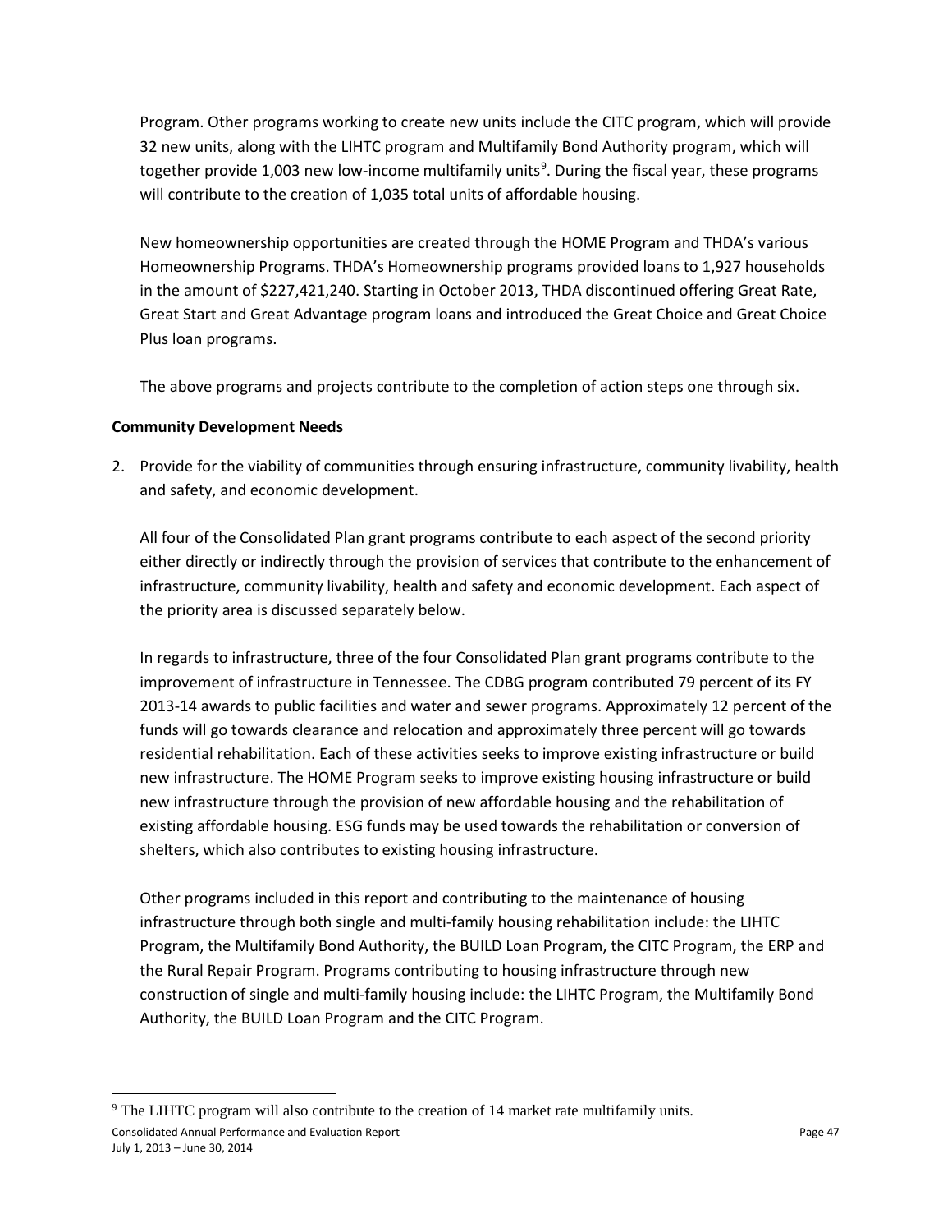Program. Other programs working to create new units include the CITC program, which will provide 32 new units, along with the LIHTC program and Multifamily Bond Authority program, which will together provide 1,003 new low-income multifamily units[9]. During the fiscal year, these programs will contribute to the creation of 1,035 total units of affordable housing.

New homeownership opportunities are created through the HOME Program and THDA's various Homeownership Programs. THDA's Homeownership programs provided loans to 1,927 households in the amount of $227,421,240. Starting in October 2013, THDA discontinued offering Great Rate, Great Start and Great Advantage program loans and introduced the Great Choice and Great Choice Plus loan programs.

The above programs and projects contribute to the completion of action steps one through six.

**Community Development Needs**

2. Provide for the viability of communities through ensuring infrastructure, community livability, health and safety, and economic development.

   All four of the Consolidated Plan grant programs contribute to each aspect of the second priority either directly or indirectly through the provision of services that contribute to the enhancement of infrastructure, community livability, health and safety and economic development. Each aspect of the priority area is discussed separately below.

   In regards to infrastructure, three of the four Consolidated Plan grant programs contribute to the improvement of infrastructure in Tennessee. The CDBG program contributed 79 percent of its FY 2013-14 awards to public facilities and water and sewer programs. Approximately 12 percent of the funds will go towards clearance and relocation and approximately three percent will go towards residential rehabilitation. Each of these activities seeks to improve existing infrastructure or build new infrastructure. The HOME Program seeks to improve existing housing infrastructure or build new infrastructure through the provision of new affordable housing and the rehabilitation of existing affordable housing. ESG funds may be used towards the rehabilitation or conversion of shelters, which also contributes to existing housing infrastructure.

   Other programs included in this report and contributing to the maintenance of housing infrastructure through both single and multi-family housing rehabilitation include: the LIHTC Program, the Multifamily Bond Authority, the BUILD Loan Program, the CITC Program, the ERP and the Rural Repair Program. Programs contributing to housing infrastructure through new construction of single and multi-family housing include: the LIHTC Program, the Multifamily Bond Authority, the BUILD Loan Program and the CITC Program.

[9] The LIHTC program will also contribute to the creation of 14 market rate multifamily units.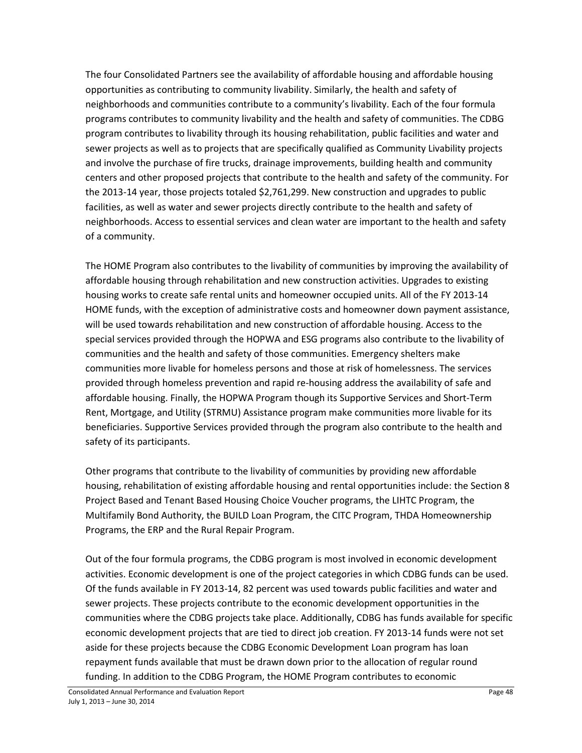The four Consolidated Partners see the availability of affordable housing and affordable housing opportunities as contributing to community livability. Similarly, the health and safety of neighborhoods and communities contribute to a community's livability. Each of the four formula programs contributes to community livability and the health and safety of communities. The CDBG program contributes to livability through its housing rehabilitation, public facilities and water and sewer projects as well as to projects that are specifically qualified as Community Livability projects and involve the purchase of fire trucks, drainage improvements, building health and community centers and other proposed projects that contribute to the health and safety of the community. For the 2013-14 year, those projects totaled $2,761,299. New construction and upgrades to public facilities, as well as water and sewer projects directly contribute to the health and safety of neighborhoods. Access to essential services and clean water are important to the health and safety of a community.

The HOME Program also contributes to the livability of communities by improving the availability of affordable housing through rehabilitation and new construction activities. Upgrades to existing housing works to create safe rental units and homeowner occupied units. All of the FY 2013-14 HOME funds, with the exception of administrative costs and homeowner down payment assistance, will be used towards rehabilitation and new construction of affordable housing. Access to the special services provided through the HOPWA and ESG programs also contribute to the livability of communities and the health and safety of those communities. Emergency shelters make communities more livable for homeless persons and those at risk of homelessness. The services provided through homeless prevention and rapid re-housing address the availability of safe and affordable housing. Finally, the HOPWA Program though its Supportive Services and Short-Term Rent, Mortgage, and Utility (STRMU) Assistance program make communities more livable for its beneficiaries. Supportive Services provided through the program also contribute to the health and safety of its participants.

Other programs that contribute to the livability of communities by providing new affordable housing, rehabilitation of existing affordable housing and rental opportunities include: the Section 8 Project Based and Tenant Based Housing Choice Voucher programs, the LIHTC Program, the Multifamily Bond Authority, the BUILD Loan Program, the CITC Program, THDA Homeownership Programs, the ERP and the Rural Repair Program.

Out of the four formula programs, the CDBG program is most involved in economic development activities. Economic development is one of the project categories in which CDBG funds can be used. Of the funds available in FY 2013-14, 82 percent was used towards public facilities and water and sewer projects. These projects contribute to the economic development opportunities in the communities where the CDBG projects take place. Additionally, CDBG has funds available for specific economic development projects that are tied to direct job creation. FY 2013-14 funds were not set aside for these projects because the CDBG Economic Development Loan program has loan repayment funds available that must be drawn down prior to the allocation of regular round funding. In addition to the CDBG Program, the HOME Program contributes to economic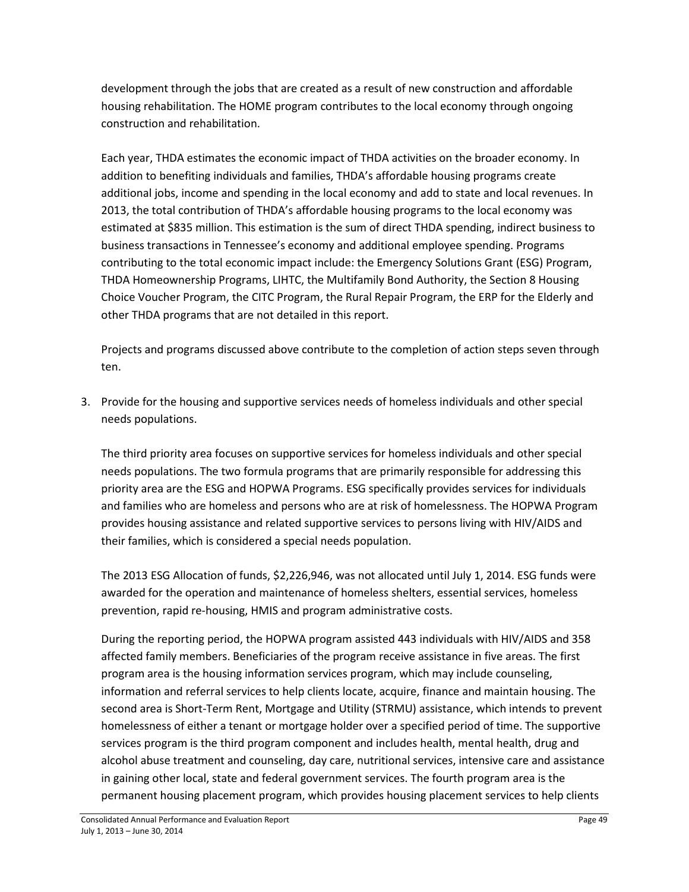development through the jobs that are created as a result of new construction and affordable housing rehabilitation. The HOME program contributes to the local economy through ongoing construction and rehabilitation.

Each year, THDA estimates the economic impact of THDA activities on the broader economy. In addition to benefiting individuals and families, THDA's affordable housing programs create additional jobs, income and spending in the local economy and add to state and local revenues. In 2013, the total contribution of THDA's affordable housing programs to the local economy was estimated at $835 million. This estimation is the sum of direct THDA spending, indirect business to business transactions in Tennessee's economy and additional employee spending. Programs contributing to the total economic impact include: the Emergency Solutions Grant (ESG) Program, THDA Homeownership Programs, LIHTC, the Multifamily Bond Authority, the Section 8 Housing Choice Voucher Program, the CITC Program, the Rural Repair Program, the ERP for the Elderly and other THDA programs that are not detailed in this report.

Projects and programs discussed above contribute to the completion of action steps seven through ten.

3. Provide for the housing and supportive services needs of homeless individuals and other special needs populations.

   The third priority area focuses on supportive services for homeless individuals and other special needs populations. The two formula programs that are primarily responsible for addressing this priority area are the ESG and HOPWA Programs. ESG specifically provides services for individuals and families who are homeless and persons who are at risk of homelessness. The HOPWA Program provides housing assistance and related supportive services to persons living with HIV/AIDS and their families, which is considered a special needs population.

   The 2013 ESG Allocation of funds, $2,226,946, was not allocated until July 1, 2014. ESG funds were awarded for the operation and maintenance of homeless shelters, essential services, homeless prevention, rapid re-housing, HMIS and program administrative costs.

   During the reporting period, the HOPWA program assisted 443 individuals with HIV/AIDS and 358 affected family members. Beneficiaries of the program receive assistance in five areas. The first program area is the housing information services program, which may include counseling, information and referral services to help clients locate, acquire, finance and maintain housing. The second area is Short-Term Rent, Mortgage and Utility (STRMU) assistance, which intends to prevent homelessness of either a tenant or mortgage holder over a specified period of time. The supportive services program is the third program component and includes health, mental health, drug and alcohol abuse treatment and counseling, day care, nutritional services, intensive care and assistance in gaining other local, state and federal government services. The fourth program area is the permanent housing placement program, which provides housing placement services to help clients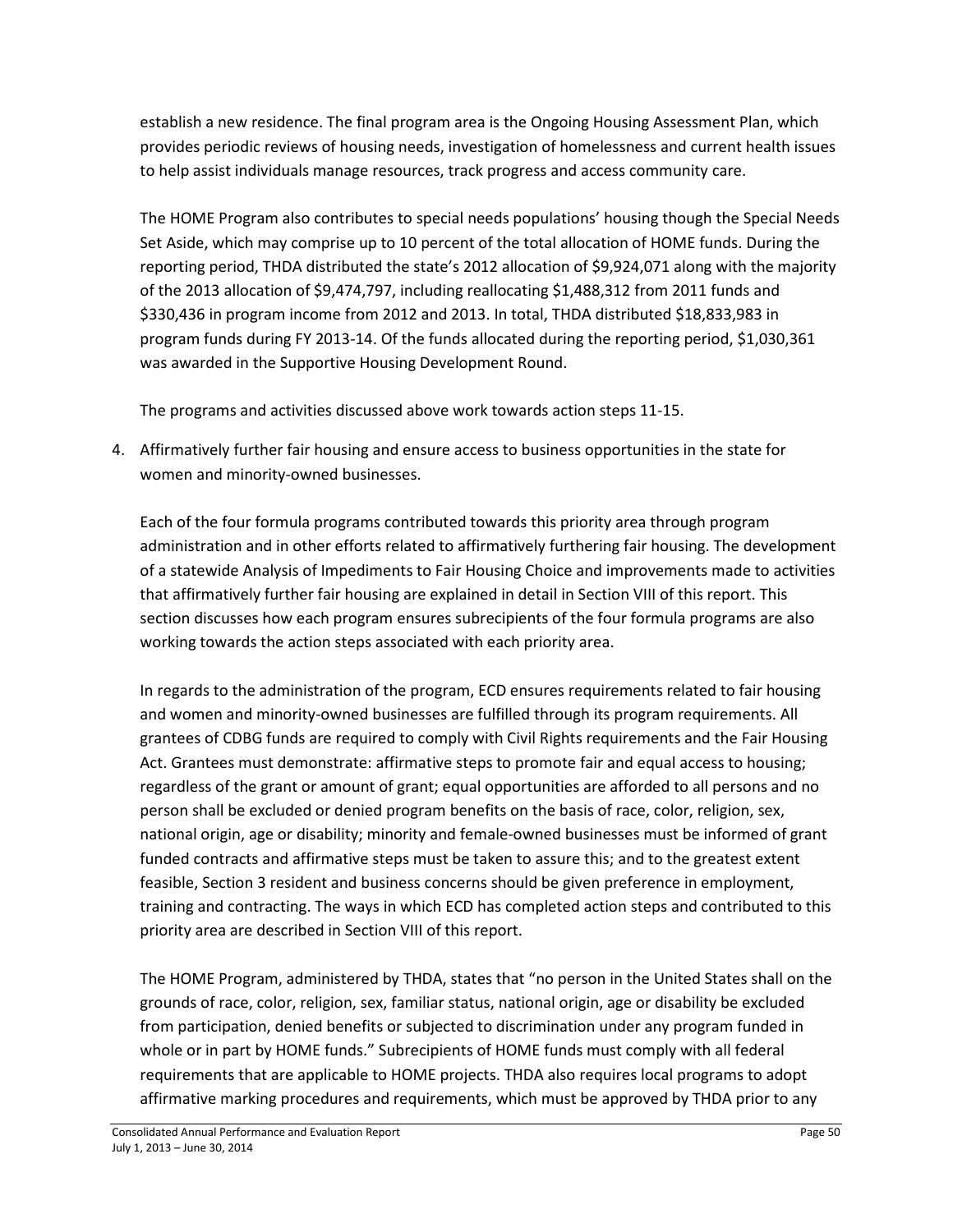establish a new residence. The final program area is the Ongoing Housing Assessment Plan, which provides periodic reviews of housing needs, investigation of homelessness and current health issues to help assist individuals manage resources, track progress and access community care.

The HOME Program also contributes to special needs populations' housing though the Special Needs Set Aside, which may comprise up to 10 percent of the total allocation of HOME funds. During the reporting period, THDA distributed the state's 2012 allocation of $9,924,071 along with the majority of the 2013 allocation of $9,474,797, including reallocating $1,488,312 from 2011 funds and $330,436 in program income from 2012 and 2013. In total, THDA distributed $18,833,983 in program funds during FY 2013-14. Of the funds allocated during the reporting period, $1,030,361 was awarded in the Supportive Housing Development Round.

The programs and activities discussed above work towards action steps 11-15.

4. Affirmatively further fair housing and ensure access to business opportunities in the state for women and minority-owned businesses.

   Each of the four formula programs contributed towards this priority area through program administration and in other efforts related to affirmatively furthering fair housing. The development of a statewide Analysis of Impediments to Fair Housing Choice and improvements made to activities that affirmatively further fair housing are explained in detail in Section VIII of this report. This section discusses how each program ensures subrecipients of the four formula programs are also working towards the action steps associated with each priority area.

   In regards to the administration of the program, ECD ensures requirements related to fair housing and women and minority-owned businesses are fulfilled through its program requirements. All grantees of CDBG funds are required to comply with Civil Rights requirements and the Fair Housing Act. Grantees must demonstrate: affirmative steps to promote fair and equal access to housing; regardless of the grant or amount of grant; equal opportunities are afforded to all persons and no person shall be excluded or denied program benefits on the basis of race, color, religion, sex, national origin, age or disability; minority and female-owned businesses must be informed of grant funded contracts and affirmative steps must be taken to assure this; and to the greatest extent feasible, Section 3 resident and business concerns should be given preference in employment, training and contracting. The ways in which ECD has completed action steps and contributed to this priority area are described in Section VIII of this report.

   The HOME Program, administered by THDA, states that "no person in the United States shall on the grounds of race, color, religion, sex, familiar status, national origin, age or disability be excluded from participation, denied benefits or subjected to discrimination under any program funded in whole or in part by HOME funds." Subrecipients of HOME funds must comply with all federal requirements that are applicable to HOME projects. THDA also requires local programs to adopt affirmative marking procedures and requirements, which must be approved by THDA prior to any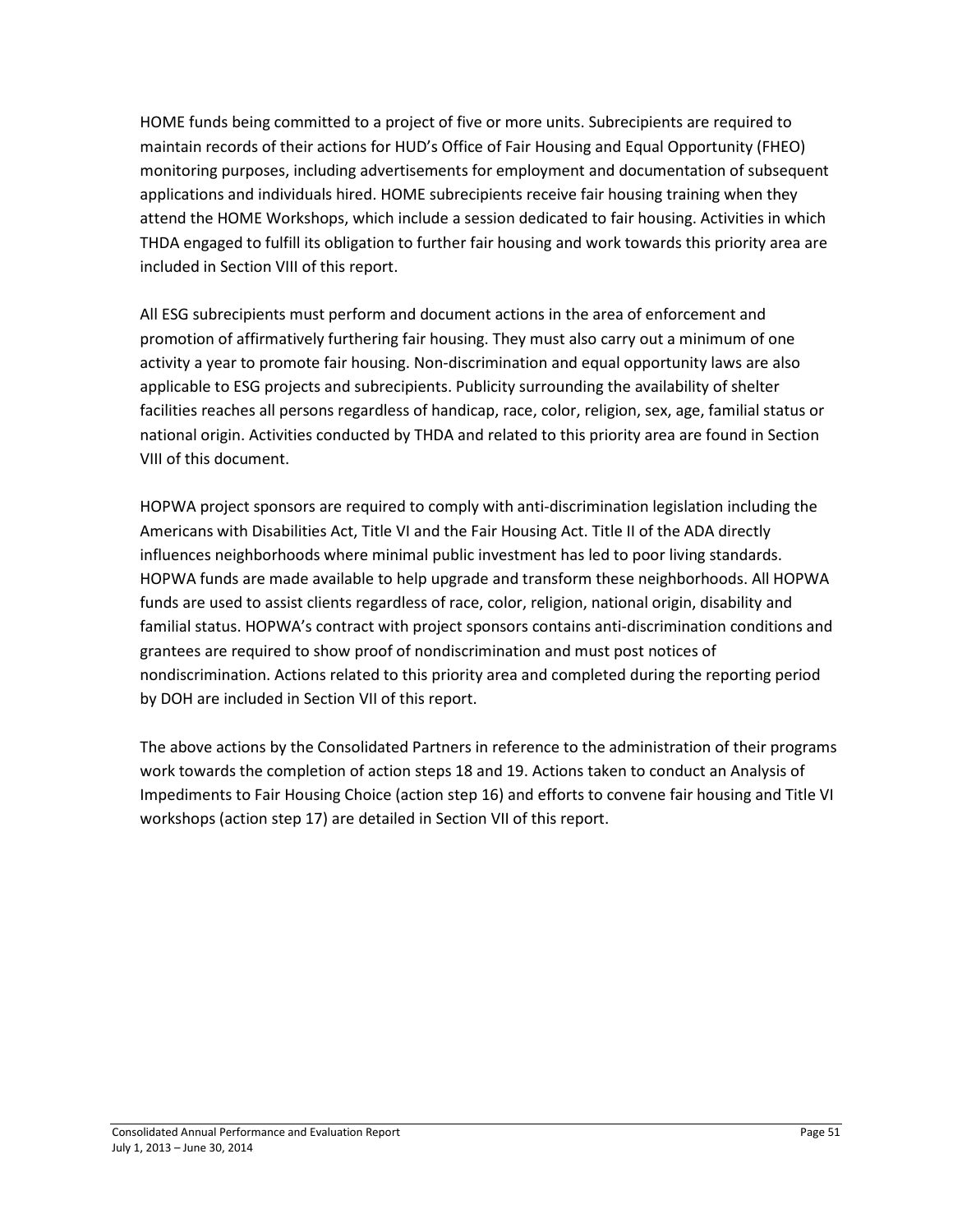HOME funds being committed to a project of five or more units. Subrecipients are required to maintain records of their actions for HUD's Office of Fair Housing and Equal Opportunity (FHEO) monitoring purposes, including advertisements for employment and documentation of subsequent applications and individuals hired. HOME subrecipients receive fair housing training when they attend the HOME Workshops, which include a session dedicated to fair housing. Activities in which THDA engaged to fulfill its obligation to further fair housing and work towards this priority area are included in Section VIII of this report.

All ESG subrecipients must perform and document actions in the area of enforcement and promotion of affirmatively furthering fair housing. They must also carry out a minimum of one activity a year to promote fair housing. Non-discrimination and equal opportunity laws are also applicable to ESG projects and subrecipients. Publicity surrounding the availability of shelter facilities reaches all persons regardless of handicap, race, color, religion, sex, age, familial status or national origin. Activities conducted by THDA and related to this priority area are found in Section VIII of this document.

HOPWA project sponsors are required to comply with anti-discrimination legislation including the Americans with Disabilities Act, Title VI and the Fair Housing Act. Title II of the ADA directly influences neighborhoods where minimal public investment has led to poor living standards. HOPWA funds are made available to help upgrade and transform these neighborhoods. All HOPWA funds are used to assist clients regardless of race, color, religion, national origin, disability and familial status. HOPWA's contract with project sponsors contains anti-discrimination conditions and grantees are required to show proof of nondiscrimination and must post notices of nondiscrimination. Actions related to this priority area and completed during the reporting period by DOH are included in Section VII of this report.

The above actions by the Consolidated Partners in reference to the administration of their programs work towards the completion of action steps 18 and 19. Actions taken to conduct an Analysis of Impediments to Fair Housing Choice (action step 16) and efforts to convene fair housing and Title VI workshops (action step 17) are detailed in Section VII of this report.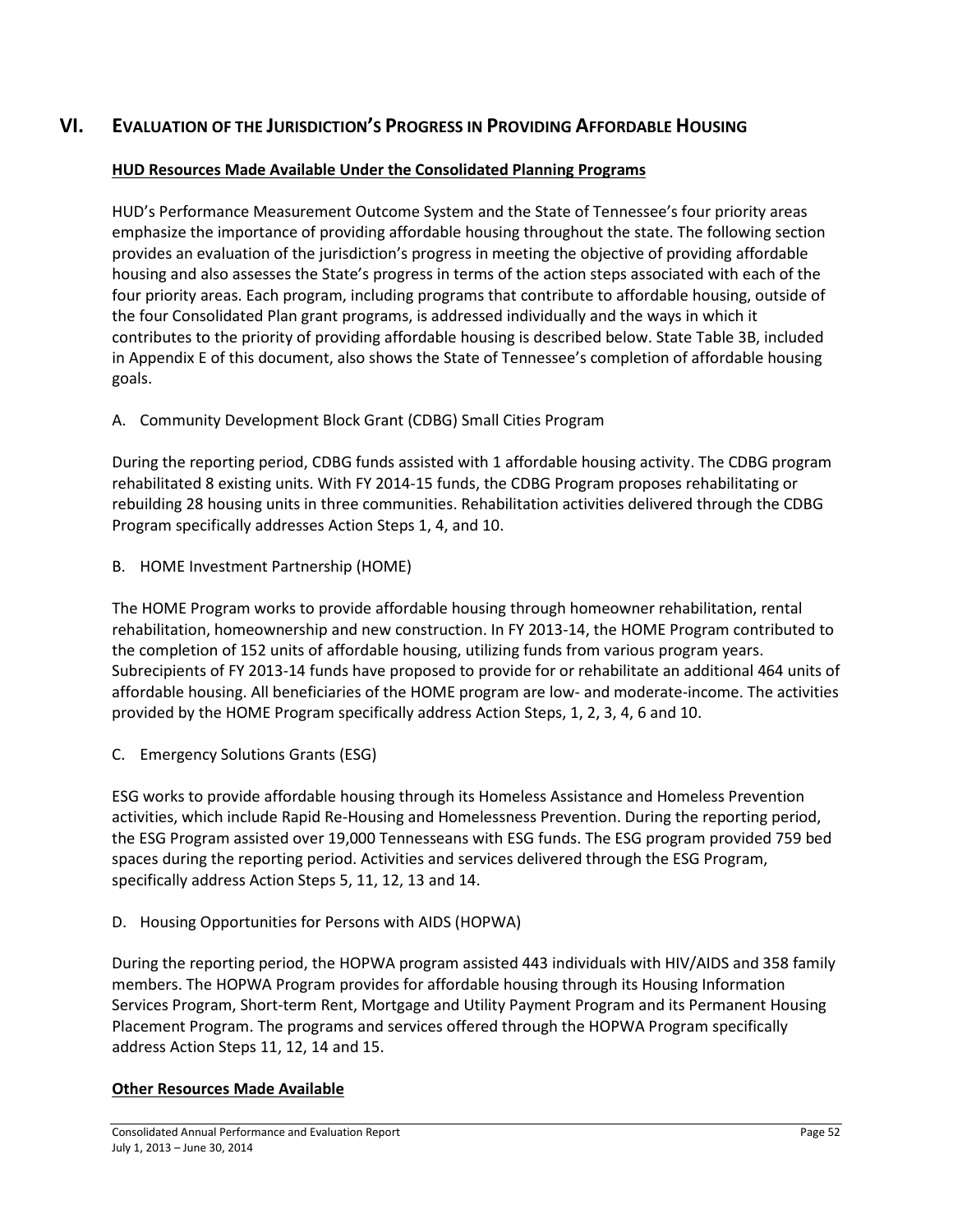## VI. Evaluation of the Jurisdiction's Progress in Providing Affordable Housing

**HUD Resources Made Available Under the Consolidated Planning Programs**

HUD's Performance Measurement Outcome System and the State of Tennessee's four priority areas emphasize the importance of providing affordable housing throughout the state. The following section provides an evaluation of the jurisdiction's progress in meeting the objective of providing affordable housing and also assesses the State's progress in terms of the action steps associated with each of the four priority areas. Each program, including programs that contribute to affordable housing, outside of the four Consolidated Plan grant programs, is addressed individually and the ways in which it contributes to the priority of providing affordable housing is described below. State Table 3B, included in Appendix E of this document, also shows the State of Tennessee's completion of affordable housing goals.

A. Community Development Block Grant (CDBG) Small Cities Program

During the reporting period, CDBG funds assisted with 1 affordable housing activity. The CDBG program rehabilitated 8 existing units. With FY 2014-15 funds, the CDBG Program proposes rehabilitating or rebuilding 28 housing units in three communities. Rehabilitation activities delivered through the CDBG Program specifically addresses Action Steps 1, 4, and 10.

B. HOME Investment Partnership (HOME)

The HOME Program works to provide affordable housing through homeowner rehabilitation, rental rehabilitation, homeownership and new construction. In FY 2013-14, the HOME Program contributed to the completion of 152 units of affordable housing, utilizing funds from various program years. Subrecipients of FY 2013-14 funds have proposed to provide for or rehabilitate an additional 464 units of affordable housing. All beneficiaries of the HOME program are low- and moderate-income. The activities provided by the HOME Program specifically address Action Steps, 1, 2, 3, 4, 6 and 10.

C. Emergency Solutions Grants (ESG)

ESG works to provide affordable housing through its Homeless Assistance and Homeless Prevention activities, which include Rapid Re-Housing and Homelessness Prevention. During the reporting period, the ESG Program assisted over 19,000 Tennesseans with ESG funds. The ESG program provided 759 bed spaces during the reporting period. Activities and services delivered through the ESG Program, specifically address Action Steps 5, 11, 12, 13 and 14.

D. Housing Opportunities for Persons with AIDS (HOPWA)

During the reporting period, the HOPWA program assisted 443 individuals with HIV/AIDS and 358 family members. The HOPWA Program provides for affordable housing through its Housing Information Services Program, Short-term Rent, Mortgage and Utility Payment Program and its Permanent Housing Placement Program. The programs and services offered through the HOPWA Program specifically address Action Steps 11, 12, 14 and 15.

**Other Resources Made Available**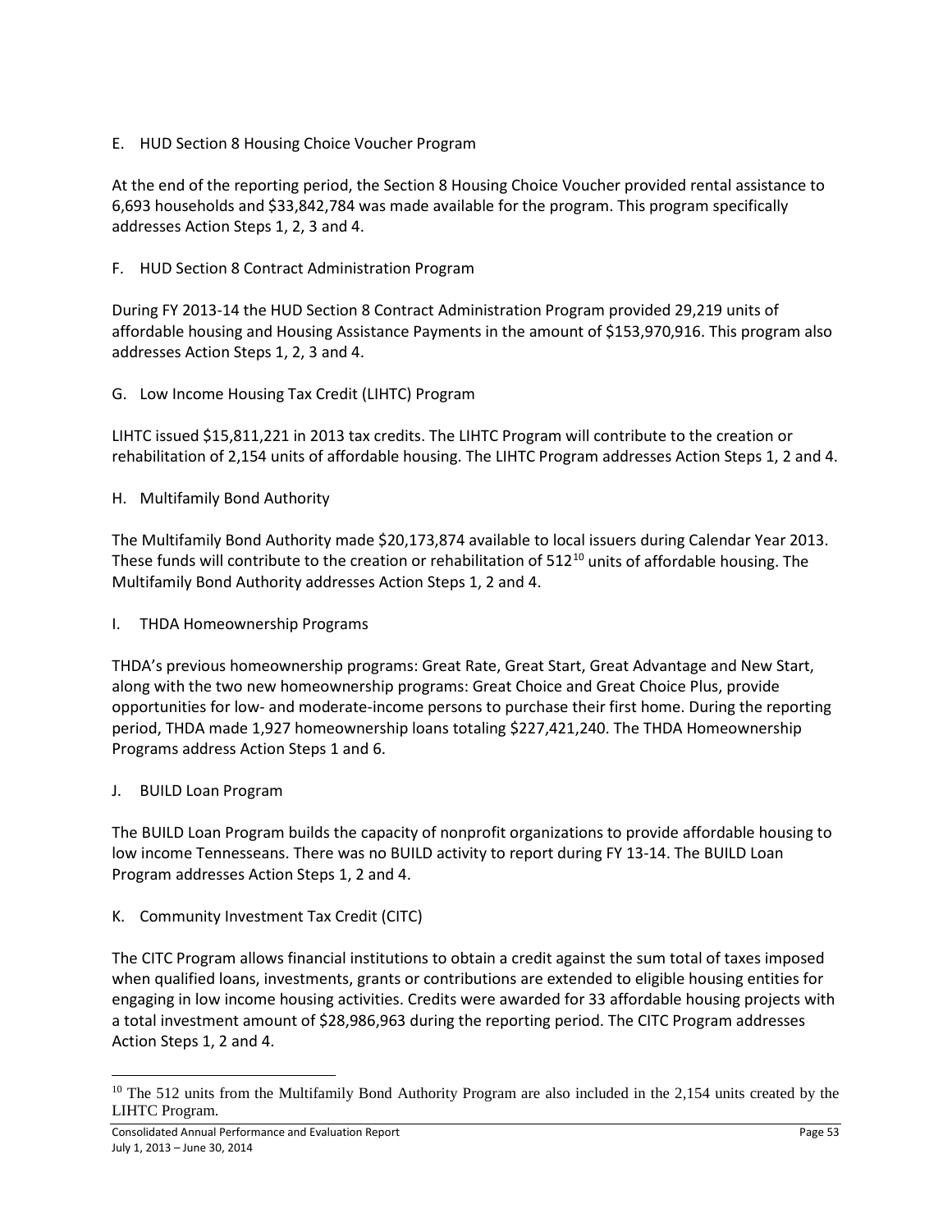E. HUD Section 8 Housing Choice Voucher Program

At the end of the reporting period, the Section 8 Housing Choice Voucher provided rental assistance to 6,693 households and $33,842,784 was made available for the program. This program specifically addresses Action Steps 1, 2, 3 and 4.

F. HUD Section 8 Contract Administration Program

During FY 2013-14 the HUD Section 8 Contract Administration Program provided 29,219 units of affordable housing and Housing Assistance Payments in the amount of $153,970,916. This program also addresses Action Steps 1, 2, 3 and 4.

G. Low Income Housing Tax Credit (LIHTC) Program

LIHTC issued $15,811,221 in 2013 tax credits. The LIHTC Program will contribute to the creation or rehabilitation of 2,154 units of affordable housing. The LIHTC Program addresses Action Steps 1, 2 and 4.

H. Multifamily Bond Authority

The Multifamily Bond Authority made $20,173,874 available to local issuers during Calendar Year 2013. These funds will contribute to the creation or rehabilitation of 512[10] units of affordable housing. The Multifamily Bond Authority addresses Action Steps 1, 2 and 4.

I. THDA Homeownership Programs

THDA's previous homeownership programs: Great Rate, Great Start, Great Advantage and New Start, along with the two new homeownership programs: Great Choice and Great Choice Plus, provide opportunities for low- and moderate-income persons to purchase their first home. During the reporting period, THDA made 1,927 homeownership loans totaling $227,421,240. The THDA Homeownership Programs address Action Steps 1 and 6.

J. BUILD Loan Program

The BUILD Loan Program builds the capacity of nonprofit organizations to provide affordable housing to low income Tennesseans. There was no BUILD activity to report during FY 13-14. The BUILD Loan Program addresses Action Steps 1, 2 and 4.

K. Community Investment Tax Credit (CITC)

The CITC Program allows financial institutions to obtain a credit against the sum total of taxes imposed when qualified loans, investments, grants or contributions are extended to eligible housing entities for engaging in low income housing activities. Credits were awarded for 33 affordable housing projects with a total investment amount of $28,986,963 during the reporting period. The CITC Program addresses Action Steps 1, 2 and 4.

---

[10] The 512 units from the Multifamily Bond Authority Program are also included in the 2,154 units created by the LIHTC Program.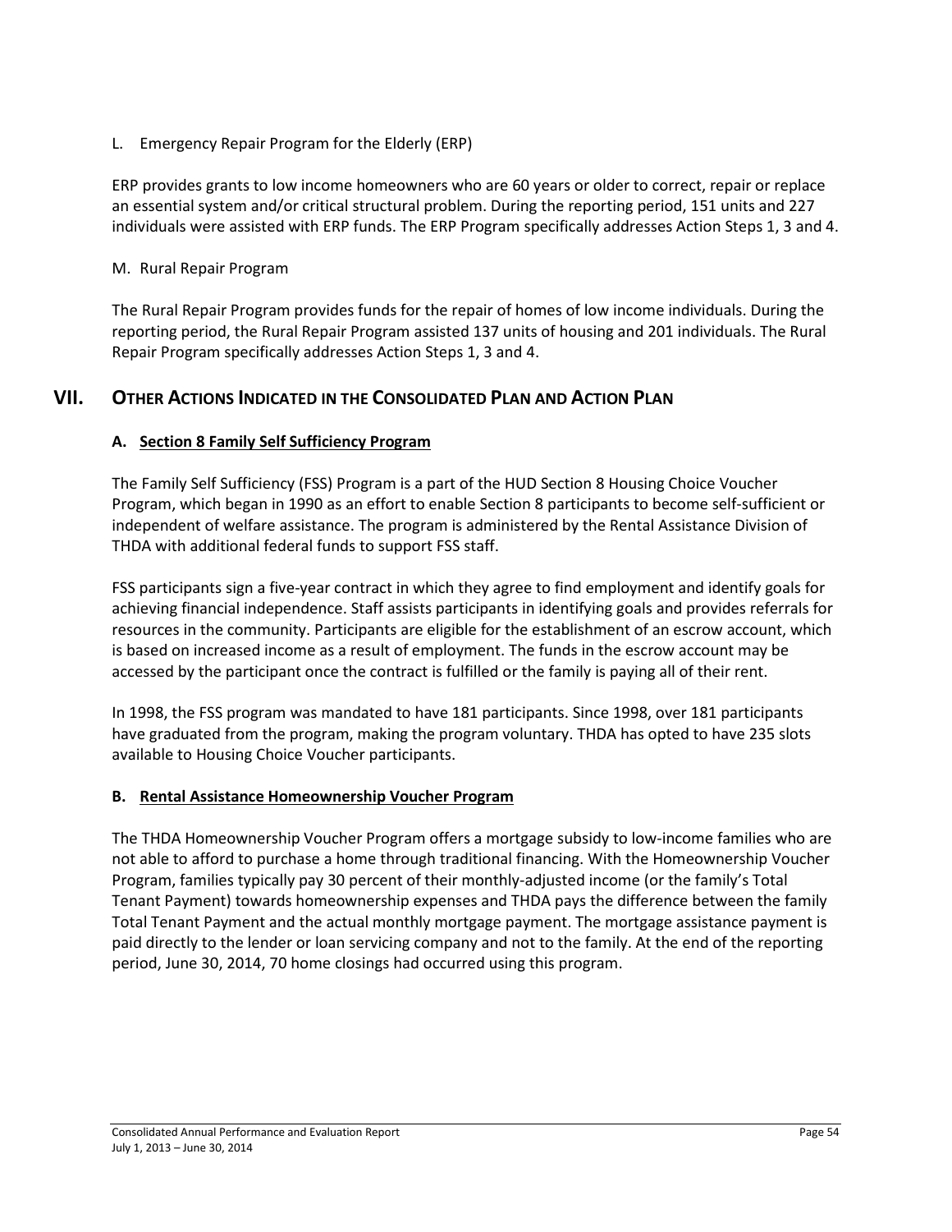L. Emergency Repair Program for the Elderly (ERP)

ERP provides grants to low income homeowners who are 60 years or older to correct, repair or replace an essential system and/or critical structural problem. During the reporting period, 151 units and 227 individuals were assisted with ERP funds. The ERP Program specifically addresses Action Steps 1, 3 and 4.

M. Rural Repair Program

The Rural Repair Program provides funds for the repair of homes of low income individuals. During the reporting period, the Rural Repair Program assisted 137 units of housing and 201 individuals. The Rural Repair Program specifically addresses Action Steps 1, 3 and 4.

## VII. Other Actions Indicated in the Consolidated Plan and Action Plan

### A. Section 8 Family Self Sufficiency Program

The Family Self Sufficiency (FSS) Program is a part of the HUD Section 8 Housing Choice Voucher Program, which began in 1990 as an effort to enable Section 8 participants to become self-sufficient or independent of welfare assistance. The program is administered by the Rental Assistance Division of THDA with additional federal funds to support FSS staff.

FSS participants sign a five-year contract in which they agree to find employment and identify goals for achieving financial independence. Staff assists participants in identifying goals and provides referrals for resources in the community. Participants are eligible for the establishment of an escrow account, which is based on increased income as a result of employment. The funds in the escrow account may be accessed by the participant once the contract is fulfilled or the family is paying all of their rent.

In 1998, the FSS program was mandated to have 181 participants. Since 1998, over 181 participants have graduated from the program, making the program voluntary. THDA has opted to have 235 slots available to Housing Choice Voucher participants.

### B. Rental Assistance Homeownership Voucher Program

The THDA Homeownership Voucher Program offers a mortgage subsidy to low-income families who are not able to afford to purchase a home through traditional financing. With the Homeownership Voucher Program, families typically pay 30 percent of their monthly-adjusted income (or the family's Total Tenant Payment) towards homeownership expenses and THDA pays the difference between the family Total Tenant Payment and the actual monthly mortgage payment. The mortgage assistance payment is paid directly to the lender or loan servicing company and not to the family. At the end of the reporting period, June 30, 2014, 70 home closings had occurred using this program.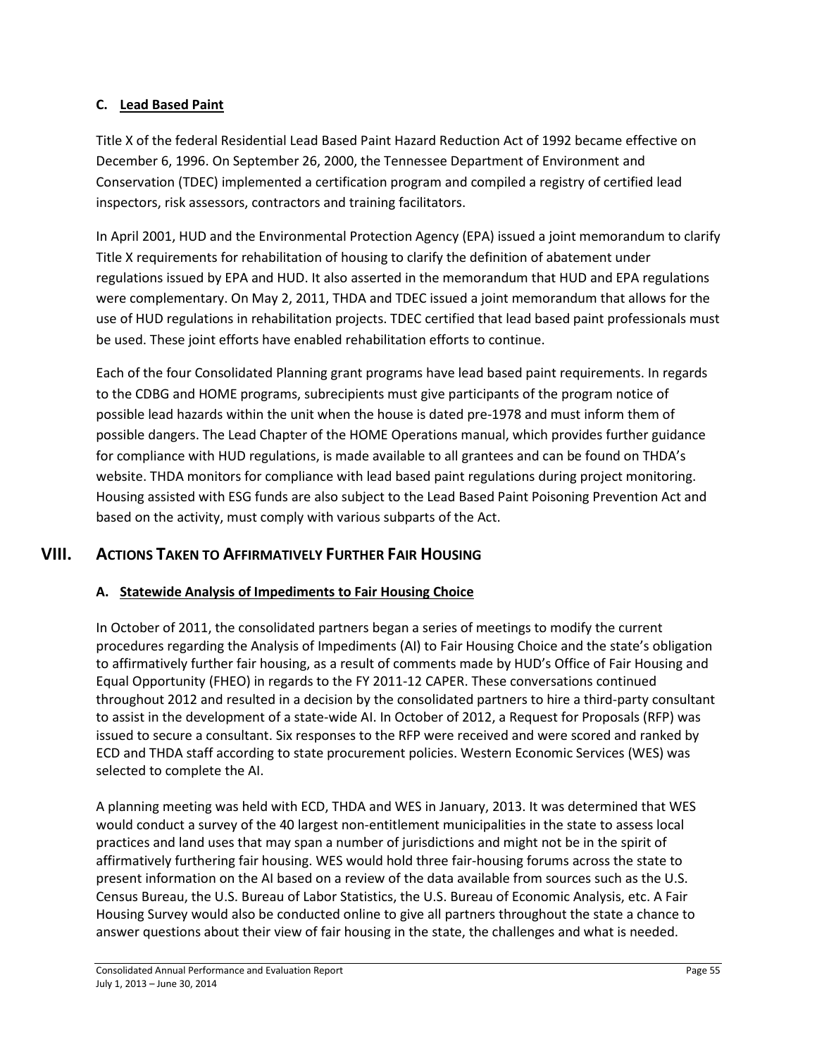### C. Lead Based Paint

Title X of the federal Residential Lead Based Paint Hazard Reduction Act of 1992 became effective on December 6, 1996. On September 26, 2000, the Tennessee Department of Environment and Conservation (TDEC) implemented a certification program and compiled a registry of certified lead inspectors, risk assessors, contractors and training facilitators.

In April 2001, HUD and the Environmental Protection Agency (EPA) issued a joint memorandum to clarify Title X requirements for rehabilitation of housing to clarify the definition of abatement under regulations issued by EPA and HUD. It also asserted in the memorandum that HUD and EPA regulations were complementary. On May 2, 2011, THDA and TDEC issued a joint memorandum that allows for the use of HUD regulations in rehabilitation projects. TDEC certified that lead based paint professionals must be used. These joint efforts have enabled rehabilitation efforts to continue.

Each of the four Consolidated Planning grant programs have lead based paint requirements. In regards to the CDBG and HOME programs, subrecipients must give participants of the program notice of possible lead hazards within the unit when the house is dated pre-1978 and must inform them of possible dangers. The Lead Chapter of the HOME Operations manual, which provides further guidance for compliance with HUD regulations, is made available to all grantees and can be found on THDA's website. THDA monitors for compliance with lead based paint regulations during project monitoring. Housing assisted with ESG funds are also subject to the Lead Based Paint Poisoning Prevention Act and based on the activity, must comply with various subparts of the Act.

## VIII. Actions Taken to Affirmatively Further Fair Housing

### A. Statewide Analysis of Impediments to Fair Housing Choice

In October of 2011, the consolidated partners began a series of meetings to modify the current procedures regarding the Analysis of Impediments (AI) to Fair Housing Choice and the state's obligation to affirmatively further fair housing, as a result of comments made by HUD's Office of Fair Housing and Equal Opportunity (FHEO) in regards to the FY 2011-12 CAPER. These conversations continued throughout 2012 and resulted in a decision by the consolidated partners to hire a third-party consultant to assist in the development of a state-wide AI. In October of 2012, a Request for Proposals (RFP) was issued to secure a consultant. Six responses to the RFP were received and were scored and ranked by ECD and THDA staff according to state procurement policies. Western Economic Services (WES) was selected to complete the AI.

A planning meeting was held with ECD, THDA and WES in January, 2013. It was determined that WES would conduct a survey of the 40 largest non-entitlement municipalities in the state to assess local practices and land uses that may span a number of jurisdictions and might not be in the spirit of affirmatively furthering fair housing. WES would hold three fair-housing forums across the state to present information on the AI based on a review of the data available from sources such as the U.S. Census Bureau, the U.S. Bureau of Labor Statistics, the U.S. Bureau of Economic Analysis, etc. A Fair Housing Survey would also be conducted online to give all partners throughout the state a chance to answer questions about their view of fair housing in the state, the challenges and what is needed.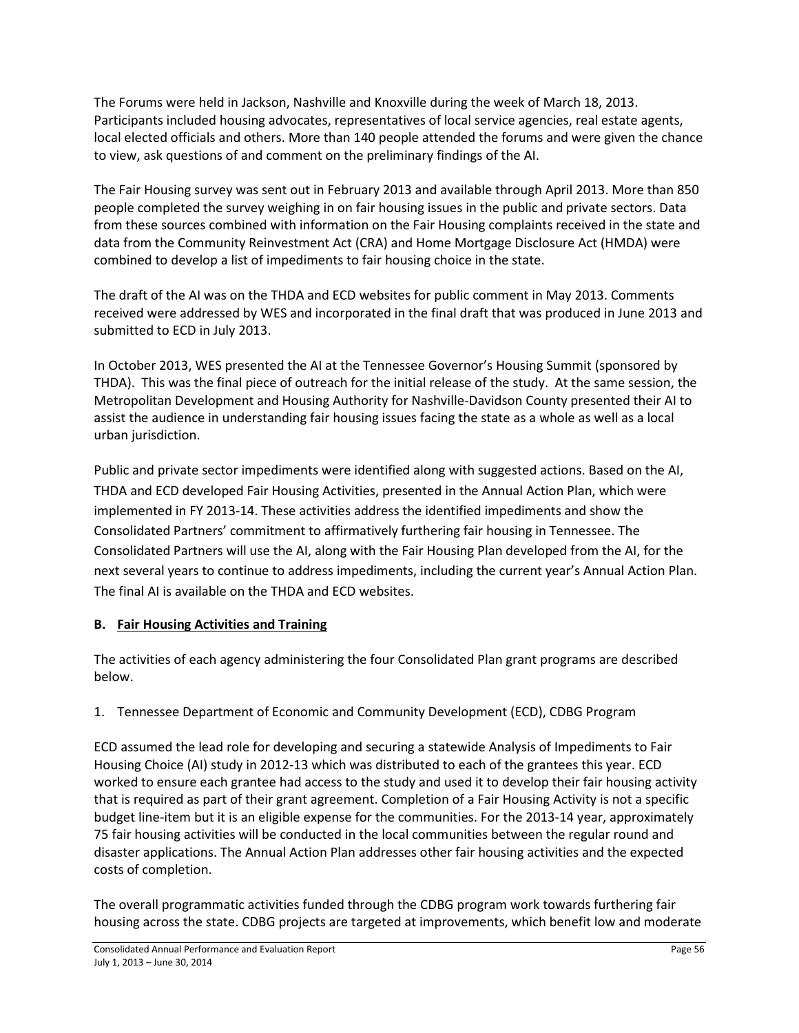The Forums were held in Jackson, Nashville and Knoxville during the week of March 18, 2013. Participants included housing advocates, representatives of local service agencies, real estate agents, local elected officials and others. More than 140 people attended the forums and were given the chance to view, ask questions of and comment on the preliminary findings of the AI.

The Fair Housing survey was sent out in February 2013 and available through April 2013. More than 850 people completed the survey weighing in on fair housing issues in the public and private sectors. Data from these sources combined with information on the Fair Housing complaints received in the state and data from the Community Reinvestment Act (CRA) and Home Mortgage Disclosure Act (HMDA) were combined to develop a list of impediments to fair housing choice in the state.

The draft of the AI was on the THDA and ECD websites for public comment in May 2013. Comments received were addressed by WES and incorporated in the final draft that was produced in June 2013 and submitted to ECD in July 2013.

In October 2013, WES presented the AI at the Tennessee Governor's Housing Summit (sponsored by THDA). This was the final piece of outreach for the initial release of the study. At the same session, the Metropolitan Development and Housing Authority for Nashville-Davidson County presented their AI to assist the audience in understanding fair housing issues facing the state as a whole as well as a local urban jurisdiction.

Public and private sector impediments were identified along with suggested actions. Based on the AI, THDA and ECD developed Fair Housing Activities, presented in the Annual Action Plan, which were implemented in FY 2013-14. These activities address the identified impediments and show the Consolidated Partners' commitment to affirmatively furthering fair housing in Tennessee. The Consolidated Partners will use the AI, along with the Fair Housing Plan developed from the AI, for the next several years to continue to address impediments, including the current year's Annual Action Plan. The final AI is available on the THDA and ECD websites.

## B. Fair Housing Activities and Training

The activities of each agency administering the four Consolidated Plan grant programs are described below.

1. Tennessee Department of Economic and Community Development (ECD), CDBG Program

ECD assumed the lead role for developing and securing a statewide Analysis of Impediments to Fair Housing Choice (AI) study in 2012-13 which was distributed to each of the grantees this year. ECD worked to ensure each grantee had access to the study and used it to develop their fair housing activity that is required as part of their grant agreement. Completion of a Fair Housing Activity is not a specific budget line-item but it is an eligible expense for the communities. For the 2013-14 year, approximately 75 fair housing activities will be conducted in the local communities between the regular round and disaster applications. The Annual Action Plan addresses other fair housing activities and the expected costs of completion.

The overall programmatic activities funded through the CDBG program work towards furthering fair housing across the state. CDBG projects are targeted at improvements, which benefit low and moderate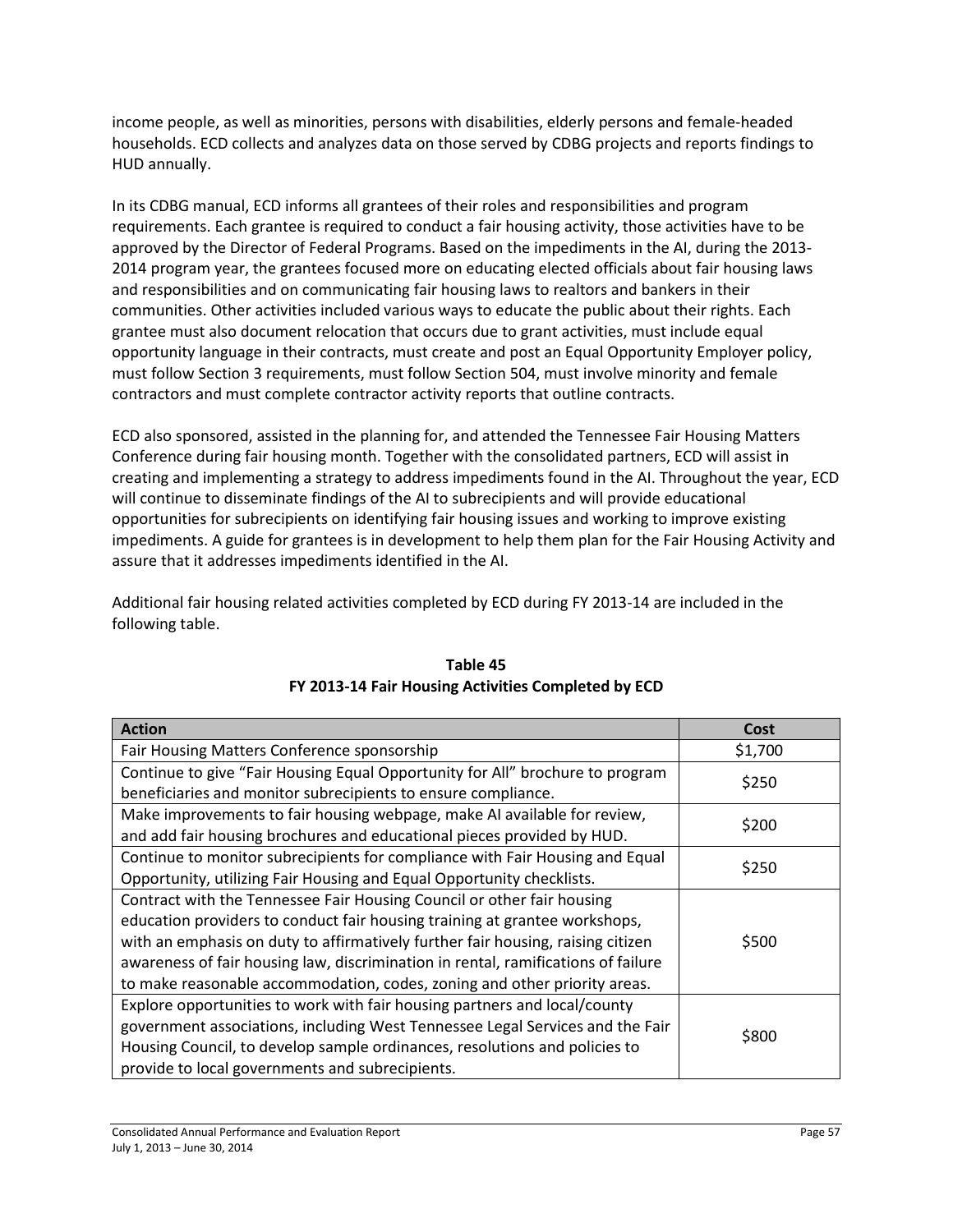income people, as well as minorities, persons with disabilities, elderly persons and female-headed households. ECD collects and analyzes data on those served by CDBG projects and reports findings to HUD annually.

In its CDBG manual, ECD informs all grantees of their roles and responsibilities and program requirements. Each grantee is required to conduct a fair housing activity, those activities have to be approved by the Director of Federal Programs. Based on the impediments in the AI, during the 2013-2014 program year, the grantees focused more on educating elected officials about fair housing laws and responsibilities and on communicating fair housing laws to realtors and bankers in their communities. Other activities included various ways to educate the public about their rights. Each grantee must also document relocation that occurs due to grant activities, must include equal opportunity language in their contracts, must create and post an Equal Opportunity Employer policy, must follow Section 3 requirements, must follow Section 504, must involve minority and female contractors and must complete contractor activity reports that outline contracts.

ECD also sponsored, assisted in the planning for, and attended the Tennessee Fair Housing Matters Conference during fair housing month. Together with the consolidated partners, ECD will assist in creating and implementing a strategy to address impediments found in the AI. Throughout the year, ECD will continue to disseminate findings of the AI to subrecipients and will provide educational opportunities for subrecipients on identifying fair housing issues and working to improve existing impediments. A guide for grantees is in development to help them plan for the Fair Housing Activity and assure that it addresses impediments identified in the AI.

Additional fair housing related activities completed by ECD during FY 2013-14 are included in the following table.

**Table 45**
**FY 2013-14 Fair Housing Activities Completed by ECD**

| Action | Cost |
|---|---|
| Fair Housing Matters Conference sponsorship | $1,700 |
| Continue to give "Fair Housing Equal Opportunity for All" brochure to program beneficiaries and monitor subrecipients to ensure compliance. | $250 |
| Make improvements to fair housing webpage, make AI available for review, and add fair housing brochures and educational pieces provided by HUD. | $200 |
| Continue to monitor subrecipients for compliance with Fair Housing and Equal Opportunity, utilizing Fair Housing and Equal Opportunity checklists. | $250 |
| Contract with the Tennessee Fair Housing Council or other fair housing education providers to conduct fair housing training at grantee workshops, with an emphasis on duty to affirmatively further fair housing, raising citizen awareness of fair housing law, discrimination in rental, ramifications of failure to make reasonable accommodation, codes, zoning and other priority areas. | $500 |
| Explore opportunities to work with fair housing partners and local/county government associations, including West Tennessee Legal Services and the Fair Housing Council, to develop sample ordinances, resolutions and policies to provide to local governments and subrecipients. | $800 |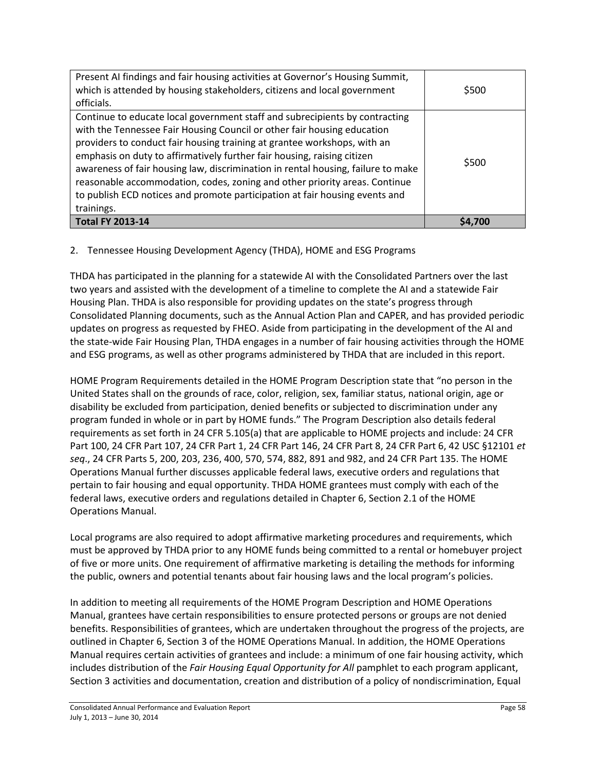| | |
|---|---|
| Present AI findings and fair housing activities at Governor's Housing Summit, which is attended by housing stakeholders, citizens and local government officials. | $500 |
| Continue to educate local government staff and subrecipients by contracting with the Tennessee Fair Housing Council or other fair housing education providers to conduct fair housing training at grantee workshops, with an emphasis on duty to affirmatively further fair housing, raising citizen awareness of fair housing law, discrimination in rental housing, failure to make reasonable accommodation, codes, zoning and other priority areas. Continue to publish ECD notices and promote participation at fair housing events and trainings. | $500 |
| **Total FY 2013-14** | **$4,700** |

2. Tennessee Housing Development Agency (THDA), HOME and ESG Programs

THDA has participated in the planning for a statewide AI with the Consolidated Partners over the last two years and assisted with the development of a timeline to complete the AI and a statewide Fair Housing Plan. THDA is also responsible for providing updates on the state's progress through Consolidated Planning documents, such as the Annual Action Plan and CAPER, and has provided periodic updates on progress as requested by FHEO. Aside from participating in the development of the AI and the state-wide Fair Housing Plan, THDA engages in a number of fair housing activities through the HOME and ESG programs, as well as other programs administered by THDA that are included in this report.

HOME Program Requirements detailed in the HOME Program Description state that "no person in the United States shall on the grounds of race, color, religion, sex, familiar status, national origin, age or disability be excluded from participation, denied benefits or subjected to discrimination under any program funded in whole or in part by HOME funds." The Program Description also details federal requirements as set forth in 24 CFR 5.105(a) that are applicable to HOME projects and include: 24 CFR Part 100, 24 CFR Part 107, 24 CFR Part 1, 24 CFR Part 146, 24 CFR Part 8, 24 CFR Part 6, 42 USC §12101 *et seq*., 24 CFR Parts 5, 200, 203, 236, 400, 570, 574, 882, 891 and 982, and 24 CFR Part 135. The HOME Operations Manual further discusses applicable federal laws, executive orders and regulations that pertain to fair housing and equal opportunity. THDA HOME grantees must comply with each of the federal laws, executive orders and regulations detailed in Chapter 6, Section 2.1 of the HOME Operations Manual.

Local programs are also required to adopt affirmative marketing procedures and requirements, which must be approved by THDA prior to any HOME funds being committed to a rental or homebuyer project of five or more units. One requirement of affirmative marketing is detailing the methods for informing the public, owners and potential tenants about fair housing laws and the local program's policies.

In addition to meeting all requirements of the HOME Program Description and HOME Operations Manual, grantees have certain responsibilities to ensure protected persons or groups are not denied benefits. Responsibilities of grantees, which are undertaken throughout the progress of the projects, are outlined in Chapter 6, Section 3 of the HOME Operations Manual. In addition, the HOME Operations Manual requires certain activities of grantees and include: a minimum of one fair housing activity, which includes distribution of the *Fair Housing Equal Opportunity for All* pamphlet to each program applicant, Section 3 activities and documentation, creation and distribution of a policy of nondiscrimination, Equal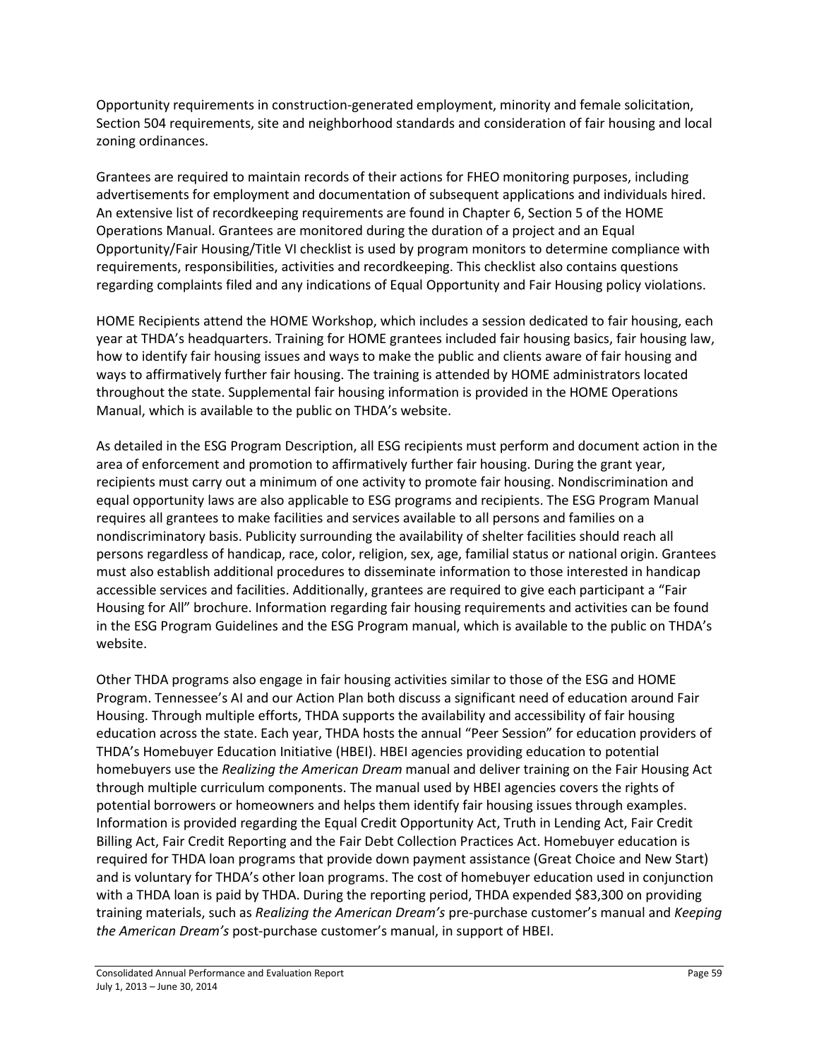Opportunity requirements in construction-generated employment, minority and female solicitation, Section 504 requirements, site and neighborhood standards and consideration of fair housing and local zoning ordinances.

Grantees are required to maintain records of their actions for FHEO monitoring purposes, including advertisements for employment and documentation of subsequent applications and individuals hired. An extensive list of recordkeeping requirements are found in Chapter 6, Section 5 of the HOME Operations Manual. Grantees are monitored during the duration of a project and an Equal Opportunity/Fair Housing/Title VI checklist is used by program monitors to determine compliance with requirements, responsibilities, activities and recordkeeping. This checklist also contains questions regarding complaints filed and any indications of Equal Opportunity and Fair Housing policy violations.

HOME Recipients attend the HOME Workshop, which includes a session dedicated to fair housing, each year at THDA's headquarters. Training for HOME grantees included fair housing basics, fair housing law, how to identify fair housing issues and ways to make the public and clients aware of fair housing and ways to affirmatively further fair housing. The training is attended by HOME administrators located throughout the state. Supplemental fair housing information is provided in the HOME Operations Manual, which is available to the public on THDA's website.

As detailed in the ESG Program Description, all ESG recipients must perform and document action in the area of enforcement and promotion to affirmatively further fair housing. During the grant year, recipients must carry out a minimum of one activity to promote fair housing. Nondiscrimination and equal opportunity laws are also applicable to ESG programs and recipients. The ESG Program Manual requires all grantees to make facilities and services available to all persons and families on a nondiscriminatory basis. Publicity surrounding the availability of shelter facilities should reach all persons regardless of handicap, race, color, religion, sex, age, familial status or national origin. Grantees must also establish additional procedures to disseminate information to those interested in handicap accessible services and facilities. Additionally, grantees are required to give each participant a "Fair Housing for All" brochure. Information regarding fair housing requirements and activities can be found in the ESG Program Guidelines and the ESG Program manual, which is available to the public on THDA's website.

Other THDA programs also engage in fair housing activities similar to those of the ESG and HOME Program. Tennessee's AI and our Action Plan both discuss a significant need of education around Fair Housing. Through multiple efforts, THDA supports the availability and accessibility of fair housing education across the state. Each year, THDA hosts the annual "Peer Session" for education providers of THDA's Homebuyer Education Initiative (HBEI). HBEI agencies providing education to potential homebuyers use the *Realizing the American Dream* manual and deliver training on the Fair Housing Act through multiple curriculum components. The manual used by HBEI agencies covers the rights of potential borrowers or homeowners and helps them identify fair housing issues through examples. Information is provided regarding the Equal Credit Opportunity Act, Truth in Lending Act, Fair Credit Billing Act, Fair Credit Reporting and the Fair Debt Collection Practices Act. Homebuyer education is required for THDA loan programs that provide down payment assistance (Great Choice and New Start) and is voluntary for THDA's other loan programs. The cost of homebuyer education used in conjunction with a THDA loan is paid by THDA. During the reporting period, THDA expended $83,300 on providing training materials, such as *Realizing the American Dream's* pre-purchase customer's manual and *Keeping the American Dream's* post-purchase customer's manual, in support of HBEI.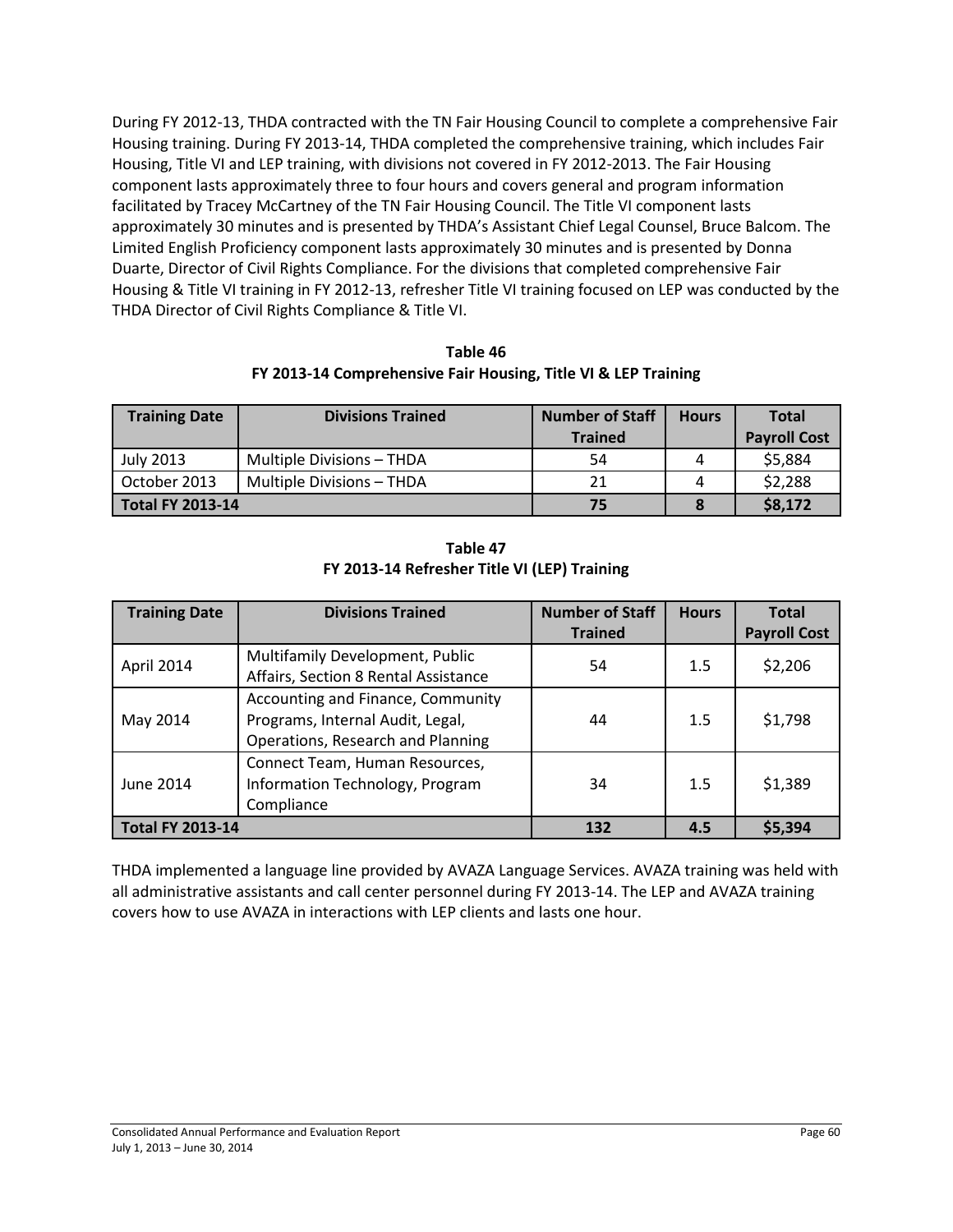During FY 2012-13, THDA contracted with the TN Fair Housing Council to complete a comprehensive Fair Housing training. During FY 2013-14, THDA completed the comprehensive training, which includes Fair Housing, Title VI and LEP training, with divisions not covered in FY 2012-2013. The Fair Housing component lasts approximately three to four hours and covers general and program information facilitated by Tracey McCartney of the TN Fair Housing Council. The Title VI component lasts approximately 30 minutes and is presented by THDA's Assistant Chief Legal Counsel, Bruce Balcom. The Limited English Proficiency component lasts approximately 30 minutes and is presented by Donna Duarte, Director of Civil Rights Compliance. For the divisions that completed comprehensive Fair Housing & Title VI training in FY 2012-13, refresher Title VI training focused on LEP was conducted by the THDA Director of Civil Rights Compliance & Title VI.

**Table 46**
**FY 2013-14 Comprehensive Fair Housing, Title VI & LEP Training**

| Training Date | Divisions Trained | Number of Staff Trained | Hours | Total Payroll Cost |
|---|---|---|---|---|
| July 2013 | Multiple Divisions – THDA | 54 | 4 | $5,884 |
| October 2013 | Multiple Divisions – THDA | 21 | 4 | $2,288 |
| **Total FY 2013-14** | | **75** | **8** | **$8,172** |

**Table 47**
**FY 2013-14 Refresher Title VI (LEP) Training**

| Training Date | Divisions Trained | Number of Staff Trained | Hours | Total Payroll Cost |
|---|---|---|---|---|
| April 2014 | Multifamily Development, Public Affairs, Section 8 Rental Assistance | 54 | 1.5 | $2,206 |
| May 2014 | Accounting and Finance, Community Programs, Internal Audit, Legal, Operations, Research and Planning | 44 | 1.5 | $1,798 |
| June 2014 | Connect Team, Human Resources, Information Technology, Program Compliance | 34 | 1.5 | $1,389 |
| **Total FY 2013-14** | | **132** | **4.5** | **$5,394** |

THDA implemented a language line provided by AVAZA Language Services. AVAZA training was held with all administrative assistants and call center personnel during FY 2013-14. The LEP and AVAZA training covers how to use AVAZA in interactions with LEP clients and lasts one hour.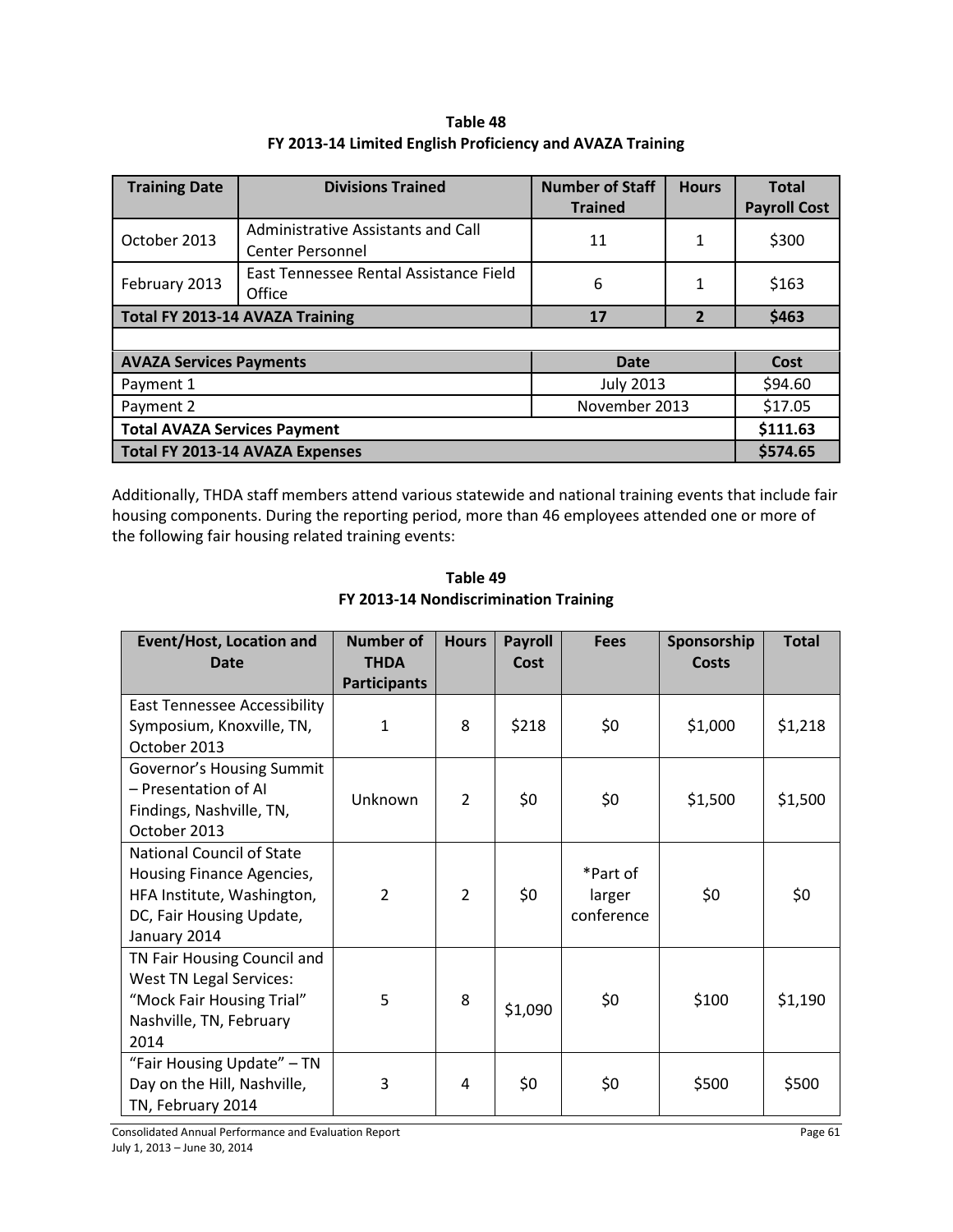**Table 48**
**FY 2013-14 Limited English Proficiency and AVAZA Training**

| Training Date | Divisions Trained | Number of Staff Trained | Hours | Total Payroll Cost |
|---|---|---|---|---|
| October 2013 | Administrative Assistants and Call Center Personnel | 11 | 1 | $300 |
| February 2013 | East Tennessee Rental Assistance Field Office | 6 | 1 | $163 |
| **Total FY 2013-14 AVAZA Training** | | **17** | **2** | **$463** |
| | | | | |
| **AVAZA Services Payments** | | **Date** | | **Cost** |
| Payment 1 | | July 2013 | | $94.60 |
| Payment 2 | | November 2013 | | $17.05 |
| **Total AVAZA Services Payment** | | | | **$111.63** |
| **Total FY 2013-14 AVAZA Expenses** | | | | **$574.65** |

Additionally, THDA staff members attend various statewide and national training events that include fair housing components. During the reporting period, more than 46 employees attended one or more of the following fair housing related training events:

**Table 49**
**FY 2013-14 Nondiscrimination Training**

| Event/Host, Location and Date | Number of THDA Participants | Hours | Payroll Cost | Fees | Sponsorship Costs | Total |
|---|---|---|---|---|---|---|
| East Tennessee Accessibility Symposium, Knoxville, TN, October 2013 | 1 | 8 | $218 | $0 | $1,000 | $1,218 |
| Governor's Housing Summit – Presentation of AI Findings, Nashville, TN, October 2013 | Unknown | 2 | $0 | $0 | $1,500 | $1,500 |
| National Council of State Housing Finance Agencies, HFA Institute, Washington, DC, Fair Housing Update, January 2014 | 2 | 2 | $0 | *Part of larger conference | $0 | $0 |
| TN Fair Housing Council and West TN Legal Services: "Mock Fair Housing Trial" Nashville, TN, February 2014 | 5 | 8 | $1,090 | $0 | $100 | $1,190 |
| "Fair Housing Update" – TN Day on the Hill, Nashville, TN, February 2014 | 3 | 4 | $0 | $0 | $500 | $500 |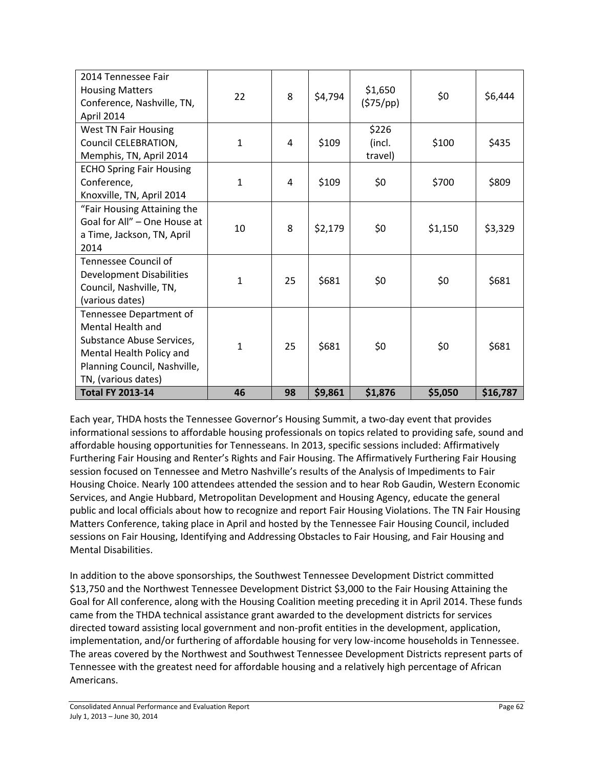| | | | | | | |
|---|---|---|---|---|---|---|
| 2014 Tennessee Fair Housing Matters Conference, Nashville, TN, April 2014 | 22 | 8 | $4,794 | $1,650 ($75/pp) | $0 | $6,444 |
| West TN Fair Housing Council CELEBRATION, Memphis, TN, April 2014 | 1 | 4 | $109 | $226 (incl. travel) | $100 | $435 |
| ECHO Spring Fair Housing Conference, Knoxville, TN, April 2014 | 1 | 4 | $109 | $0 | $700 | $809 |
| "Fair Housing Attaining the Goal for All" – One House at a Time, Jackson, TN, April 2014 | 10 | 8 | $2,179 | $0 | $1,150 | $3,329 |
| Tennessee Council of Development Disabilities Council, Nashville, TN, (various dates) | 1 | 25 | $681 | $0 | $0 | $681 |
| Tennessee Department of Mental Health and Substance Abuse Services, Mental Health Policy and Planning Council, Nashville, TN, (various dates) | 1 | 25 | $681 | $0 | $0 | $681 |
| **Total FY 2013-14** | **46** | **98** | **$9,861** | **$1,876** | **$5,050** | **$16,787** |

Each year, THDA hosts the Tennessee Governor's Housing Summit, a two-day event that provides informational sessions to affordable housing professionals on topics related to providing safe, sound and affordable housing opportunities for Tennesseans. In 2013, specific sessions included: Affirmatively Furthering Fair Housing and Renter's Rights and Fair Housing. The Affirmatively Furthering Fair Housing session focused on Tennessee and Metro Nashville's results of the Analysis of Impediments to Fair Housing Choice. Nearly 100 attendees attended the session and to hear Rob Gaudin, Western Economic Services, and Angie Hubbard, Metropolitan Development and Housing Agency, educate the general public and local officials about how to recognize and report Fair Housing Violations. The TN Fair Housing Matters Conference, taking place in April and hosted by the Tennessee Fair Housing Council, included sessions on Fair Housing, Identifying and Addressing Obstacles to Fair Housing, and Fair Housing and Mental Disabilities.

In addition to the above sponsorships, the Southwest Tennessee Development District committed $13,750 and the Northwest Tennessee Development District $3,000 to the Fair Housing Attaining the Goal for All conference, along with the Housing Coalition meeting preceding it in April 2014. These funds came from the THDA technical assistance grant awarded to the development districts for services directed toward assisting local government and non-profit entities in the development, application, implementation, and/or furthering of affordable housing for very low-income households in Tennessee. The areas covered by the Northwest and Southwest Tennessee Development Districts represent parts of Tennessee with the greatest need for affordable housing and a relatively high percentage of African Americans.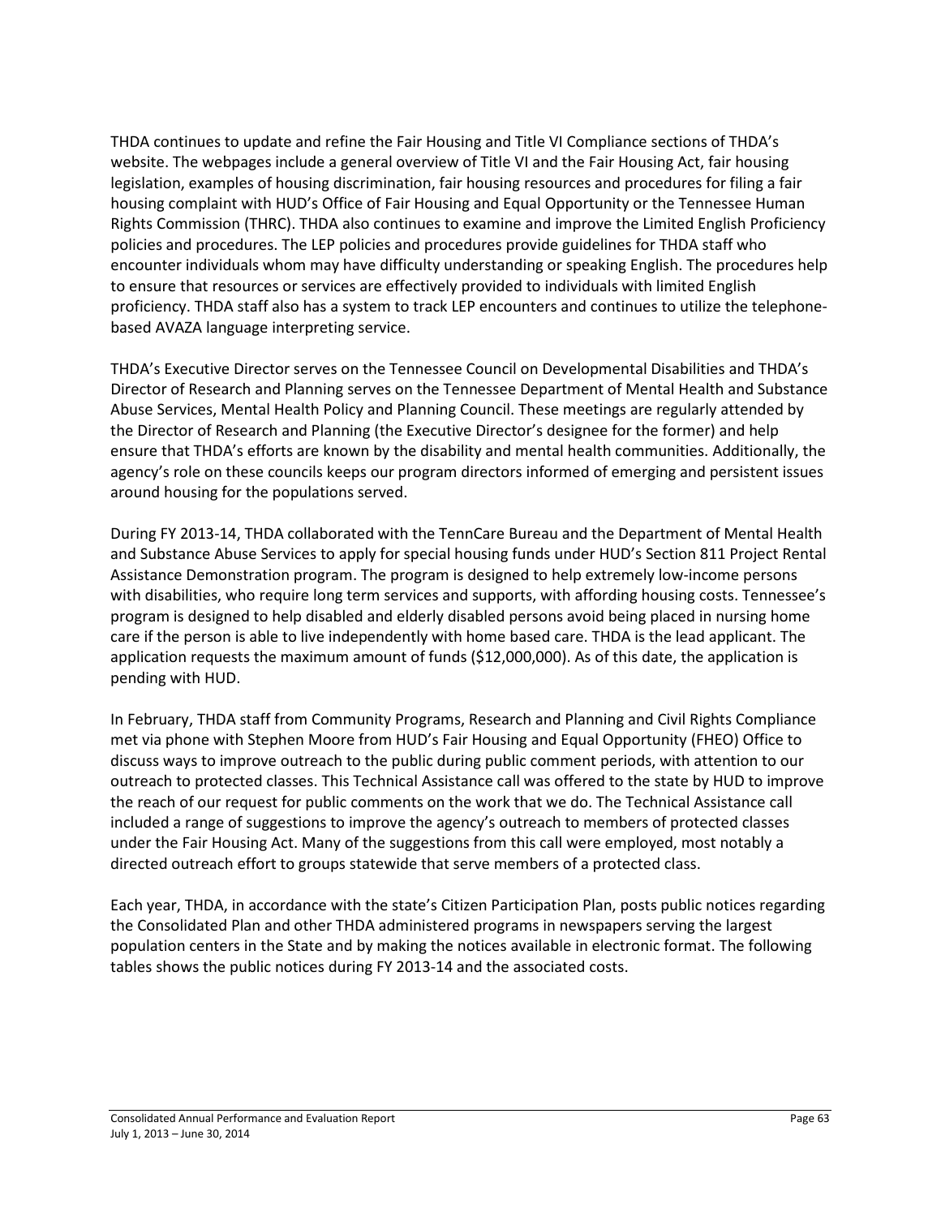THDA continues to update and refine the Fair Housing and Title VI Compliance sections of THDA's website. The webpages include a general overview of Title VI and the Fair Housing Act, fair housing legislation, examples of housing discrimination, fair housing resources and procedures for filing a fair housing complaint with HUD's Office of Fair Housing and Equal Opportunity or the Tennessee Human Rights Commission (THRC). THDA also continues to examine and improve the Limited English Proficiency policies and procedures. The LEP policies and procedures provide guidelines for THDA staff who encounter individuals whom may have difficulty understanding or speaking English. The procedures help to ensure that resources or services are effectively provided to individuals with limited English proficiency. THDA staff also has a system to track LEP encounters and continues to utilize the telephone-based AVAZA language interpreting service.

THDA's Executive Director serves on the Tennessee Council on Developmental Disabilities and THDA's Director of Research and Planning serves on the Tennessee Department of Mental Health and Substance Abuse Services, Mental Health Policy and Planning Council. These meetings are regularly attended by the Director of Research and Planning (the Executive Director's designee for the former) and help ensure that THDA's efforts are known by the disability and mental health communities. Additionally, the agency's role on these councils keeps our program directors informed of emerging and persistent issues around housing for the populations served.

During FY 2013-14, THDA collaborated with the TennCare Bureau and the Department of Mental Health and Substance Abuse Services to apply for special housing funds under HUD's Section 811 Project Rental Assistance Demonstration program. The program is designed to help extremely low-income persons with disabilities, who require long term services and supports, with affording housing costs. Tennessee's program is designed to help disabled and elderly disabled persons avoid being placed in nursing home care if the person is able to live independently with home based care. THDA is the lead applicant. The application requests the maximum amount of funds ($12,000,000). As of this date, the application is pending with HUD.

In February, THDA staff from Community Programs, Research and Planning and Civil Rights Compliance met via phone with Stephen Moore from HUD's Fair Housing and Equal Opportunity (FHEO) Office to discuss ways to improve outreach to the public during public comment periods, with attention to our outreach to protected classes. This Technical Assistance call was offered to the state by HUD to improve the reach of our request for public comments on the work that we do. The Technical Assistance call included a range of suggestions to improve the agency's outreach to members of protected classes under the Fair Housing Act. Many of the suggestions from this call were employed, most notably a directed outreach effort to groups statewide that serve members of a protected class.

Each year, THDA, in accordance with the state's Citizen Participation Plan, posts public notices regarding the Consolidated Plan and other THDA administered programs in newspapers serving the largest population centers in the State and by making the notices available in electronic format. The following tables shows the public notices during FY 2013-14 and the associated costs.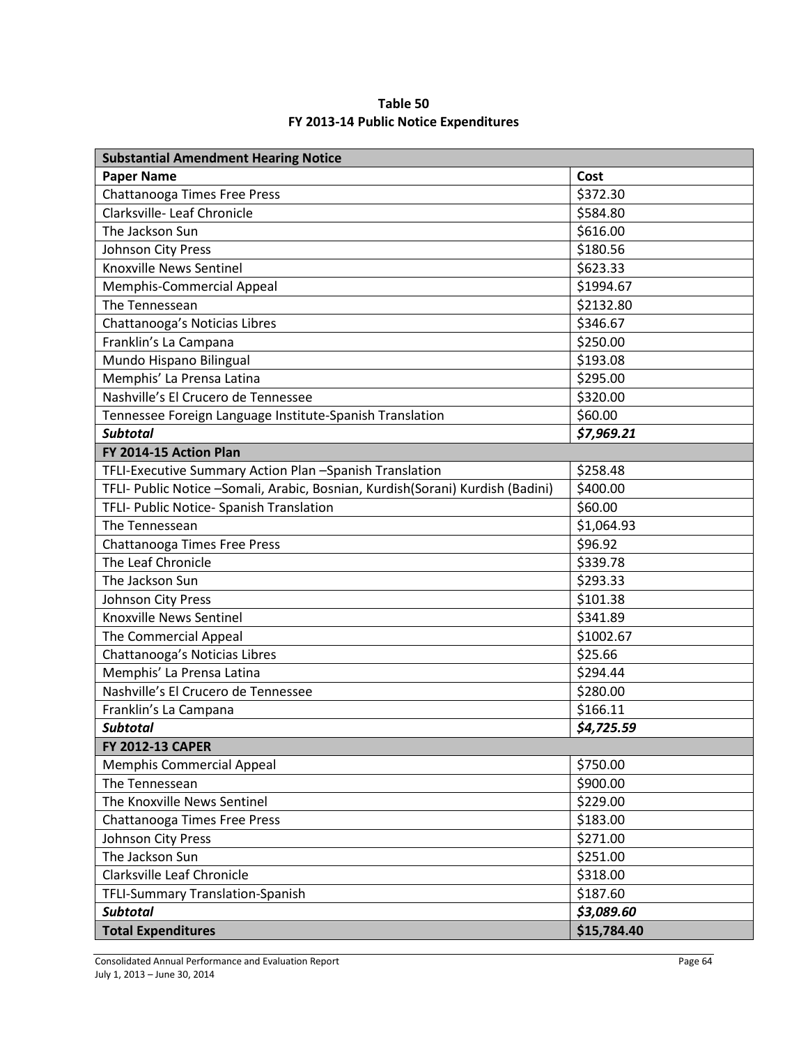**Table 50**
**FY 2013-14 Public Notice Expenditures**

| **Substantial Amendment Hearing Notice** | |
|---|---|
| **Paper Name** | **Cost** |
| Chattanooga Times Free Press | $372.30 |
| Clarksville- Leaf Chronicle | $584.80 |
| The Jackson Sun | $616.00 |
| Johnson City Press | $180.56 |
| Knoxville News Sentinel | $623.33 |
| Memphis-Commercial Appeal | $1994.67 |
| The Tennessean | $2132.80 |
| Chattanooga's Noticias Libres | $346.67 |
| Franklin's La Campana | $250.00 |
| Mundo Hispano Bilingual | $193.08 |
| Memphis' La Prensa Latina | $295.00 |
| Nashville's El Crucero de Tennessee | $320.00 |
| Tennessee Foreign Language Institute-Spanish Translation | $60.00 |
| ***Subtotal*** | ***$7,969.21*** |
| **FY 2014-15 Action Plan** | |
| TFLI-Executive Summary Action Plan –Spanish Translation | $258.48 |
| TFLI- Public Notice –Somali, Arabic, Bosnian, Kurdish(Sorani) Kurdish (Badini) | $400.00 |
| TFLI- Public Notice- Spanish Translation | $60.00 |
| The Tennessean | $1,064.93 |
| Chattanooga Times Free Press | $96.92 |
| The Leaf Chronicle | $339.78 |
| The Jackson Sun | $293.33 |
| Johnson City Press | $101.38 |
| Knoxville News Sentinel | $341.89 |
| The Commercial Appeal | $1002.67 |
| Chattanooga's Noticias Libres | $25.66 |
| Memphis' La Prensa Latina | $294.44 |
| Nashville's El Crucero de Tennessee | $280.00 |
| Franklin's La Campana | $166.11 |
| ***Subtotal*** | ***$4,725.59*** |
| **FY 2012-13 CAPER** | |
| Memphis Commercial Appeal | $750.00 |
| The Tennessean | $900.00 |
| The Knoxville News Sentinel | $229.00 |
| Chattanooga Times Free Press | $183.00 |
| Johnson City Press | $271.00 |
| The Jackson Sun | $251.00 |
| Clarksville Leaf Chronicle | $318.00 |
| TFLI-Summary Translation-Spanish | $187.60 |
| ***Subtotal*** | ***$3,089.60*** |
| **Total Expenditures** | **$15,784.40** |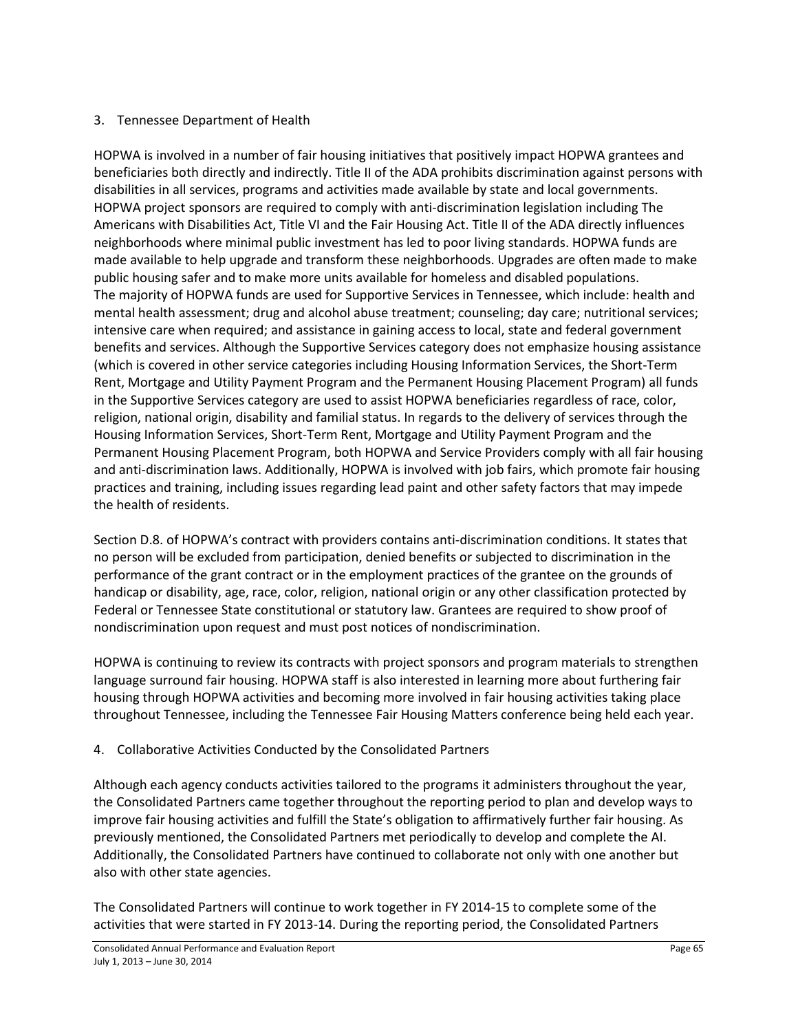3. Tennessee Department of Health

HOPWA is involved in a number of fair housing initiatives that positively impact HOPWA grantees and beneficiaries both directly and indirectly. Title II of the ADA prohibits discrimination against persons with disabilities in all services, programs and activities made available by state and local governments. HOPWA project sponsors are required to comply with anti-discrimination legislation including The Americans with Disabilities Act, Title VI and the Fair Housing Act. Title II of the ADA directly influences neighborhoods where minimal public investment has led to poor living standards. HOPWA funds are made available to help upgrade and transform these neighborhoods. Upgrades are often made to make public housing safer and to make more units available for homeless and disabled populations.
The majority of HOPWA funds are used for Supportive Services in Tennessee, which include: health and mental health assessment; drug and alcohol abuse treatment; counseling; day care; nutritional services; intensive care when required; and assistance in gaining access to local, state and federal government benefits and services. Although the Supportive Services category does not emphasize housing assistance (which is covered in other service categories including Housing Information Services, the Short-Term Rent, Mortgage and Utility Payment Program and the Permanent Housing Placement Program) all funds in the Supportive Services category are used to assist HOPWA beneficiaries regardless of race, color, religion, national origin, disability and familial status. In regards to the delivery of services through the Housing Information Services, Short-Term Rent, Mortgage and Utility Payment Program and the Permanent Housing Placement Program, both HOPWA and Service Providers comply with all fair housing and anti-discrimination laws. Additionally, HOPWA is involved with job fairs, which promote fair housing practices and training, including issues regarding lead paint and other safety factors that may impede the health of residents.

Section D.8. of HOPWA's contract with providers contains anti-discrimination conditions. It states that no person will be excluded from participation, denied benefits or subjected to discrimination in the performance of the grant contract or in the employment practices of the grantee on the grounds of handicap or disability, age, race, color, religion, national origin or any other classification protected by Federal or Tennessee State constitutional or statutory law. Grantees are required to show proof of nondiscrimination upon request and must post notices of nondiscrimination.

HOPWA is continuing to review its contracts with project sponsors and program materials to strengthen language surround fair housing. HOPWA staff is also interested in learning more about furthering fair housing through HOPWA activities and becoming more involved in fair housing activities taking place throughout Tennessee, including the Tennessee Fair Housing Matters conference being held each year.

4. Collaborative Activities Conducted by the Consolidated Partners

Although each agency conducts activities tailored to the programs it administers throughout the year, the Consolidated Partners came together throughout the reporting period to plan and develop ways to improve fair housing activities and fulfill the State's obligation to affirmatively further fair housing. As previously mentioned, the Consolidated Partners met periodically to develop and complete the AI. Additionally, the Consolidated Partners have continued to collaborate not only with one another but also with other state agencies.

The Consolidated Partners will continue to work together in FY 2014-15 to complete some of the activities that were started in FY 2013-14. During the reporting period, the Consolidated Partners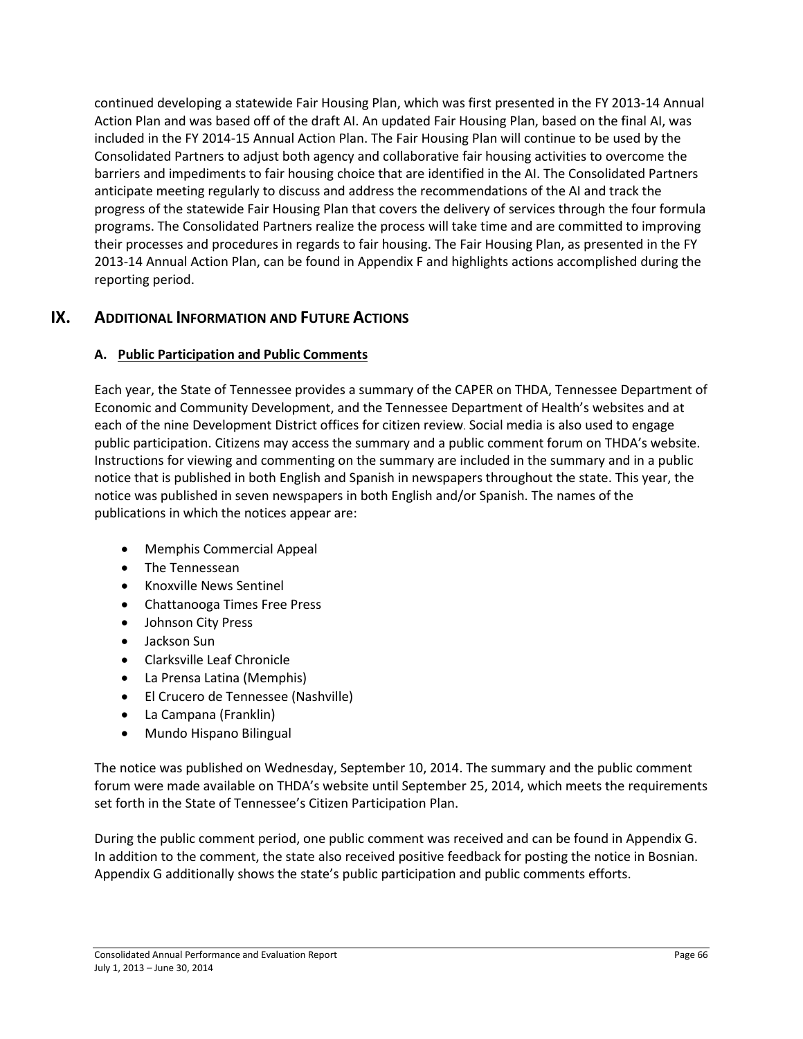continued developing a statewide Fair Housing Plan, which was first presented in the FY 2013-14 Annual Action Plan and was based off of the draft AI. An updated Fair Housing Plan, based on the final AI, was included in the FY 2014-15 Annual Action Plan. The Fair Housing Plan will continue to be used by the Consolidated Partners to adjust both agency and collaborative fair housing activities to overcome the barriers and impediments to fair housing choice that are identified in the AI. The Consolidated Partners anticipate meeting regularly to discuss and address the recommendations of the AI and track the progress of the statewide Fair Housing Plan that covers the delivery of services through the four formula programs. The Consolidated Partners realize the process will take time and are committed to improving their processes and procedures in regards to fair housing. The Fair Housing Plan, as presented in the FY 2013-14 Annual Action Plan, can be found in Appendix F and highlights actions accomplished during the reporting period.

# IX. Additional Information and Future Actions

## A. Public Participation and Public Comments

Each year, the State of Tennessee provides a summary of the CAPER on THDA, Tennessee Department of Economic and Community Development, and the Tennessee Department of Health's websites and at each of the nine Development District offices for citizen review. Social media is also used to engage public participation. Citizens may access the summary and a public comment forum on THDA's website. Instructions for viewing and commenting on the summary are included in the summary and in a public notice that is published in both English and Spanish in newspapers throughout the state. This year, the notice was published in seven newspapers in both English and/or Spanish. The names of the publications in which the notices appear are:

- Memphis Commercial Appeal
- The Tennessean
- Knoxville News Sentinel
- Chattanooga Times Free Press
- Johnson City Press
- Jackson Sun
- Clarksville Leaf Chronicle
- La Prensa Latina (Memphis)
- El Crucero de Tennessee (Nashville)
- La Campana (Franklin)
- Mundo Hispano Bilingual

The notice was published on Wednesday, September 10, 2014. The summary and the public comment forum were made available on THDA's website until September 25, 2014, which meets the requirements set forth in the State of Tennessee's Citizen Participation Plan.

During the public comment period, one public comment was received and can be found in Appendix G. In addition to the comment, the state also received positive feedback for posting the notice in Bosnian. Appendix G additionally shows the state's public participation and public comments efforts.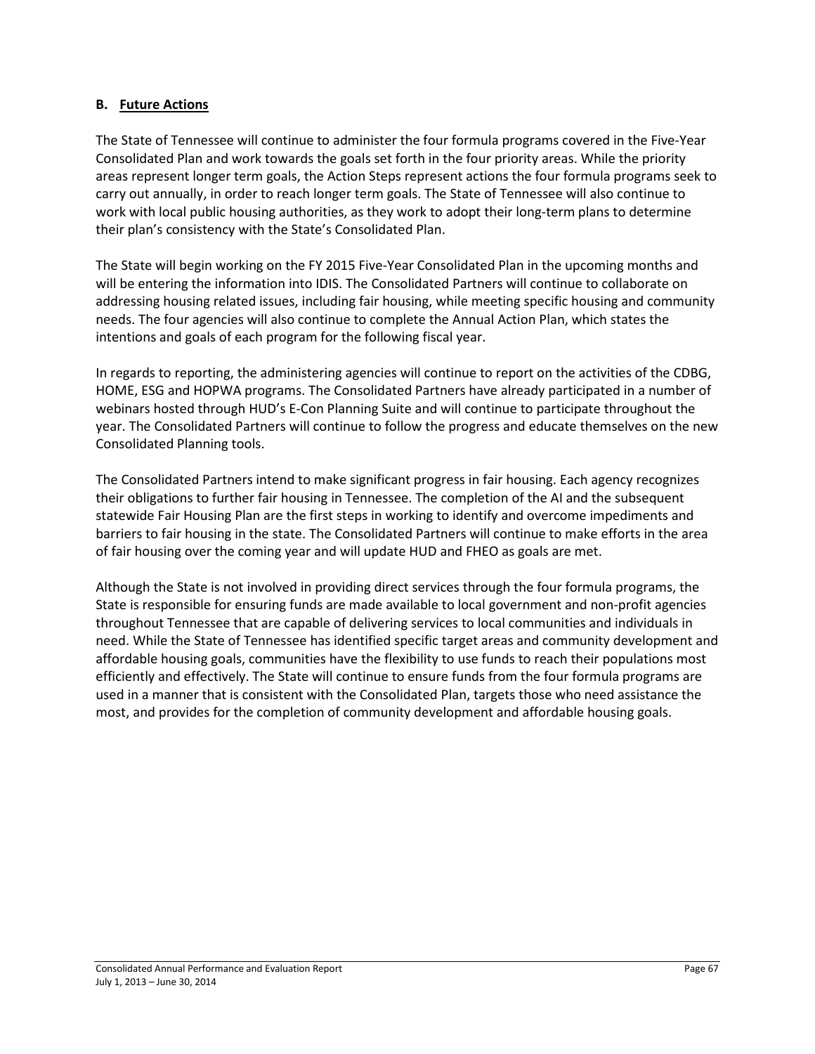### B. Future Actions

The State of Tennessee will continue to administer the four formula programs covered in the Five-Year Consolidated Plan and work towards the goals set forth in the four priority areas. While the priority areas represent longer term goals, the Action Steps represent actions the four formula programs seek to carry out annually, in order to reach longer term goals. The State of Tennessee will also continue to work with local public housing authorities, as they work to adopt their long-term plans to determine their plan's consistency with the State's Consolidated Plan.

The State will begin working on the FY 2015 Five-Year Consolidated Plan in the upcoming months and will be entering the information into IDIS. The Consolidated Partners will continue to collaborate on addressing housing related issues, including fair housing, while meeting specific housing and community needs. The four agencies will also continue to complete the Annual Action Plan, which states the intentions and goals of each program for the following fiscal year.

In regards to reporting, the administering agencies will continue to report on the activities of the CDBG, HOME, ESG and HOPWA programs. The Consolidated Partners have already participated in a number of webinars hosted through HUD's E-Con Planning Suite and will continue to participate throughout the year. The Consolidated Partners will continue to follow the progress and educate themselves on the new Consolidated Planning tools.

The Consolidated Partners intend to make significant progress in fair housing. Each agency recognizes their obligations to further fair housing in Tennessee. The completion of the AI and the subsequent statewide Fair Housing Plan are the first steps in working to identify and overcome impediments and barriers to fair housing in the state. The Consolidated Partners will continue to make efforts in the area of fair housing over the coming year and will update HUD and FHEO as goals are met.

Although the State is not involved in providing direct services through the four formula programs, the State is responsible for ensuring funds are made available to local government and non-profit agencies throughout Tennessee that are capable of delivering services to local communities and individuals in need. While the State of Tennessee has identified specific target areas and community development and affordable housing goals, communities have the flexibility to use funds to reach their populations most efficiently and effectively. The State will continue to ensure funds from the four formula programs are used in a manner that is consistent with the Consolidated Plan, targets those who need assistance the most, and provides for the completion of community development and affordable housing goals.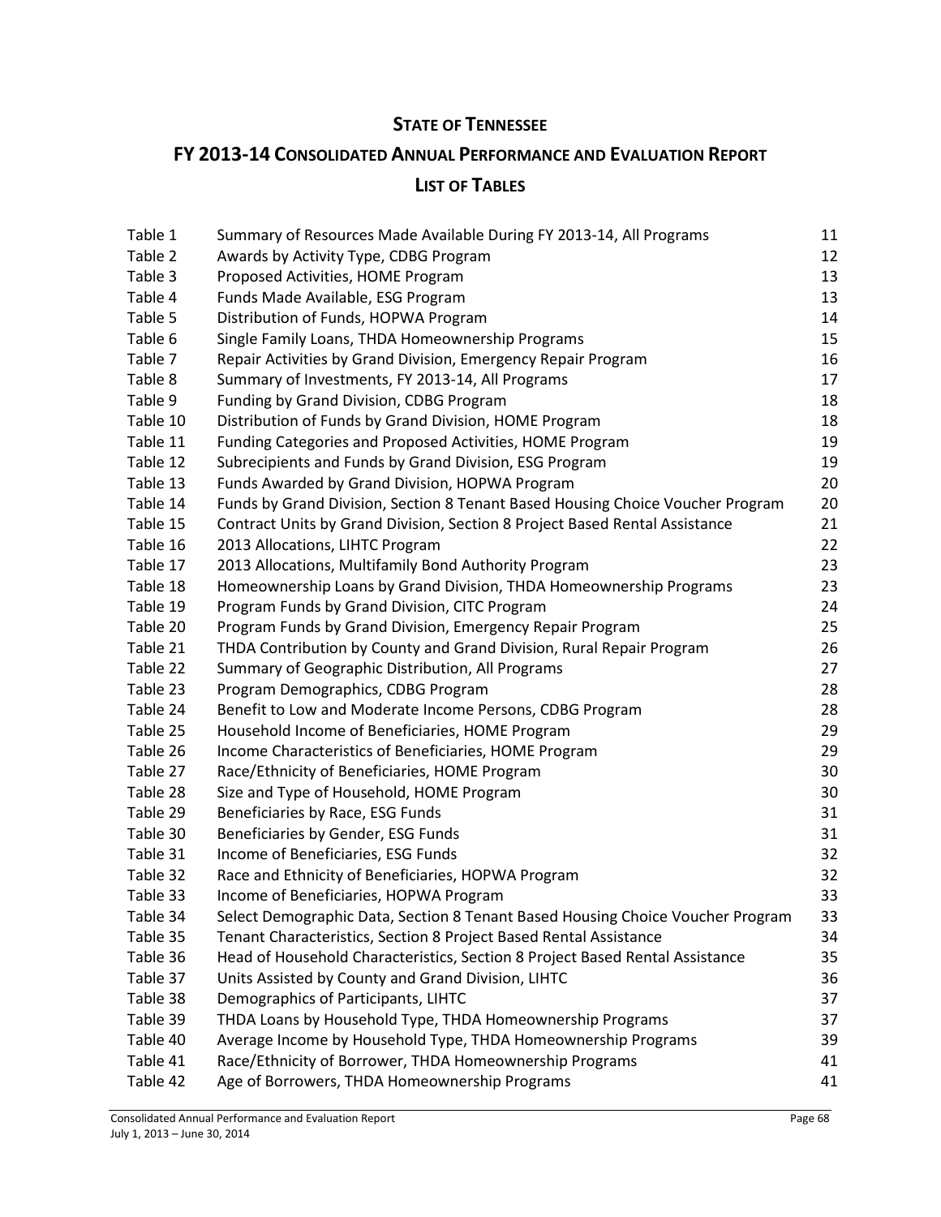# STATE OF TENNESSEE

## FY 2013-14 CONSOLIDATED ANNUAL PERFORMANCE AND EVALUATION REPORT

### LIST OF TABLES

| | | |
|---|---|---|
| Table 1 | Summary of Resources Made Available During FY 2013-14, All Programs | 11 |
| Table 2 | Awards by Activity Type, CDBG Program | 12 |
| Table 3 | Proposed Activities, HOME Program | 13 |
| Table 4 | Funds Made Available, ESG Program | 13 |
| Table 5 | Distribution of Funds, HOPWA Program | 14 |
| Table 6 | Single Family Loans, THDA Homeownership Programs | 15 |
| Table 7 | Repair Activities by Grand Division, Emergency Repair Program | 16 |
| Table 8 | Summary of Investments, FY 2013-14, All Programs | 17 |
| Table 9 | Funding by Grand Division, CDBG Program | 18 |
| Table 10 | Distribution of Funds by Grand Division, HOME Program | 18 |
| Table 11 | Funding Categories and Proposed Activities, HOME Program | 19 |
| Table 12 | Subrecipients and Funds by Grand Division, ESG Program | 19 |
| Table 13 | Funds Awarded by Grand Division, HOPWA Program | 20 |
| Table 14 | Funds by Grand Division, Section 8 Tenant Based Housing Choice Voucher Program | 20 |
| Table 15 | Contract Units by Grand Division, Section 8 Project Based Rental Assistance | 21 |
| Table 16 | 2013 Allocations, LIHTC Program | 22 |
| Table 17 | 2013 Allocations, Multifamily Bond Authority Program | 23 |
| Table 18 | Homeownership Loans by Grand Division, THDA Homeownership Programs | 23 |
| Table 19 | Program Funds by Grand Division, CITC Program | 24 |
| Table 20 | Program Funds by Grand Division, Emergency Repair Program | 25 |
| Table 21 | THDA Contribution by County and Grand Division, Rural Repair Program | 26 |
| Table 22 | Summary of Geographic Distribution, All Programs | 27 |
| Table 23 | Program Demographics, CDBG Program | 28 |
| Table 24 | Benefit to Low and Moderate Income Persons, CDBG Program | 28 |
| Table 25 | Household Income of Beneficiaries, HOME Program | 29 |
| Table 26 | Income Characteristics of Beneficiaries, HOME Program | 29 |
| Table 27 | Race/Ethnicity of Beneficiaries, HOME Program | 30 |
| Table 28 | Size and Type of Household, HOME Program | 30 |
| Table 29 | Beneficiaries by Race, ESG Funds | 31 |
| Table 30 | Beneficiaries by Gender, ESG Funds | 31 |
| Table 31 | Income of Beneficiaries, ESG Funds | 32 |
| Table 32 | Race and Ethnicity of Beneficiaries, HOPWA Program | 32 |
| Table 33 | Income of Beneficiaries, HOPWA Program | 33 |
| Table 34 | Select Demographic Data, Section 8 Tenant Based Housing Choice Voucher Program | 33 |
| Table 35 | Tenant Characteristics, Section 8 Project Based Rental Assistance | 34 |
| Table 36 | Head of Household Characteristics, Section 8 Project Based Rental Assistance | 35 |
| Table 37 | Units Assisted by County and Grand Division, LIHTC | 36 |
| Table 38 | Demographics of Participants, LIHTC | 37 |
| Table 39 | THDA Loans by Household Type, THDA Homeownership Programs | 37 |
| Table 40 | Average Income by Household Type, THDA Homeownership Programs | 39 |
| Table 41 | Race/Ethnicity of Borrower, THDA Homeownership Programs | 41 |
| Table 42 | Age of Borrowers, THDA Homeownership Programs | 41 |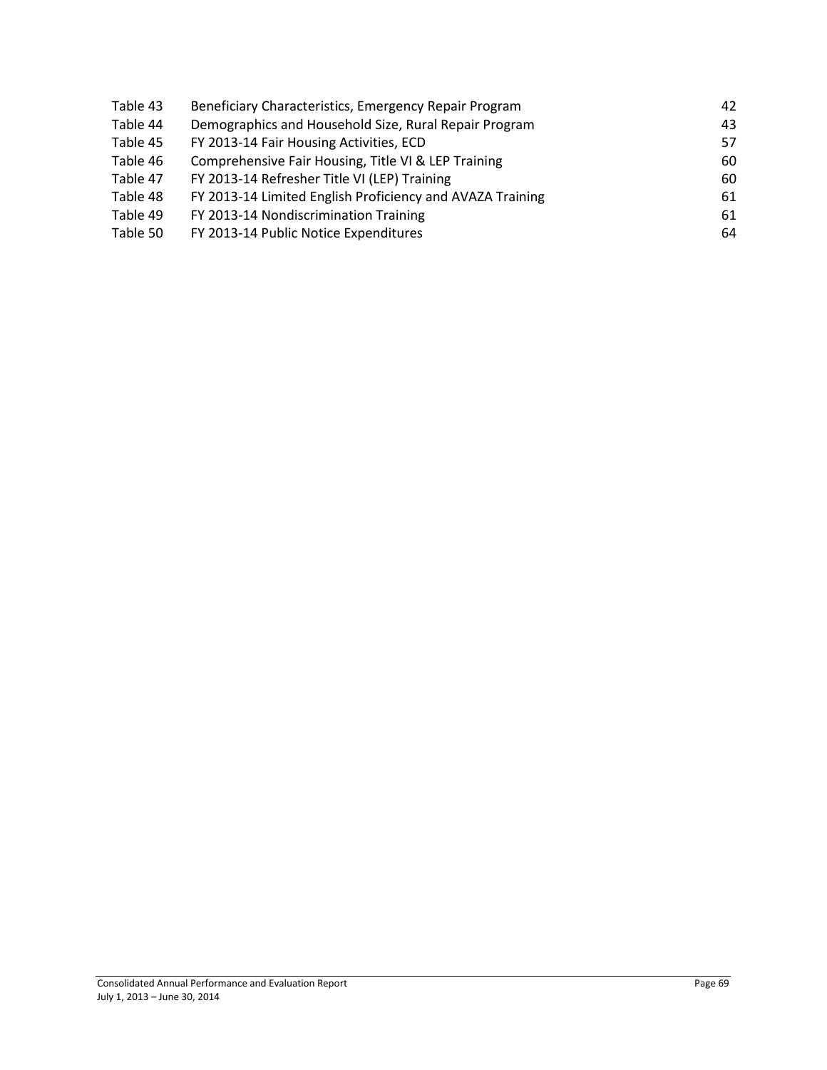| | | |
|---|---|---|
| Table 43 | Beneficiary Characteristics, Emergency Repair Program | 42 |
| Table 44 | Demographics and Household Size, Rural Repair Program | 43 |
| Table 45 | FY 2013-14 Fair Housing Activities, ECD | 57 |
| Table 46 | Comprehensive Fair Housing, Title VI & LEP Training | 60 |
| Table 47 | FY 2013-14 Refresher Title VI (LEP) Training | 60 |
| Table 48 | FY 2013-14 Limited English Proficiency and AVAZA Training | 61 |
| Table 49 | FY 2013-14 Nondiscrimination Training | 61 |
| Table 50 | FY 2013-14 Public Notice Expenditures | 64 |